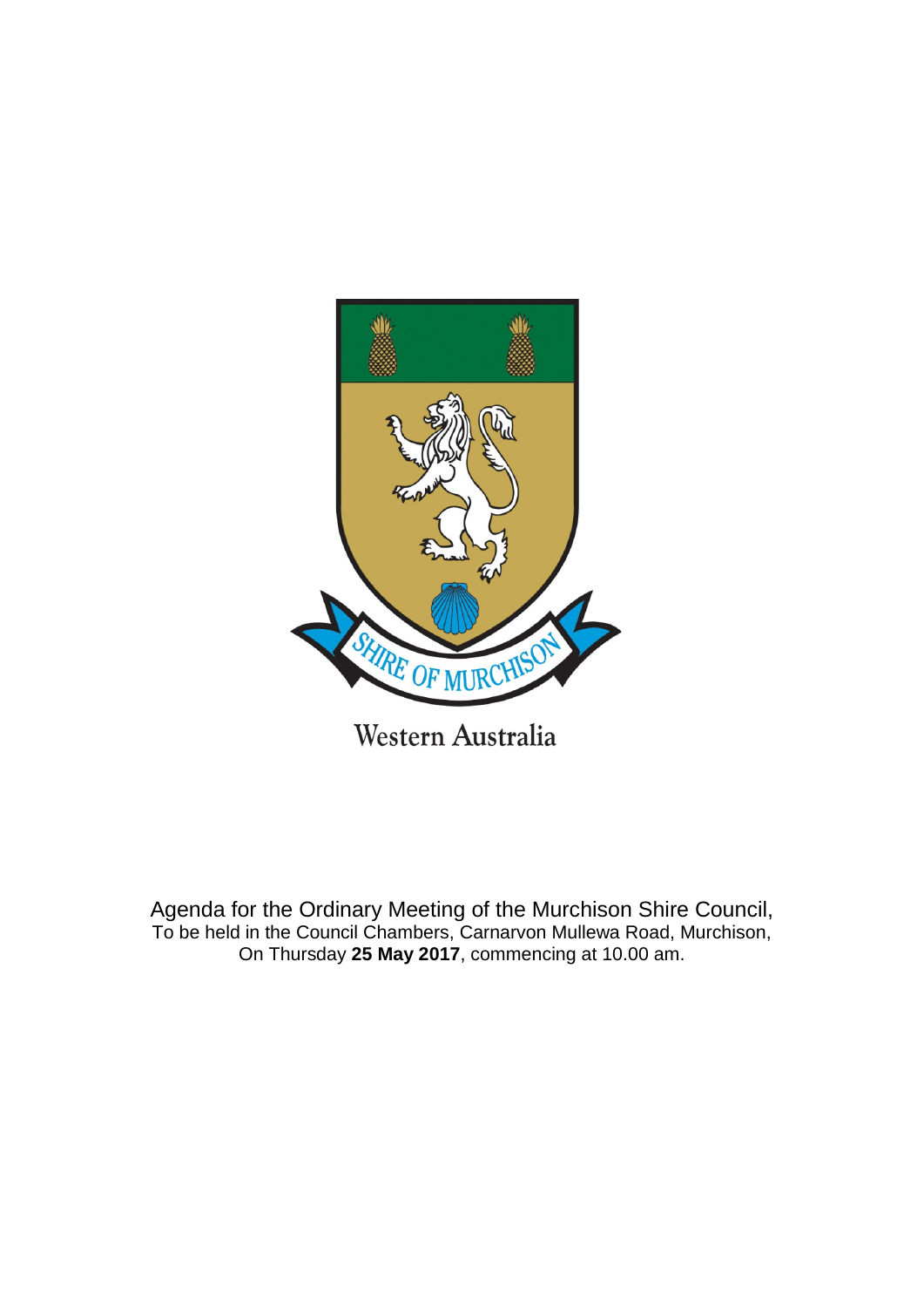SHIRE OF MURCHISON

Western Australia

Agenda for the Ordinary Meeting of the Murchison Shire Council,
To be held in the Council Chambers, Carnarvon Mullewa Road, Murchison,
On Thursday **25 May 2017**, commencing at 10.00 am.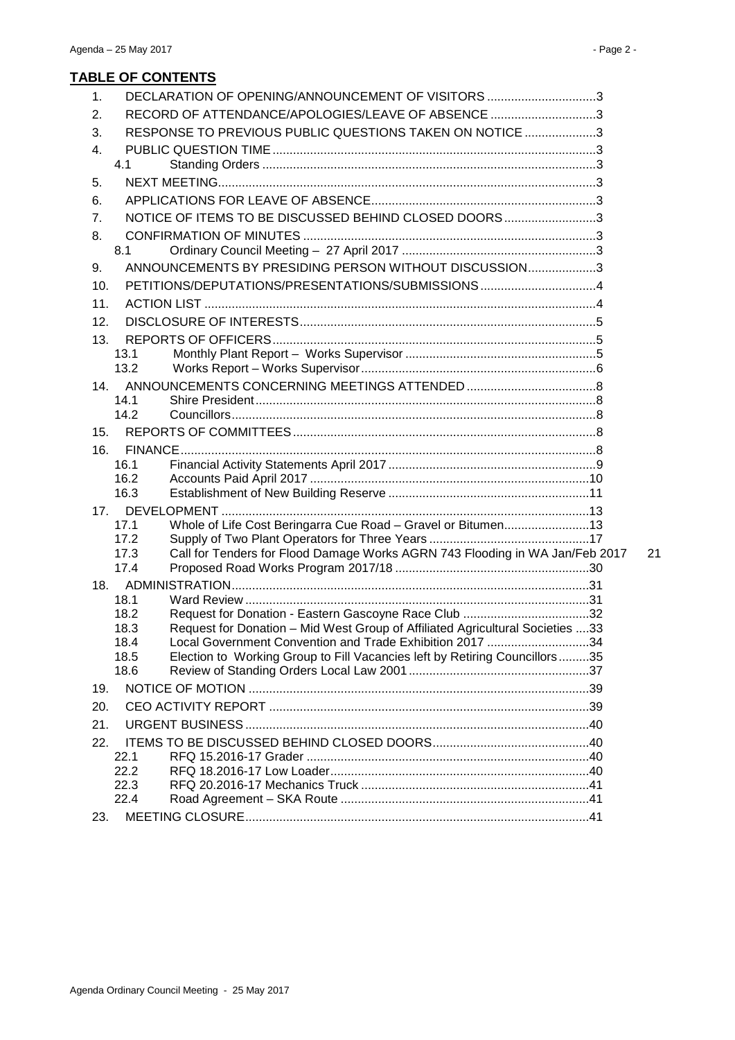## TABLE OF CONTENTS

1. DECLARATION OF OPENING/ANNOUNCEMENT OF VISITORS ................................3
2. RECORD OF ATTENDANCE/APOLOGIES/LEAVE OF ABSENCE ...............................3
3. RESPONSE TO PREVIOUS PUBLIC QUESTIONS TAKEN ON NOTICE .....................3
4. PUBLIC QUESTION TIME.............................................................................................3
   - 4.1 Standing Orders .................................................................................................3
5. NEXT MEETING.............................................................................................................3
6. APPLICATIONS FOR LEAVE OF ABSENCE.................................................................3
7. NOTICE OF ITEMS TO BE DISCUSSED BEHIND CLOSED DOORS...........................3
8. CONFIRMATION OF MINUTES .....................................................................................3
   - 8.1 Ordinary Council Meeting – 27 April 2017 ........................................................3
9. ANNOUNCEMENTS BY PRESIDING PERSON WITHOUT DISCUSSION....................3
10. PETITIONS/DEPUTATIONS/PRESENTATIONS/SUBMISSIONS ..................................4
11. ACTION LIST ..................................................................................................................4
12. DISCLOSURE OF INTERESTS......................................................................................5
13. REPORTS OF OFFICERS..............................................................................................5
    - 13.1 Monthly Plant Report – Works Supervisor ........................................................5
    - 13.2 Works Report – Works Supervisor....................................................................6
14. ANNOUNCEMENTS CONCERNING MEETINGS ATTENDED ......................................8
    - 14.1 Shire President...................................................................................................8
    - 14.2 Councillors..........................................................................................................8
15. REPORTS OF COMMITTEES........................................................................................8
16. FINANCE.........................................................................................................................8
    - 16.1 Financial Activity Statements April 2017 ............................................................9
    - 16.2 Accounts Paid April 2017 .................................................................................10
    - 16.3 Establishment of New Building Reserve ...........................................................11
17. DEVELOPMENT ...........................................................................................................13
    - 17.1 Whole of Life Cost Beringarra Cue Road – Gravel or Bitumen.........................13
    - 17.2 Supply of Two Plant Operators for Three Years ...............................................17
    - 17.3 Call for Tenders for Flood Damage Works AGRN 743 Flooding in WA Jan/Feb 2017 21
    - 17.4 Proposed Road Works Program 2017/18 .........................................................30
18. ADMINISTRATION........................................................................................................31
    - 18.1 Ward Review ....................................................................................................31
    - 18.2 Request for Donation - Eastern Gascoyne Race Club .....................................32
    - 18.3 Request for Donation – Mid West Group of Affiliated Agricultural Societies ....33
    - 18.4 Local Government Convention and Trade Exhibition 2017 ..............................34
    - 18.5 Election to Working Group to Fill Vacancies left by Retiring Councillors.........35
    - 18.6 Review of Standing Orders Local Law 2001.....................................................37
19. NOTICE OF MOTION ...................................................................................................39
20. CEO ACTIVITY REPORT .............................................................................................39
21. URGENT BUSINESS....................................................................................................40
22. ITEMS TO BE DISCUSSED BEHIND CLOSED DOORS..............................................40
    - 22.1 RFQ 15.2016-17 Grader ..................................................................................40
    - 22.2 RFQ 18.2016-17 Low Loader...........................................................................40
    - 22.3 RFQ 20.2016-17 Mechanics Truck ..................................................................41
    - 22.4 Road Agreement – SKA Route ........................................................................41
23. MEETING CLOSURE....................................................................................................41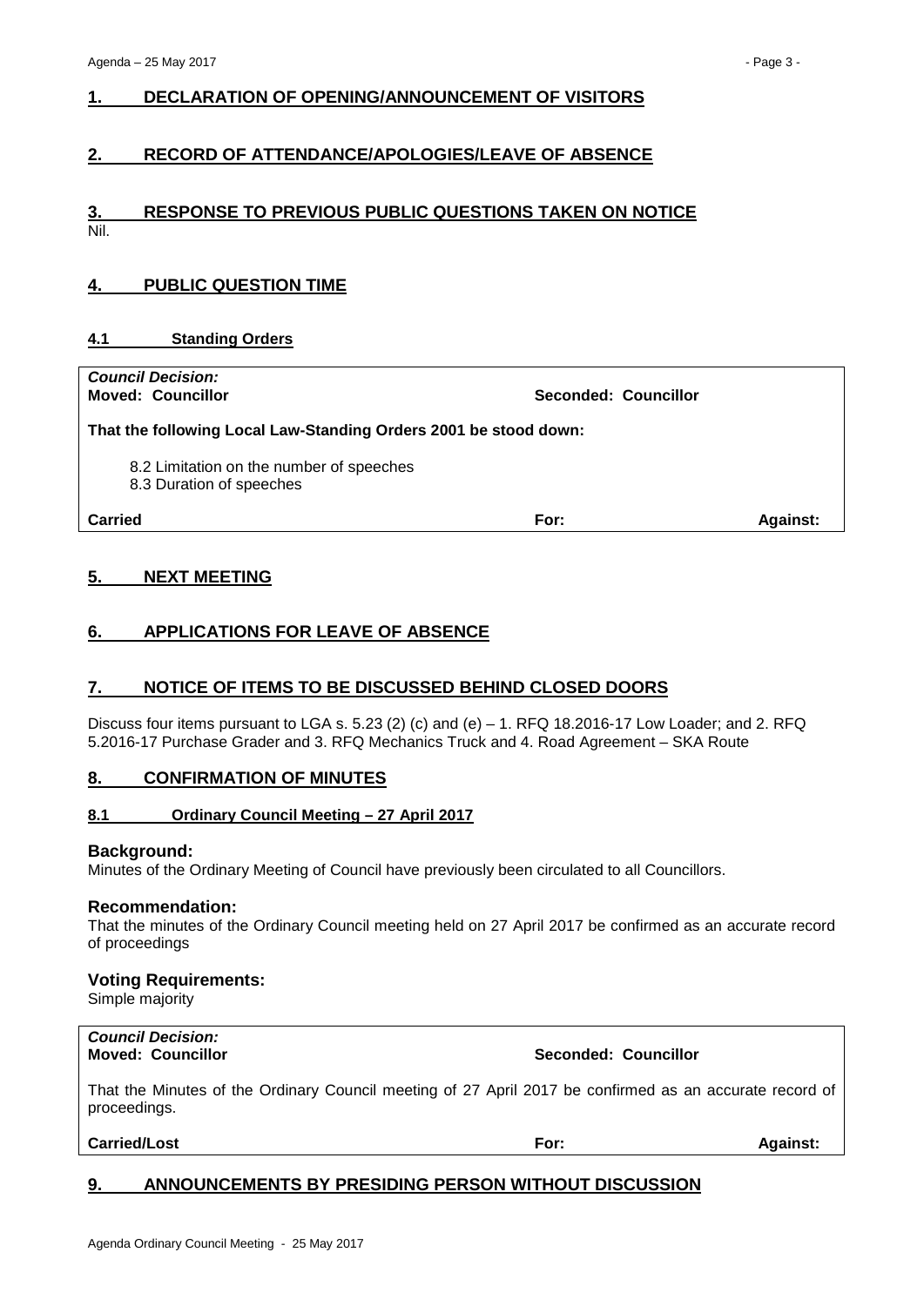## 1. DECLARATION OF OPENING/ANNOUNCEMENT OF VISITORS

## 2. RECORD OF ATTENDANCE/APOLOGIES/LEAVE OF ABSENCE

## 3. RESPONSE TO PREVIOUS PUBLIC QUESTIONS TAKEN ON NOTICE

Nil.

## 4. PUBLIC QUESTION TIME

### 4.1 Standing Orders

***Council Decision:***
**Moved: Councillor** **Seconded: Councillor**

**That the following Local Law-Standing Orders 2001 be stood down:**

8.2 Limitation on the number of speeches
8.3 Duration of speeches

**Carried** **For:** **Against:**

## 5. NEXT MEETING

## 6. APPLICATIONS FOR LEAVE OF ABSENCE

## 7. NOTICE OF ITEMS TO BE DISCUSSED BEHIND CLOSED DOORS

Discuss four items pursuant to LGA s. 5.23 (2) (c) and (e) – 1. RFQ 18.2016-17 Low Loader; and 2. RFQ 5.2016-17 Purchase Grader and 3. RFQ Mechanics Truck and 4. Road Agreement – SKA Route

## 8. CONFIRMATION OF MINUTES

### 8.1 Ordinary Council Meeting – 27 April 2017

**Background:**
Minutes of the Ordinary Meeting of Council have previously been circulated to all Councillors.

**Recommendation:**
That the minutes of the Ordinary Council meeting held on 27 April 2017 be confirmed as an accurate record of proceedings

**Voting Requirements:**
Simple majority

***Council Decision:***
**Moved: Councillor** **Seconded: Councillor**

That the Minutes of the Ordinary Council meeting of 27 April 2017 be confirmed as an accurate record of proceedings.

**Carried/Lost** **For:** **Against:**

## 9. ANNOUNCEMENTS BY PRESIDING PERSON WITHOUT DISCUSSION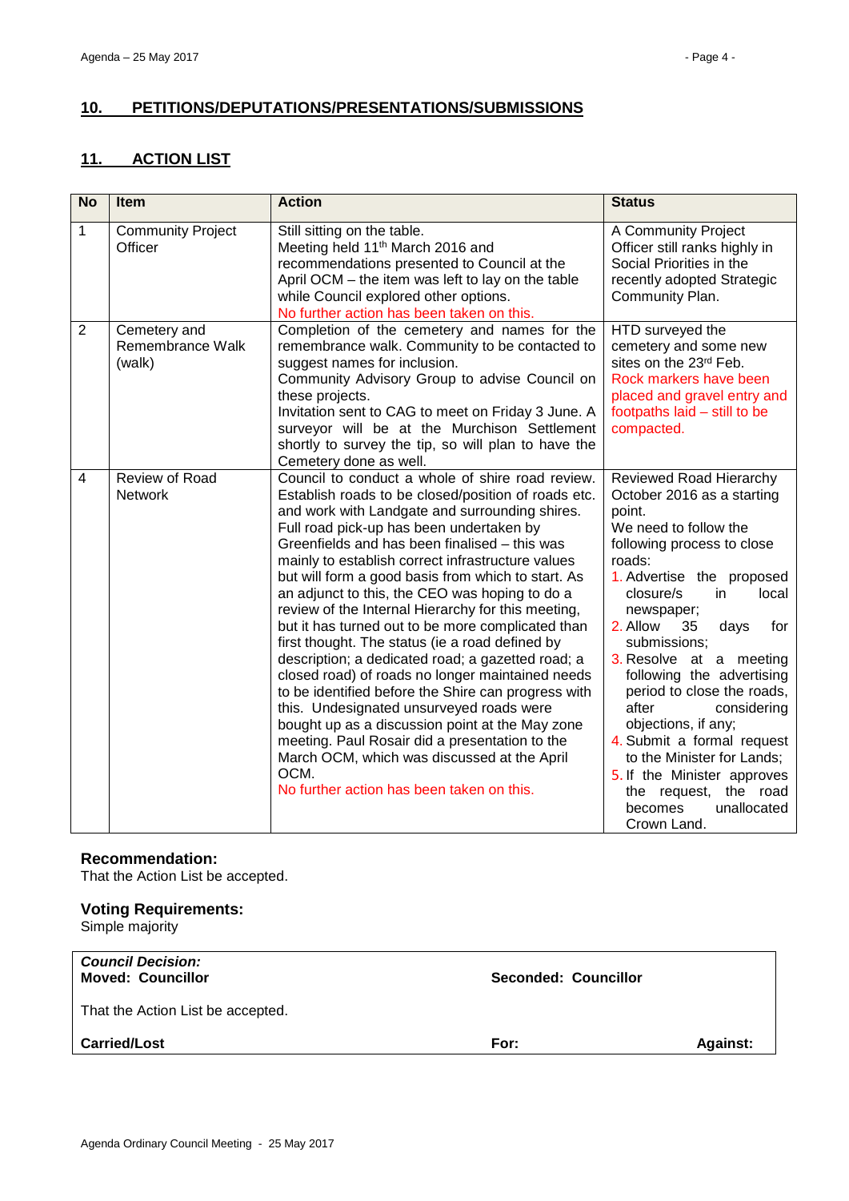## 10. PETITIONS/DEPUTATIONS/PRESENTATIONS/SUBMISSIONS

## 11. ACTION LIST

| No | Item | Action | Status |
|---|---|---|---|
| 1 | Community Project Officer | Still sitting on the table.<br>Meeting held 11th March 2016 and recommendations presented to Council at the April OCM – the item was left to lay on the table while Council explored other options.<br>No further action has been taken on this. | A Community Project Officer still ranks highly in Social Priorities in the recently adopted Strategic Community Plan. |
| 2 | Cemetery and Remembrance Walk (walk) | Completion of the cemetery and names for the remembrance walk. Community to be contacted to suggest names for inclusion.<br>Community Advisory Group to advise Council on these projects.<br>Invitation sent to CAG to meet on Friday 3 June. A surveyor will be at the Murchison Settlement shortly to survey the tip, so will plan to have the Cemetery done as well. | HTD surveyed the cemetery and some new sites on the 23rd Feb.<br>Rock markers have been placed and gravel entry and footpaths laid – still to be compacted. |
| 4 | Review of Road Network | Council to conduct a whole of shire road review. Establish roads to be closed/position of roads etc. and work with Landgate and surrounding shires.<br>Full road pick-up has been undertaken by Greenfields and has been finalised – this was mainly to establish correct infrastructure values but will form a good basis from which to start. As an adjunct to this, the CEO was hoping to do a review of the Internal Hierarchy for this meeting, but it has turned out to be more complicated than first thought. The status (ie a road defined by description; a dedicated road; a gazetted road; a closed road) of roads no longer maintained needs to be identified before the Shire can progress with this. Undesignated unsurveyed roads were bought up as a discussion point at the May zone meeting. Paul Rosair did a presentation to the March OCM, which was discussed at the April OCM.<br>No further action has been taken on this. | Reviewed Road Hierarchy October 2016 as a starting point.<br>We need to follow the following process to close roads:<br>1. Advertise the proposed closure/s in local newspaper;<br>2. Allow 35 days for submissions;<br>3. Resolve at a meeting following the advertising period to close the roads, after considering objections, if any;<br>4. Submit a formal request to the Minister for Lands;<br>5. If the Minister approves the request, the road becomes unallocated Crown Land. |

### Recommendation:

That the Action List be accepted.

### Voting Requirements:

Simple majority

| ***Council Decision:*** | | |
|---|---|---|
| **Moved: Councillor** | **Seconded: Councillor** | |
| That the Action List be accepted. | | |
| **Carried/Lost** | **For:** | **Against:** |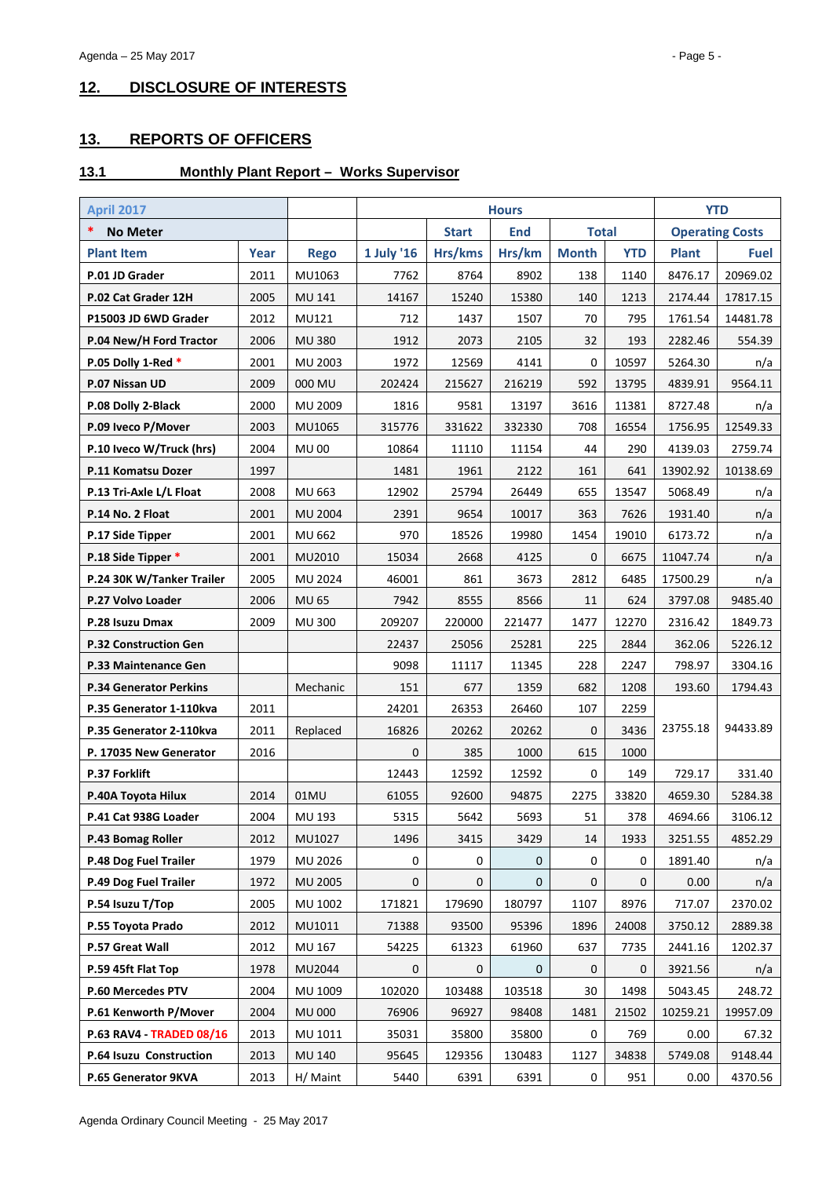## 12. DISCLOSURE OF INTERESTS

## 13. REPORTS OF OFFICERS

### 13.1 Monthly Plant Report – Works Supervisor

| April 2017 | | | Hours | | | | | YTD | |
|---|---|---|---|---|---|---|---|---|---|
| * No Meter | | | | Start | End | Total | | Operating Costs | |
| Plant Item | Year | Rego | 1 July '16 | Hrs/kms | Hrs/km | Month | YTD | Plant | Fuel |
| P.01 JD Grader | 2011 | MU1063 | 7762 | 8764 | 8902 | 138 | 1140 | 8476.17 | 20969.02 |
| P.02 Cat Grader 12H | 2005 | MU 141 | 14167 | 15240 | 15380 | 140 | 1213 | 2174.44 | 17817.15 |
| P15003 JD 6WD Grader | 2012 | MU121 | 712 | 1437 | 1507 | 70 | 795 | 1761.54 | 14481.78 |
| P.04 New/H Ford Tractor | 2006 | MU 380 | 1912 | 2073 | 2105 | 32 | 193 | 2282.46 | 554.39 |
| P.05 Dolly 1-Red * | 2001 | MU 2003 | 1972 | 12569 | 4141 | 0 | 10597 | 5264.30 | n/a |
| P.07 Nissan UD | 2009 | 000 MU | 202424 | 215627 | 216219 | 592 | 13795 | 4839.91 | 9564.11 |
| P.08 Dolly 2-Black | 2000 | MU 2009 | 1816 | 9581 | 13197 | 3616 | 11381 | 8727.48 | n/a |
| P.09 Iveco P/Mover | 2003 | MU1065 | 315776 | 331622 | 332330 | 708 | 16554 | 1756.95 | 12549.33 |
| P.10 Iveco W/Truck (hrs) | 2004 | MU 00 | 10864 | 11110 | 11154 | 44 | 290 | 4139.03 | 2759.74 |
| P.11 Komatsu Dozer | 1997 | | 1481 | 1961 | 2122 | 161 | 641 | 13902.92 | 10138.69 |
| P.13 Tri-Axle L/L Float | 2008 | MU 663 | 12902 | 25794 | 26449 | 655 | 13547 | 5068.49 | n/a |
| P.14 No. 2 Float | 2001 | MU 2004 | 2391 | 9654 | 10017 | 363 | 7626 | 1931.40 | n/a |
| P.17 Side Tipper | 2001 | MU 662 | 970 | 18526 | 19980 | 1454 | 19010 | 6173.72 | n/a |
| P.18 Side Tipper * | 2001 | MU2010 | 15034 | 2668 | 4125 | 0 | 6675 | 11047.74 | n/a |
| P.24 30K W/Tanker Trailer | 2005 | MU 2024 | 46001 | 861 | 3673 | 2812 | 6485 | 17500.29 | n/a |
| P.27 Volvo Loader | 2006 | MU 65 | 7942 | 8555 | 8566 | 11 | 624 | 3797.08 | 9485.40 |
| P.28 Isuzu Dmax | 2009 | MU 300 | 209207 | 220000 | 221477 | 1477 | 12270 | 2316.42 | 1849.73 |
| P.32 Construction Gen | | | 22437 | 25056 | 25281 | 225 | 2844 | 362.06 | 5226.12 |
| P.33 Maintenance Gen | | | 9098 | 11117 | 11345 | 228 | 2247 | 798.97 | 3304.16 |
| P.34 Generator Perkins | | Mechanic | 151 | 677 | 1359 | 682 | 1208 | 193.60 | 1794.43 |
| P.35 Generator 1-110kva | 2011 | | 24201 | 26353 | 26460 | 107 | 2259 | 23755.18 | 94433.89 |
| P.35 Generator 2-110kva | 2011 | Replaced | 16826 | 20262 | 20262 | 0 | 3436 | | |
| P. 17035 New Generator | 2016 | | 0 | 385 | 1000 | 615 | 1000 | | |
| P.37 Forklift | | | 12443 | 12592 | 12592 | 0 | 149 | 729.17 | 331.40 |
| P.40A Toyota Hilux | 2014 | 01MU | 61055 | 92600 | 94875 | 2275 | 33820 | 4659.30 | 5284.38 |
| P.41 Cat 938G Loader | 2004 | MU 193 | 5315 | 5642 | 5693 | 51 | 378 | 4694.66 | 3106.12 |
| P.43 Bomag Roller | 2012 | MU1027 | 1496 | 3415 | 3429 | 14 | 1933 | 3251.55 | 4852.29 |
| P.48 Dog Fuel Trailer | 1979 | MU 2026 | 0 | 0 | 0 | 0 | 0 | 1891.40 | n/a |
| P.49 Dog Fuel Trailer | 1972 | MU 2005 | 0 | 0 | 0 | 0 | 0 | 0.00 | n/a |
| P.54 Isuzu T/Top | 2005 | MU 1002 | 171821 | 179690 | 180797 | 1107 | 8976 | 717.07 | 2370.02 |
| P.55 Toyota Prado | 2012 | MU1011 | 71388 | 93500 | 95396 | 1896 | 24008 | 3750.12 | 2889.38 |
| P.57 Great Wall | 2012 | MU 167 | 54225 | 61323 | 61960 | 637 | 7735 | 2441.16 | 1202.37 |
| P.59 45ft Flat Top | 1978 | MU2044 | 0 | 0 | 0 | 0 | 0 | 3921.56 | n/a |
| P.60 Mercedes PTV | 2004 | MU 1009 | 102020 | 103488 | 103518 | 30 | 1498 | 5043.45 | 248.72 |
| P.61 Kenworth P/Mover | 2004 | MU 000 | 76906 | 96927 | 98408 | 1481 | 21502 | 10259.21 | 19957.09 |
| P.63 RAV4 - TRADED 08/16 | 2013 | MU 1011 | 35031 | 35800 | 35800 | 0 | 769 | 0.00 | 67.32 |
| P.64 Isuzu Construction | 2013 | MU 140 | 95645 | 129356 | 130483 | 1127 | 34838 | 5749.08 | 9148.44 |
| P.65 Generator 9KVA | 2013 | H/ Maint | 5440 | 6391 | 6391 | 0 | 951 | 0.00 | 4370.56 |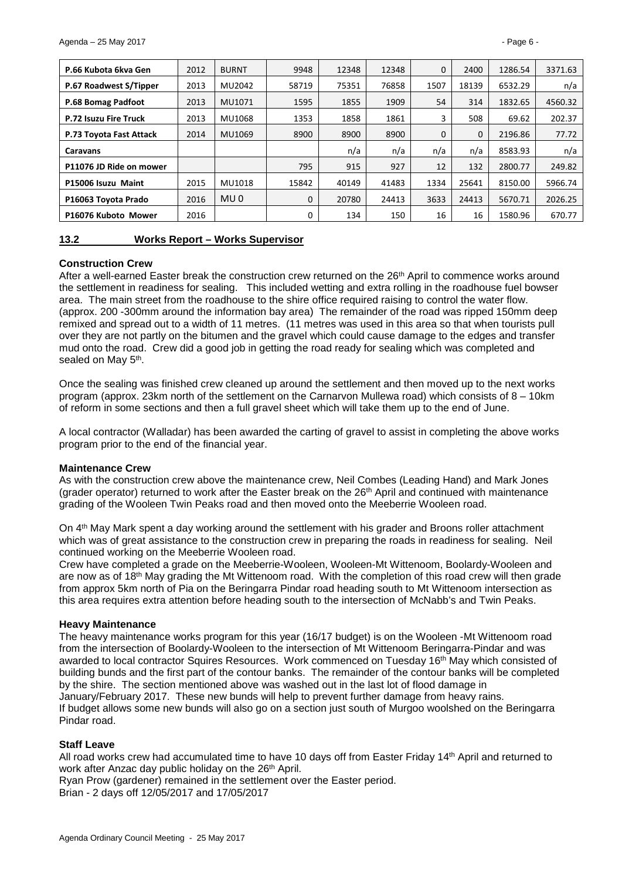| P.66 Kubota 6kva Gen | 2012 | BURNT | 9948 | 12348 | 12348 | 0 | 2400 | 1286.54 | 3371.63 |
|---|---|---|---|---|---|---|---|---|---|
| P.67 Roadwest S/Tipper | 2013 | MU2042 | 58719 | 75351 | 76858 | 1507 | 18139 | 6532.29 | n/a |
| P.68 Bomag Padfoot | 2013 | MU1071 | 1595 | 1855 | 1909 | 54 | 314 | 1832.65 | 4560.32 |
| P.72 Isuzu Fire Truck | 2013 | MU1068 | 1353 | 1858 | 1861 | 3 | 508 | 69.62 | 202.37 |
| P.73 Toyota Fast Attack | 2014 | MU1069 | 8900 | 8900 | 8900 | 0 | 0 | 2196.86 | 77.72 |
| Caravans | | | | n/a | n/a | n/a | n/a | 8583.93 | n/a |
| P11076 JD Ride on mower | | | 795 | 915 | 927 | 12 | 132 | 2800.77 | 249.82 |
| P15006 Isuzu Maint | 2015 | MU1018 | 15842 | 40149 | 41483 | 1334 | 25641 | 8150.00 | 5966.74 |
| P16063 Toyota Prado | 2016 | MU 0 | 0 | 20780 | 24413 | 3633 | 24413 | 5670.71 | 2026.25 |
| P16076 Kuboto Mower | 2016 | | 0 | 134 | 150 | 16 | 16 | 1580.96 | 670.77 |

## 13.2 Works Report – Works Supervisor

### Construction Crew

After a well-earned Easter break the construction crew returned on the 26th April to commence works around the settlement in readiness for sealing. This included wetting and extra rolling in the roadhouse fuel bowser area. The main street from the roadhouse to the shire office required raising to control the water flow. (approx. 200 -300mm around the information bay area) The remainder of the road was ripped 150mm deep remixed and spread out to a width of 11 metres. (11 metres was used in this area so that when tourists pull over they are not partly on the bitumen and the gravel which could cause damage to the edges and transfer mud onto the road. Crew did a good job in getting the road ready for sealing which was completed and sealed on May 5th.

Once the sealing was finished crew cleaned up around the settlement and then moved up to the next works program (approx. 23km north of the settlement on the Carnarvon Mullewa road) which consists of 8 – 10km of reform in some sections and then a full gravel sheet which will take them up to the end of June.

A local contractor (Walladar) has been awarded the carting of gravel to assist in completing the above works program prior to the end of the financial year.

### Maintenance Crew

As with the construction crew above the maintenance crew, Neil Combes (Leading Hand) and Mark Jones (grader operator) returned to work after the Easter break on the 26th April and continued with maintenance grading of the Wooleen Twin Peaks road and then moved onto the Meeberrie Wooleen road.

On 4th May Mark spent a day working around the settlement with his grader and Broons roller attachment which was of great assistance to the construction crew in preparing the roads in readiness for sealing. Neil continued working on the Meeberrie Wooleen road.

Crew have completed a grade on the Meeberrie-Wooleen, Wooleen-Mt Wittenoom, Boolardy-Wooleen and are now as of 18th May grading the Mt Wittenoom road. With the completion of this road crew will then grade from approx 5km north of Pia on the Beringarra Pindar road heading south to Mt Wittenoom intersection as this area requires extra attention before heading south to the intersection of McNabb's and Twin Peaks.

### Heavy Maintenance

The heavy maintenance works program for this year (16/17 budget) is on the Wooleen -Mt Wittenoom road from the intersection of Boolardy-Wooleen to the intersection of Mt Wittenoom Beringarra-Pindar and was awarded to local contractor Squires Resources. Work commenced on Tuesday 16th May which consisted of building bunds and the first part of the contour banks. The remainder of the contour banks will be completed by the shire. The section mentioned above was washed out in the last lot of flood damage in January/February 2017. These new bunds will help to prevent further damage from heavy rains.
If budget allows some new bunds will also go on a section just south of Murgoo woolshed on the Beringarra Pindar road.

### Staff Leave

All road works crew had accumulated time to have 10 days off from Easter Friday 14th April and returned to work after Anzac day public holiday on the 26th April.
Ryan Prow (gardener) remained in the settlement over the Easter period.
Brian - 2 days off 12/05/2017 and 17/05/2017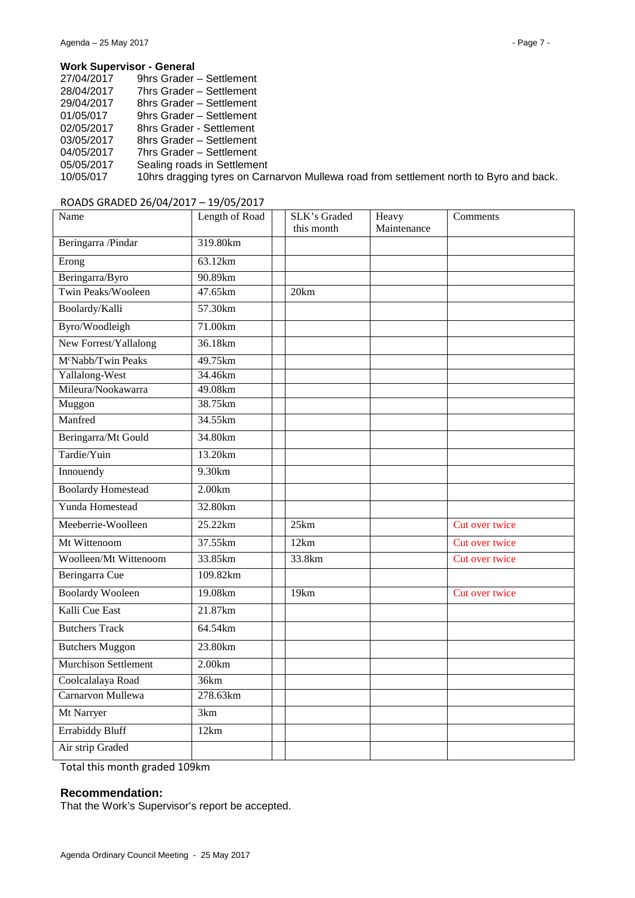### Work Supervisor - General

| | |
|---|---|
| 27/04/2017 | 9hrs Grader – Settlement |
| 28/04/2017 | 7hrs Grader – Settlement |
| 29/04/2017 | 8hrs Grader – Settlement |
| 01/05/017 | 9hrs Grader – Settlement |
| 02/05/2017 | 8hrs Grader - Settlement |
| 03/05/2017 | 8hrs Grader – Settlement |
| 04/05/2017 | 7hrs Grader – Settlement |
| 05/05/2017 | Sealing roads in Settlement |
| 10/05/017 | 10hrs dragging tyres on Carnarvon Mullewa road from settlement north to Byro and back. |

ROADS GRADED 26/04/2017 – 19/05/2017

| Name | Length of Road | | SLK's Graded this month | Heavy Maintenance | Comments |
|---|---|---|---|---|---|
| Beringarra /Pindar | 319.80km | | | | |
| Erong | 63.12km | | | | |
| Beringarra/Byro | 90.89km | | | | |
| Twin Peaks/Wooleen | 47.65km | | 20km | | |
| Boolardy/Kalli | 57.30km | | | | |
| Byro/Woodleigh | 71.00km | | | | |
| New Forrest/Yallalong | 36.18km | | | | |
| McNabb/Twin Peaks | 49.75km | | | | |
| Yallalong-West | 34.46km | | | | |
| Mileura/Nookawarra | 49.08km | | | | |
| Muggon | 38.75km | | | | |
| Manfred | 34.55km | | | | |
| Beringarra/Mt Gould | 34.80km | | | | |
| Tardie/Yuin | 13.20km | | | | |
| Innouendy | 9.30km | | | | |
| Boolardy Homestead | 2.00km | | | | |
| Yunda Homestead | 32.80km | | | | |
| Meeberrie-Woolleen | 25.22km | | 25km | | Cut over twice |
| Mt Wittenoom | 37.55km | | 12km | | Cut over twice |
| Woolleen/Mt Wittenoom | 33.85km | | 33.8km | | Cut over twice |
| Beringarra Cue | 109.82km | | | | |
| Boolardy Wooleen | 19.08km | | 19km | | Cut over twice |
| Kalli Cue East | 21.87km | | | | |
| Butchers Track | 64.54km | | | | |
| Butchers Muggon | 23.80km | | | | |
| Murchison Settlement | 2.00km | | | | |
| Coolcalalaya Road | 36km | | | | |
| Carnarvon Mullewa | 278.63km | | | | |
| Mt Narryer | 3km | | | | |
| Errabiddy Bluff | 12km | | | | |
| Air strip Graded | | | | | |

Total this month graded 109km

### Recommendation:

That the Work's Supervisor's report be accepted.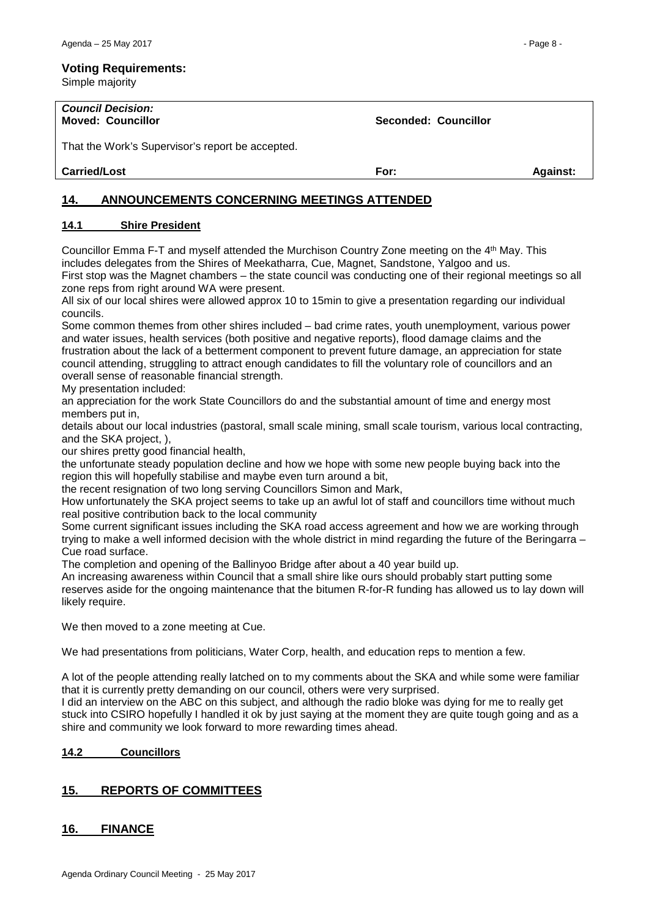**Voting Requirements:**
Simple majority

| *Council Decision:* | | |
|---|---|---|
| **Moved: Councillor** | **Seconded: Councillor** | |
| That the Work's Supervisor's report be accepted. | | |
| **Carried/Lost** | **For:** | **Against:** |

## 14. ANNOUNCEMENTS CONCERNING MEETINGS ATTENDED

### 14.1 Shire President

Councillor Emma F-T and myself attended the Murchison Country Zone meeting on the 4th May. This includes delegates from the Shires of Meekatharra, Cue, Magnet, Sandstone, Yalgoo and us.
First stop was the Magnet chambers – the state council was conducting one of their regional meetings so all zone reps from right around WA were present.
All six of our local shires were allowed approx 10 to 15min to give a presentation regarding our individual councils.
Some common themes from other shires included – bad crime rates, youth unemployment, various power and water issues, health services (both positive and negative reports), flood damage claims and the frustration about the lack of a betterment component to prevent future damage, an appreciation for state council attending, struggling to attract enough candidates to fill the voluntary role of councillors and an overall sense of reasonable financial strength.
My presentation included:
an appreciation for the work State Councillors do and the substantial amount of time and energy most members put in,
details about our local industries (pastoral, small scale mining, small scale tourism, various local contracting, and the SKA project, ),
our shires pretty good financial health,
the unfortunate steady population decline and how we hope with some new people buying back into the region this will hopefully stabilise and maybe even turn around a bit,
the recent resignation of two long serving Councillors Simon and Mark,
How unfortunately the SKA project seems to take up an awful lot of staff and councillors time without much real positive contribution back to the local community
Some current significant issues including the SKA road access agreement and how we are working through trying to make a well informed decision with the whole district in mind regarding the future of the Beringarra – Cue road surface.
The completion and opening of the Ballinyoo Bridge after about a 40 year build up.
An increasing awareness within Council that a small shire like ours should probably start putting some reserves aside for the ongoing maintenance that the bitumen R-for-R funding has allowed us to lay down will likely require.

We then moved to a zone meeting at Cue.

We had presentations from politicians, Water Corp, health, and education reps to mention a few.

A lot of the people attending really latched on to my comments about the SKA and while some were familiar that it is currently pretty demanding on our council, others were very surprised.
I did an interview on the ABC on this subject, and although the radio bloke was dying for me to really get stuck into CSIRO hopefully I handled it ok by just saying at the moment they are quite tough going and as a shire and community we look forward to more rewarding times ahead.

### 14.2 Councillors

## 15. REPORTS OF COMMITTEES

## 16. FINANCE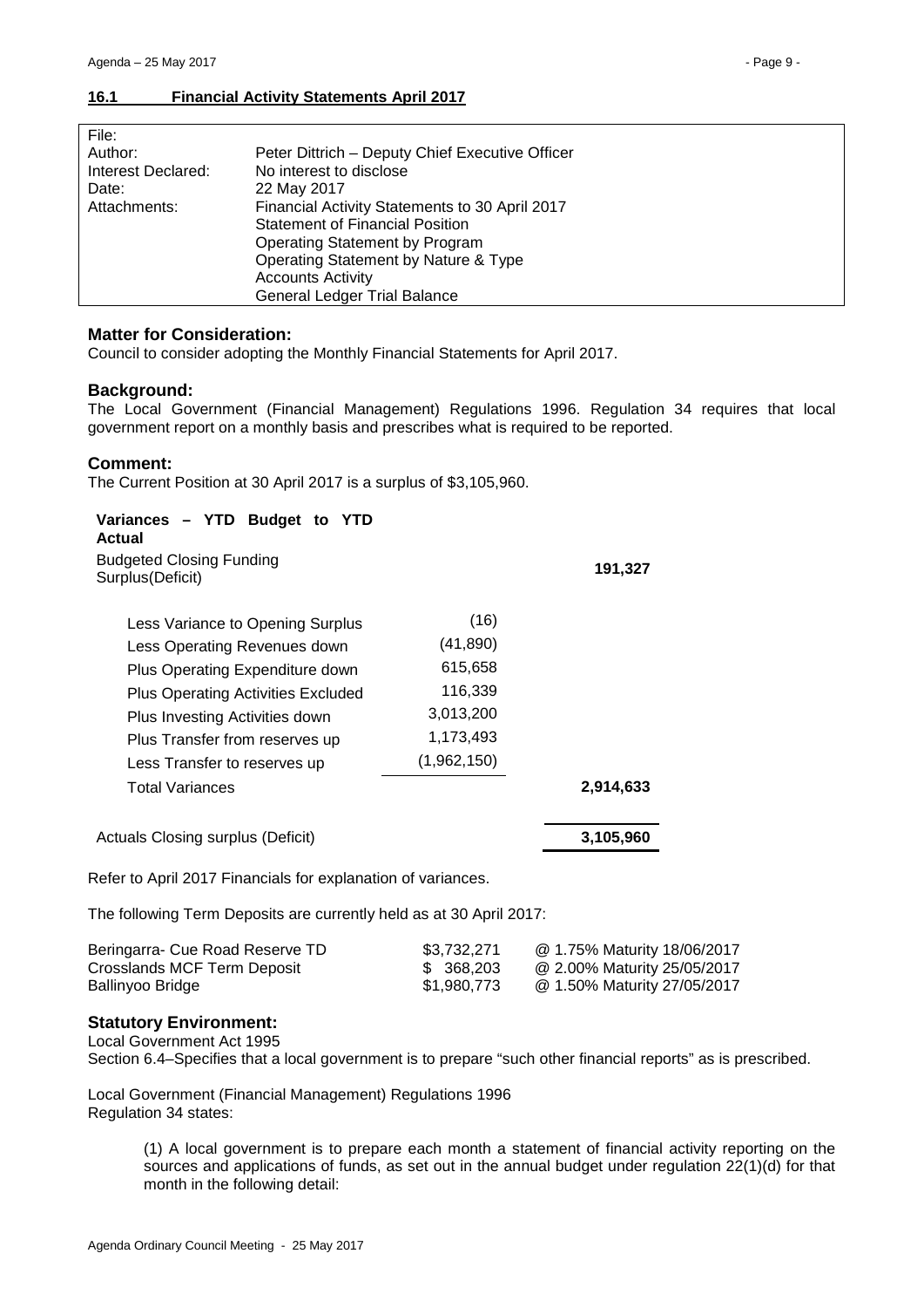## 16.1 Financial Activity Statements April 2017

| | |
|---|---|
| File: | |
| Author: | Peter Dittrich – Deputy Chief Executive Officer |
| Interest Declared: | No interest to disclose |
| Date: | 22 May 2017 |
| Attachments: | Financial Activity Statements to 30 April 2017<br>Statement of Financial Position<br>Operating Statement by Program<br>Operating Statement by Nature & Type<br>Accounts Activity<br>General Ledger Trial Balance |

### Matter for Consideration:

Council to consider adopting the Monthly Financial Statements for April 2017.

### Background:

The Local Government (Financial Management) Regulations 1996. Regulation 34 requires that local government report on a monthly basis and prescribes what is required to be reported.

### Comment:

The Current Position at 30 April 2017 is a surplus of $3,105,960.

| **Variances – YTD Budget to YTD Actual** | | |
|---|---|---|
| Budgeted Closing Funding Surplus(Deficit) | | **191,327** |
| Less Variance to Opening Surplus | (16) | |
| Less Operating Revenues down | (41,890) | |
| Plus Operating Expenditure down | 615,658 | |
| Plus Operating Activities Excluded | 116,339 | |
| Plus Investing Activities down | 3,013,200 | |
| Plus Transfer from reserves up | 1,173,493 | |
| Less Transfer to reserves up | (1,962,150) | |
| Total Variances | | **2,914,633** |
| Actuals Closing surplus (Deficit) | | **3,105,960** |

Refer to April 2017 Financials for explanation of variances.

The following Term Deposits are currently held as at 30 April 2017:

| | | |
|---|---|---|
| Beringarra- Cue Road Reserve TD | $3,732,271 | @ 1.75% Maturity 18/06/2017 |
| Crosslands MCF Term Deposit | $ 368,203 | @ 2.00% Maturity 25/05/2017 |
| Ballinyoo Bridge | $1,980,773 | @ 1.50% Maturity 27/05/2017 |

### Statutory Environment:

Local Government Act 1995
Section 6.4–Specifies that a local government is to prepare "such other financial reports" as is prescribed.

Local Government (Financial Management) Regulations 1996
Regulation 34 states:

> (1) A local government is to prepare each month a statement of financial activity reporting on the sources and applications of funds, as set out in the annual budget under regulation 22(1)(d) for that month in the following detail: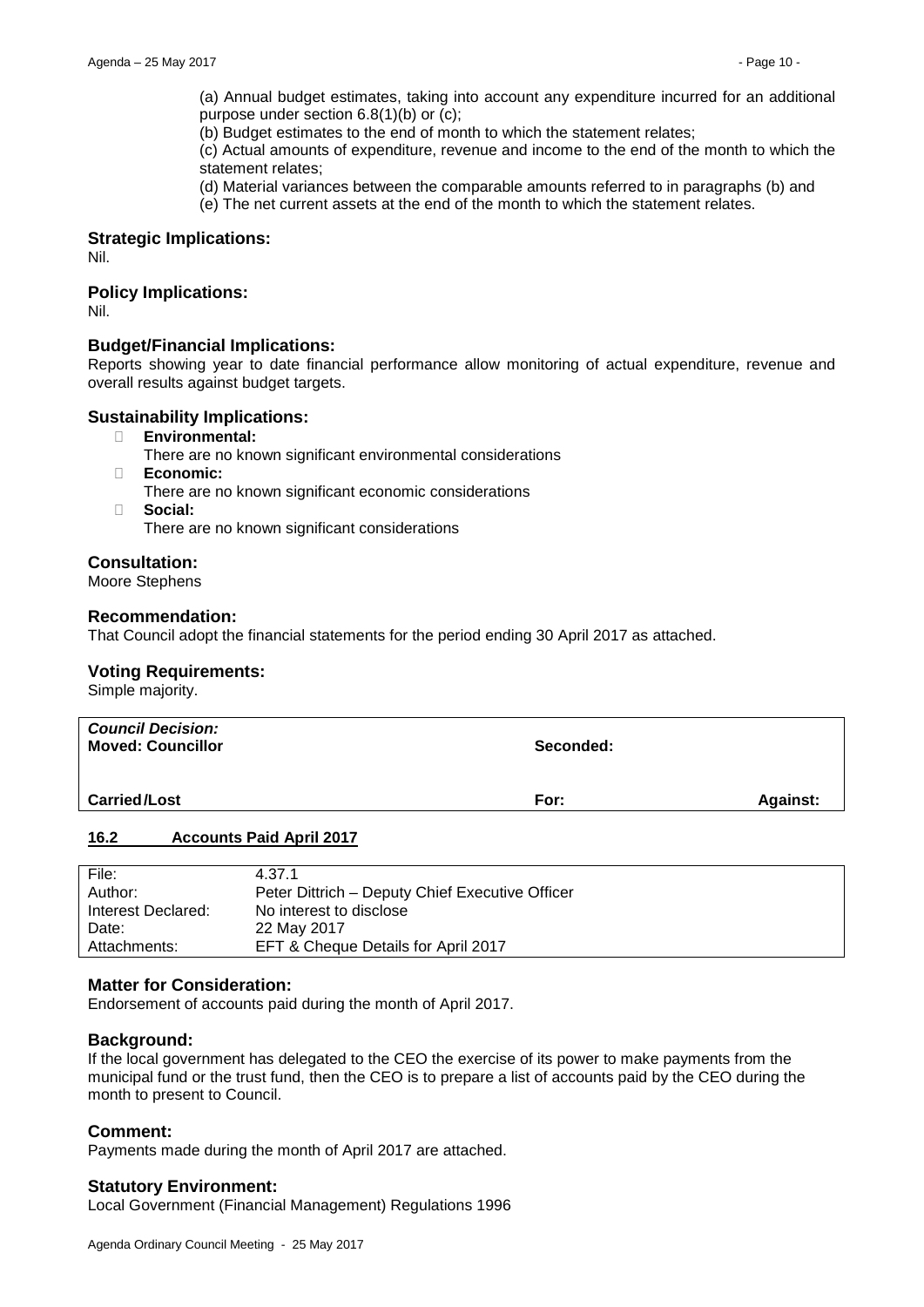(a) Annual budget estimates, taking into account any expenditure incurred for an additional purpose under section 6.8(1)(b) or (c);

(b) Budget estimates to the end of month to which the statement relates;

(c) Actual amounts of expenditure, revenue and income to the end of the month to which the statement relates;

(d) Material variances between the comparable amounts referred to in paragraphs (b) and

(e) The net current assets at the end of the month to which the statement relates.

### Strategic Implications:

Nil.

### Policy Implications:

Nil.

### Budget/Financial Implications:

Reports showing year to date financial performance allow monitoring of actual expenditure, revenue and overall results against budget targets.

### Sustainability Implications:

- **Environmental:**
  There are no known significant environmental considerations
- **Economic:**
  There are no known significant economic considerations
- **Social:**
  There are no known significant considerations

### Consultation:

Moore Stephens

### Recommendation:

That Council adopt the financial statements for the period ending 30 April 2017 as attached.

### Voting Requirements:

Simple majority.

| ***Council Decision:*** **Moved: Councillor** | **Seconded:** | |
|---|---|---|
| **Carried/Lost** | **For:** | **Against:** |

## 16.2 Accounts Paid April 2017

| | |
|---|---|
| File: | 4.37.1 |
| Author: | Peter Dittrich – Deputy Chief Executive Officer |
| Interest Declared: | No interest to disclose |
| Date: | 22 May 2017 |
| Attachments: | EFT & Cheque Details for April 2017 |

### Matter for Consideration:

Endorsement of accounts paid during the month of April 2017.

### Background:

If the local government has delegated to the CEO the exercise of its power to make payments from the municipal fund or the trust fund, then the CEO is to prepare a list of accounts paid by the CEO during the month to present to Council.

### Comment:

Payments made during the month of April 2017 are attached.

### Statutory Environment:

Local Government (Financial Management) Regulations 1996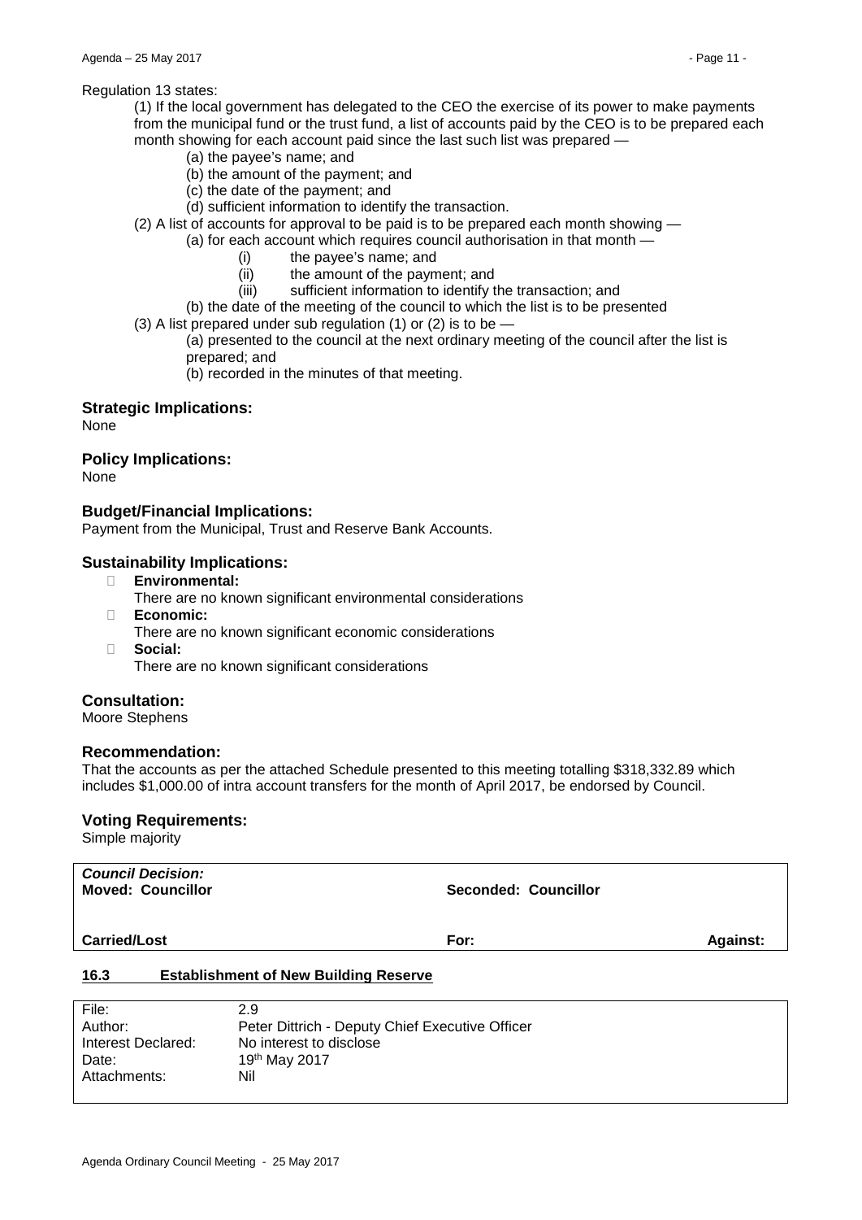Regulation 13 states:

(1) If the local government has delegated to the CEO the exercise of its power to make payments from the municipal fund or the trust fund, a list of accounts paid by the CEO is to be prepared each month showing for each account paid since the last such list was prepared —

- (a) the payee's name; and
- (b) the amount of the payment; and
- (c) the date of the payment; and
- (d) sufficient information to identify the transaction.

(2) A list of accounts for approval to be paid is to be prepared each month showing —

- (a) for each account which requires council authorisation in that month —
  - (i) the payee's name; and
  - (ii) the amount of the payment; and
  - (iii) sufficient information to identify the transaction; and
- (b) the date of the meeting of the council to which the list is to be presented

(3) A list prepared under sub regulation (1) or (2) is to be —

- (a) presented to the council at the next ordinary meeting of the council after the list is prepared; and
- (b) recorded in the minutes of that meeting.

### Strategic Implications:

None

### Policy Implications:

None

### Budget/Financial Implications:

Payment from the Municipal, Trust and Reserve Bank Accounts.

### Sustainability Implications:

- **Environmental:**
  There are no known significant environmental considerations
- **Economic:**
  There are no known significant economic considerations
- **Social:**
  There are no known significant considerations

### Consultation:

Moore Stephens

### Recommendation:

That the accounts as per the attached Schedule presented to this meeting totalling $318,332.89 which includes $1,000.00 of intra account transfers for the month of April 2017, be endorsed by Council.

### Voting Requirements:

Simple majority

| ***Council Decision:*** **Moved: Councillor** | **Seconded: Councillor** | |
|---|---|---|
| **Carried/Lost** | **For:** | **Against:** |

## 16.3 Establishment of New Building Reserve

| | |
|---|---|
| File: | 2.9 |
| Author: | Peter Dittrich - Deputy Chief Executive Officer |
| Interest Declared: | No interest to disclose |
| Date: | 19th May 2017 |
| Attachments: | Nil |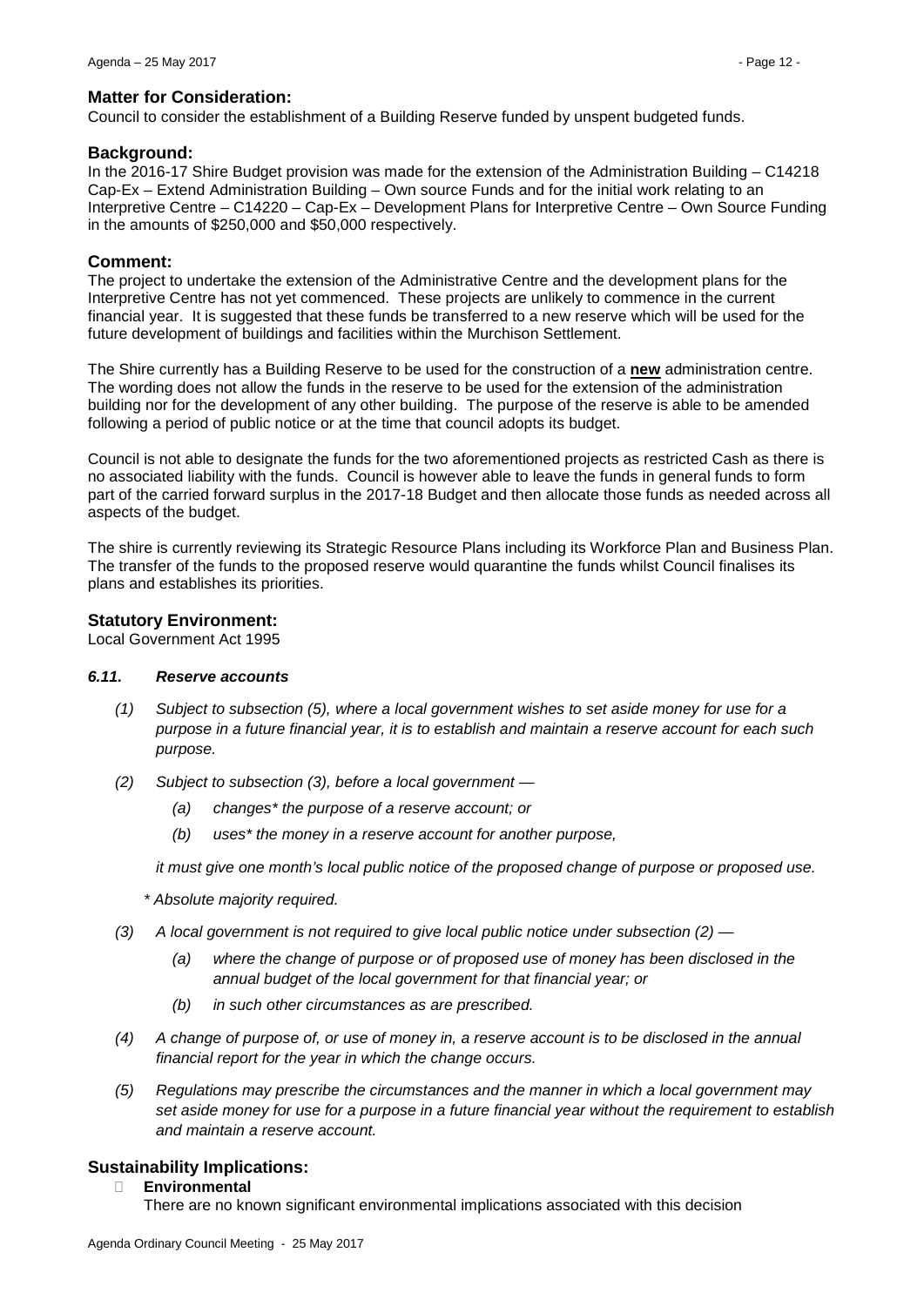## Matter for Consideration:

Council to consider the establishment of a Building Reserve funded by unspent budgeted funds.

## Background:

In the 2016-17 Shire Budget provision was made for the extension of the Administration Building – C14218 Cap-Ex – Extend Administration Building – Own source Funds and for the initial work relating to an Interpretive Centre – C14220 – Cap-Ex – Development Plans for Interpretive Centre – Own Source Funding in the amounts of $250,000 and $50,000 respectively.

## Comment:

The project to undertake the extension of the Administrative Centre and the development plans for the Interpretive Centre has not yet commenced. These projects are unlikely to commence in the current financial year. It is suggested that these funds be transferred to a new reserve which will be used for the future development of buildings and facilities within the Murchison Settlement.

The Shire currently has a Building Reserve to be used for the construction of a **new** administration centre. The wording does not allow the funds in the reserve to be used for the extension of the administration building nor for the development of any other building. The purpose of the reserve is able to be amended following a period of public notice or at the time that council adopts its budget.

Council is not able to designate the funds for the two aforementioned projects as restricted Cash as there is no associated liability with the funds. Council is however able to leave the funds in general funds to form part of the carried forward surplus in the 2017-18 Budget and then allocate those funds as needed across all aspects of the budget.

The shire is currently reviewing its Strategic Resource Plans including its Workforce Plan and Business Plan. The transfer of the funds to the proposed reserve would quarantine the funds whilst Council finalises its plans and establishes its priorities.

## Statutory Environment:

Local Government Act 1995

### *6.11. Reserve accounts*

*(1) Subject to subsection (5), where a local government wishes to set aside money for use for a purpose in a future financial year, it is to establish and maintain a reserve account for each such purpose.*

*(2) Subject to subsection (3), before a local government —*

*(a) changes* the purpose of a reserve account; or*

*(b) uses* the money in a reserve account for another purpose,*

*it must give one month's local public notice of the proposed change of purpose or proposed use.*

** Absolute majority required.*

*(3) A local government is not required to give local public notice under subsection (2) —*

*(a) where the change of purpose or of proposed use of money has been disclosed in the annual budget of the local government for that financial year; or*

*(b) in such other circumstances as are prescribed.*

*(4) A change of purpose of, or use of money in, a reserve account is to be disclosed in the annual financial report for the year in which the change occurs.*

*(5) Regulations may prescribe the circumstances and the manner in which a local government may set aside money for use for a purpose in a future financial year without the requirement to establish and maintain a reserve account.*

## Sustainability Implications:

- **Environmental**

  There are no known significant environmental implications associated with this decision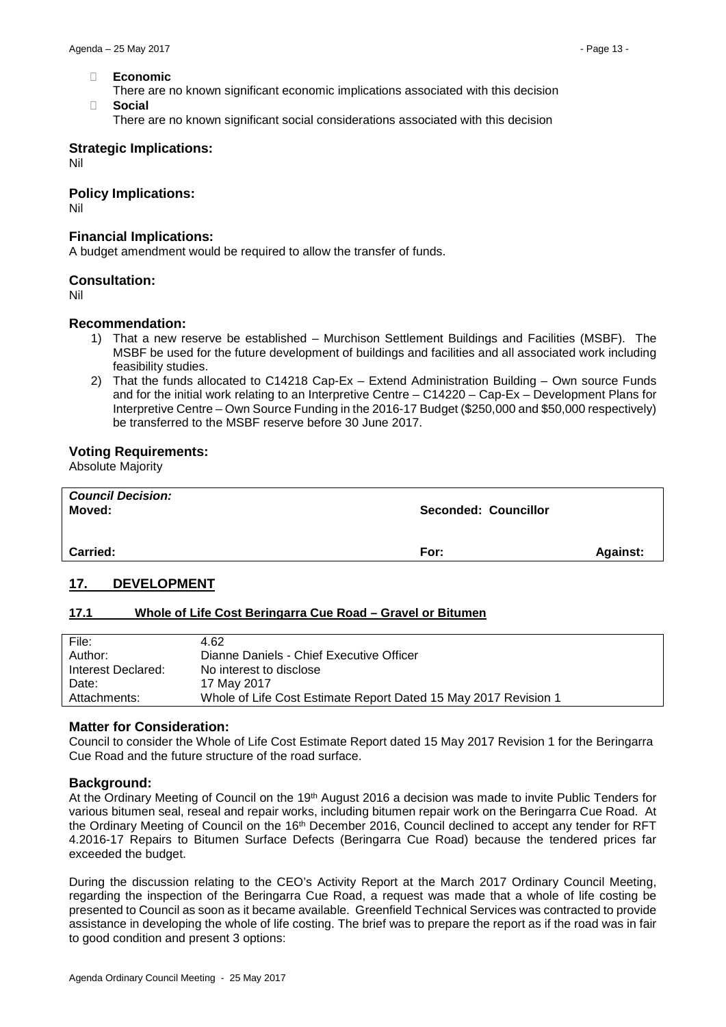- **Economic**
  There are no known significant economic implications associated with this decision
- **Social**
  There are no known significant social considerations associated with this decision

### Strategic Implications:

Nil

### Policy Implications:

Nil

### Financial Implications:

A budget amendment would be required to allow the transfer of funds.

### Consultation:

Nil

### Recommendation:

1) That a new reserve be established – Murchison Settlement Buildings and Facilities (MSBF). The MSBF be used for the future development of buildings and facilities and all associated work including feasibility studies.
2) That the funds allocated to C14218 Cap-Ex – Extend Administration Building – Own source Funds and for the initial work relating to an Interpretive Centre – C14220 – Cap-Ex – Development Plans for Interpretive Centre – Own Source Funding in the 2016-17 Budget ($250,000 and $50,000 respectively) be transferred to the MSBF reserve before 30 June 2017.

### Voting Requirements:

Absolute Majority

| ***Council Decision:*** **Moved:** | **Seconded: Councillor** | |
|---|---|---|
| **Carried:** | **For:** | **Against:** |

## 17. DEVELOPMENT

### 17.1 Whole of Life Cost Beringarra Cue Road – Gravel or Bitumen

| | |
|---|---|
| File: | 4.62 |
| Author: | Dianne Daniels - Chief Executive Officer |
| Interest Declared: | No interest to disclose |
| Date: | 17 May 2017 |
| Attachments: | Whole of Life Cost Estimate Report Dated 15 May 2017 Revision 1 |

### Matter for Consideration:

Council to consider the Whole of Life Cost Estimate Report dated 15 May 2017 Revision 1 for the Beringarra Cue Road and the future structure of the road surface.

### Background:

At the Ordinary Meeting of Council on the 19th August 2016 a decision was made to invite Public Tenders for various bitumen seal, reseal and repair works, including bitumen repair work on the Beringarra Cue Road. At the Ordinary Meeting of Council on the 16th December 2016, Council declined to accept any tender for RFT 4.2016-17 Repairs to Bitumen Surface Defects (Beringarra Cue Road) because the tendered prices far exceeded the budget.

During the discussion relating to the CEO's Activity Report at the March 2017 Ordinary Council Meeting, regarding the inspection of the Beringarra Cue Road, a request was made that a whole of life costing be presented to Council as soon as it became available. Greenfield Technical Services was contracted to provide assistance in developing the whole of life costing. The brief was to prepare the report as if the road was in fair to good condition and present 3 options: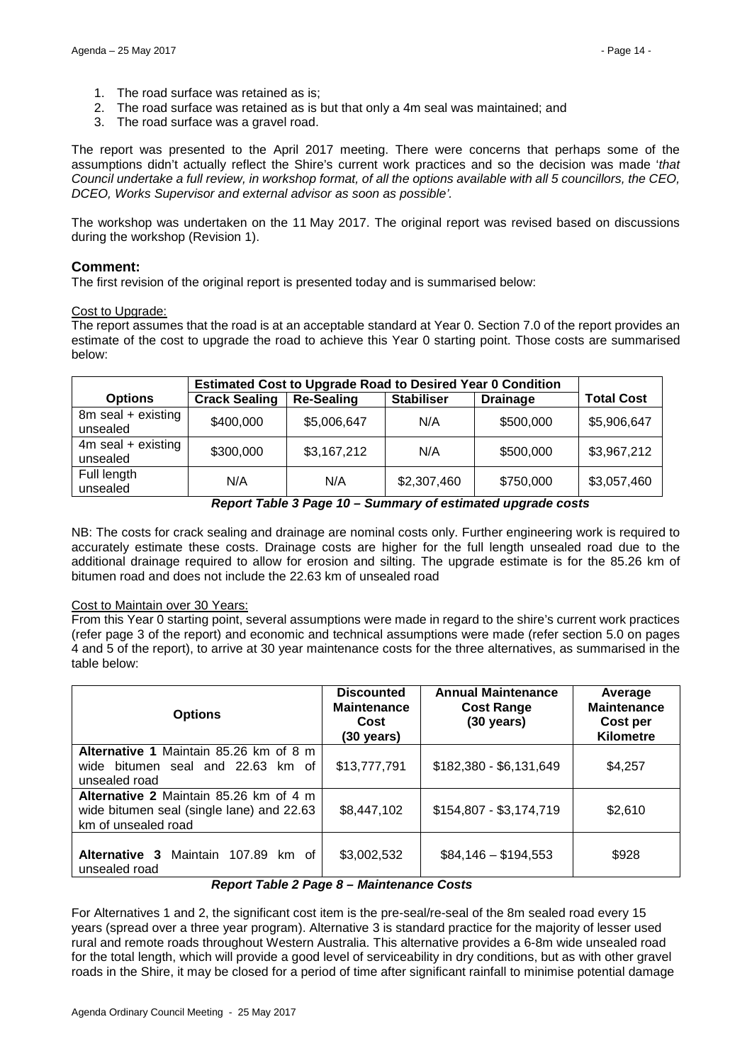1. The road surface was retained as is;
2. The road surface was retained as is but that only a 4m seal was maintained; and
3. The road surface was a gravel road.

The report was presented to the April 2017 meeting. There were concerns that perhaps some of the assumptions didn't actually reflect the Shire's current work practices and so the decision was made '*that Council undertake a full review, in workshop format, of all the options available with all 5 councillors, the CEO, DCEO, Works Supervisor and external advisor as soon as possible'.*

The workshop was undertaken on the 11 May 2017. The original report was revised based on discussions during the workshop (Revision 1).

## Comment:

The first revision of the original report is presented today and is summarised below:

Cost to Upgrade:

The report assumes that the road is at an acceptable standard at Year 0. Section 7.0 of the report provides an estimate of the cost to upgrade the road to achieve this Year 0 starting point. Those costs are summarised below:

| | **Estimated Cost to Upgrade Road to Desired Year 0 Condition** | | | | |
|---|---|---|---|---|---|
| **Options** | **Crack Sealing** | **Re-Sealing** | **Stabiliser** | **Drainage** | **Total Cost** |
| 8m seal + existing unsealed | $400,000 | $5,006,647 | N/A | $500,000 | $5,906,647 |
| 4m seal + existing unsealed | $300,000 | $3,167,212 | N/A | $500,000 | $3,967,212 |
| Full length unsealed | N/A | N/A | $2,307,460 | $750,000 | $3,057,460 |

***Report Table 3 Page 10 – Summary of estimated upgrade costs***

NB: The costs for crack sealing and drainage are nominal costs only. Further engineering work is required to accurately estimate these costs. Drainage costs are higher for the full length unsealed road due to the additional drainage required to allow for erosion and silting. The upgrade estimate is for the 85.26 km of bitumen road and does not include the 22.63 km of unsealed road

Cost to Maintain over 30 Years:

From this Year 0 starting point, several assumptions were made in regard to the shire's current work practices (refer page 3 of the report) and economic and technical assumptions were made (refer section 5.0 on pages 4 and 5 of the report), to arrive at 30 year maintenance costs for the three alternatives, as summarised in the table below:

| **Options** | **Discounted Maintenance Cost (30 years)** | **Annual Maintenance Cost Range (30 years)** | **Average Maintenance Cost per Kilometre** |
|---|---|---|---|
| **Alternative 1** Maintain 85.26 km of 8 m wide bitumen seal and 22.63 km of unsealed road | $13,777,791 | $182,380 - $6,131,649 | $4,257 |
| **Alternative 2** Maintain 85.26 km of 4 m wide bitumen seal (single lane) and 22.63 km of unsealed road | $8,447,102 | $154,807 - $3,174,719 | $2,610 |
| **Alternative 3** Maintain 107.89 km of unsealed road | $3,002,532 | $84,146 – $194,553 | $928 |

***Report Table 2 Page 8 – Maintenance Costs***

For Alternatives 1 and 2, the significant cost item is the pre-seal/re-seal of the 8m sealed road every 15 years (spread over a three year program). Alternative 3 is standard practice for the majority of lesser used rural and remote roads throughout Western Australia. This alternative provides a 6-8m wide unsealed road for the total length, which will provide a good level of serviceability in dry conditions, but as with other gravel roads in the Shire, it may be closed for a period of time after significant rainfall to minimise potential damage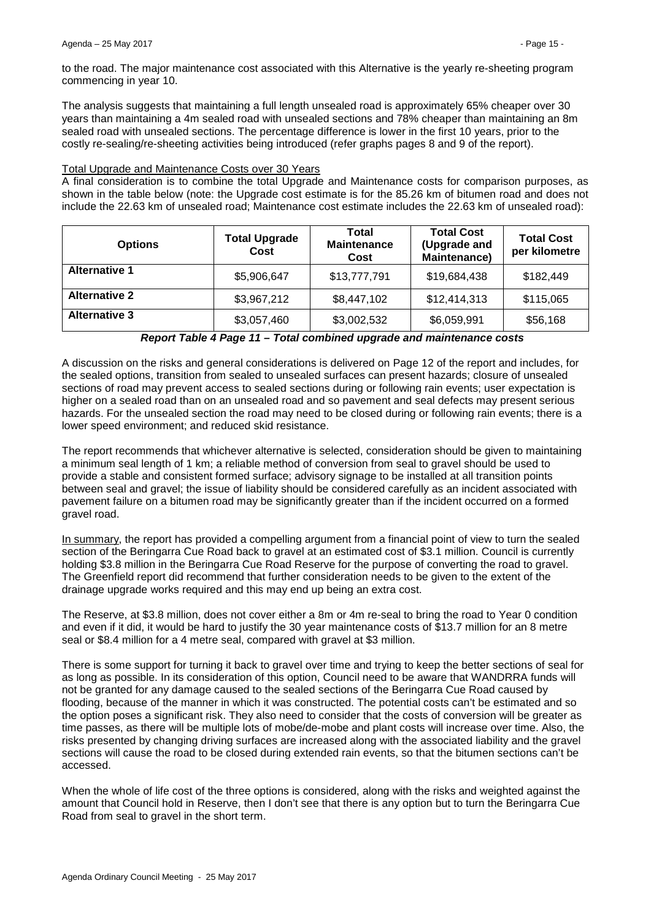to the road. The major maintenance cost associated with this Alternative is the yearly re-sheeting program commencing in year 10.

The analysis suggests that maintaining a full length unsealed road is approximately 65% cheaper over 30 years than maintaining a 4m sealed road with unsealed sections and 78% cheaper than maintaining an 8m sealed road with unsealed sections. The percentage difference is lower in the first 10 years, prior to the costly re-sealing/re-sheeting activities being introduced (refer graphs pages 8 and 9 of the report).

Total Upgrade and Maintenance Costs over 30 Years

A final consideration is to combine the total Upgrade and Maintenance costs for comparison purposes, as shown in the table below (note: the Upgrade cost estimate is for the 85.26 km of bitumen road and does not include the 22.63 km of unsealed road; Maintenance cost estimate includes the 22.63 km of unsealed road):

| Options | Total Upgrade Cost | Total Maintenance Cost | Total Cost (Upgrade and Maintenance) | Total Cost per kilometre |
|---|---|---|---|---|
| **Alternative 1** | $5,906,647 | $13,777,791 | $19,684,438 | $182,449 |
| **Alternative 2** | $3,967,212 | $8,447,102 | $12,414,313 | $115,065 |
| **Alternative 3** | $3,057,460 | $3,002,532 | $6,059,991 | $56,168 |

***Report Table 4 Page 11 – Total combined upgrade and maintenance costs***

A discussion on the risks and general considerations is delivered on Page 12 of the report and includes, for the sealed options, transition from sealed to unsealed surfaces can present hazards; closure of unsealed sections of road may prevent access to sealed sections during or following rain events; user expectation is higher on a sealed road than on an unsealed road and so pavement and seal defects may present serious hazards. For the unsealed section the road may need to be closed during or following rain events; there is a lower speed environment; and reduced skid resistance.

The report recommends that whichever alternative is selected, consideration should be given to maintaining a minimum seal length of 1 km; a reliable method of conversion from seal to gravel should be used to provide a stable and consistent formed surface; advisory signage to be installed at all transition points between seal and gravel; the issue of liability should be considered carefully as an incident associated with pavement failure on a bitumen road may be significantly greater than if the incident occurred on a formed gravel road.

In summary, the report has provided a compelling argument from a financial point of view to turn the sealed section of the Beringarra Cue Road back to gravel at an estimated cost of $3.1 million. Council is currently holding $3.8 million in the Beringarra Cue Road Reserve for the purpose of converting the road to gravel. The Greenfield report did recommend that further consideration needs to be given to the extent of the drainage upgrade works required and this may end up being an extra cost.

The Reserve, at $3.8 million, does not cover either a 8m or 4m re-seal to bring the road to Year 0 condition and even if it did, it would be hard to justify the 30 year maintenance costs of $13.7 million for an 8 metre seal or $8.4 million for a 4 metre seal, compared with gravel at $3 million.

There is some support for turning it back to gravel over time and trying to keep the better sections of seal for as long as possible. In its consideration of this option, Council need to be aware that WANDRRA funds will not be granted for any damage caused to the sealed sections of the Beringarra Cue Road caused by flooding, because of the manner in which it was constructed. The potential costs can't be estimated and so the option poses a significant risk. They also need to consider that the costs of conversion will be greater as time passes, as there will be multiple lots of mobe/de-mobe and plant costs will increase over time. Also, the risks presented by changing driving surfaces are increased along with the associated liability and the gravel sections will cause the road to be closed during extended rain events, so that the bitumen sections can't be accessed.

When the whole of life cost of the three options is considered, along with the risks and weighted against the amount that Council hold in Reserve, then I don't see that there is any option but to turn the Beringarra Cue Road from seal to gravel in the short term.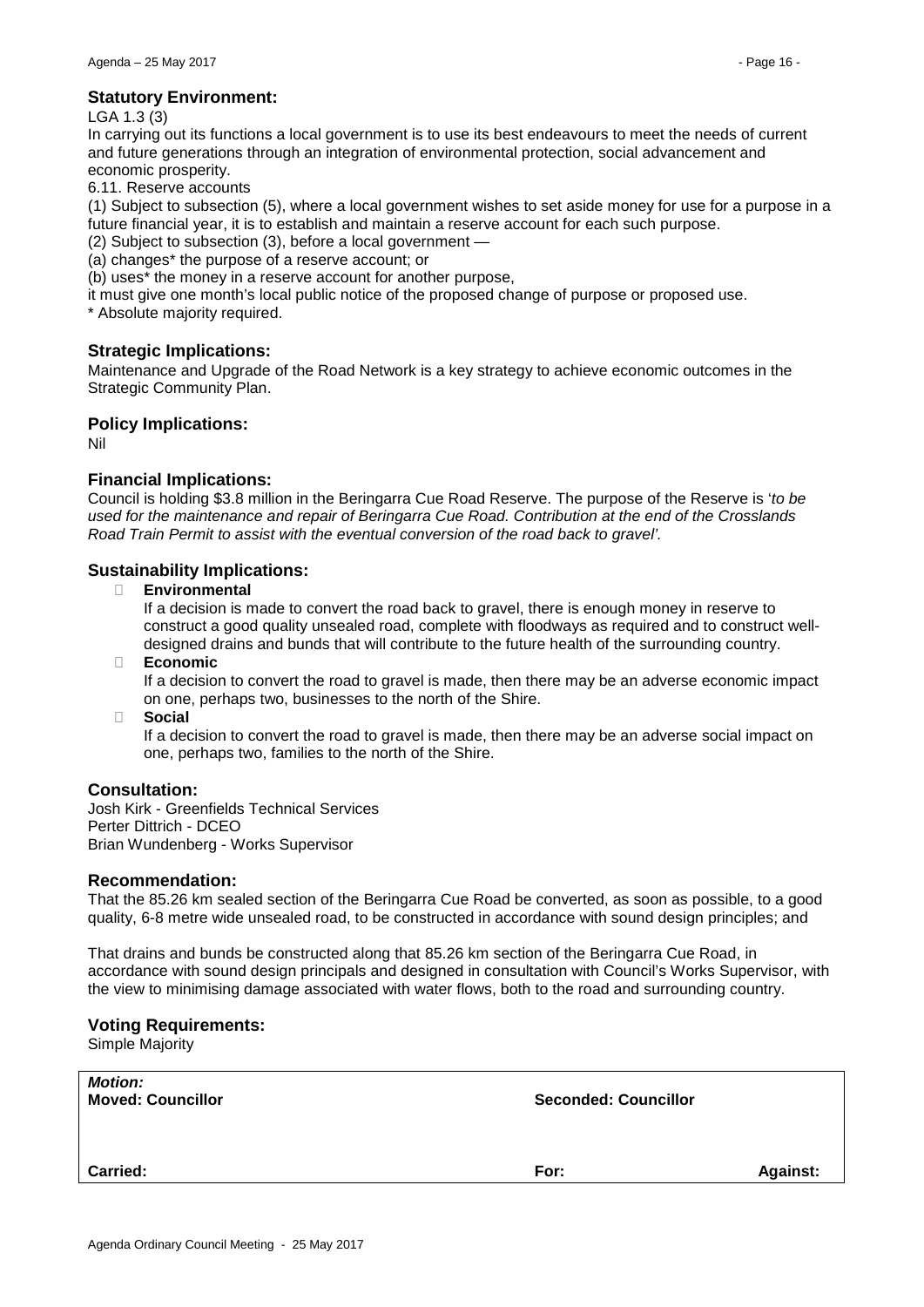### Statutory Environment:

LGA 1.3 (3)

In carrying out its functions a local government is to use its best endeavours to meet the needs of current and future generations through an integration of environmental protection, social advancement and economic prosperity.

6.11. Reserve accounts

(1) Subject to subsection (5), where a local government wishes to set aside money for use for a purpose in a future financial year, it is to establish and maintain a reserve account for each such purpose.

(2) Subject to subsection (3), before a local government —

(a) changes* the purpose of a reserve account; or

(b) uses* the money in a reserve account for another purpose,

it must give one month's local public notice of the proposed change of purpose or proposed use.

* Absolute majority required.

### Strategic Implications:

Maintenance and Upgrade of the Road Network is a key strategy to achieve economic outcomes in the Strategic Community Plan.

### Policy Implications:

Nil

### Financial Implications:

Council is holding $3.8 million in the Beringarra Cue Road Reserve. The purpose of the Reserve is '*to be used for the maintenance and repair of Beringarra Cue Road. Contribution at the end of the Crosslands Road Train Permit to assist with the eventual conversion of the road back to gravel'.*

### Sustainability Implications:

- **Environmental**
  If a decision is made to convert the road back to gravel, there is enough money in reserve to construct a good quality unsealed road, complete with floodways as required and to construct well-designed drains and bunds that will contribute to the future health of the surrounding country.
- **Economic**
  If a decision to convert the road to gravel is made, then there may be an adverse economic impact on one, perhaps two, businesses to the north of the Shire.
- **Social**
  If a decision to convert the road to gravel is made, then there may be an adverse social impact on one, perhaps two, families to the north of the Shire.

### Consultation:

Josh Kirk - Greenfields Technical Services
Perter Dittrich - DCEO
Brian Wundenberg - Works Supervisor

### Recommendation:

That the 85.26 km sealed section of the Beringarra Cue Road be converted, as soon as possible, to a good quality, 6-8 metre wide unsealed road, to be constructed in accordance with sound design principles; and

That drains and bunds be constructed along that 85.26 km section of the Beringarra Cue Road, in accordance with sound design principals and designed in consultation with Council's Works Supervisor, with the view to minimising damage associated with water flows, both to the road and surrounding country.

### Voting Requirements:

Simple Majority

| ***Motion:*** **Moved: Councillor** | **Seconded: Councillor** | |
|---|---|---|
| **Carried:** | **For:** | **Against:** |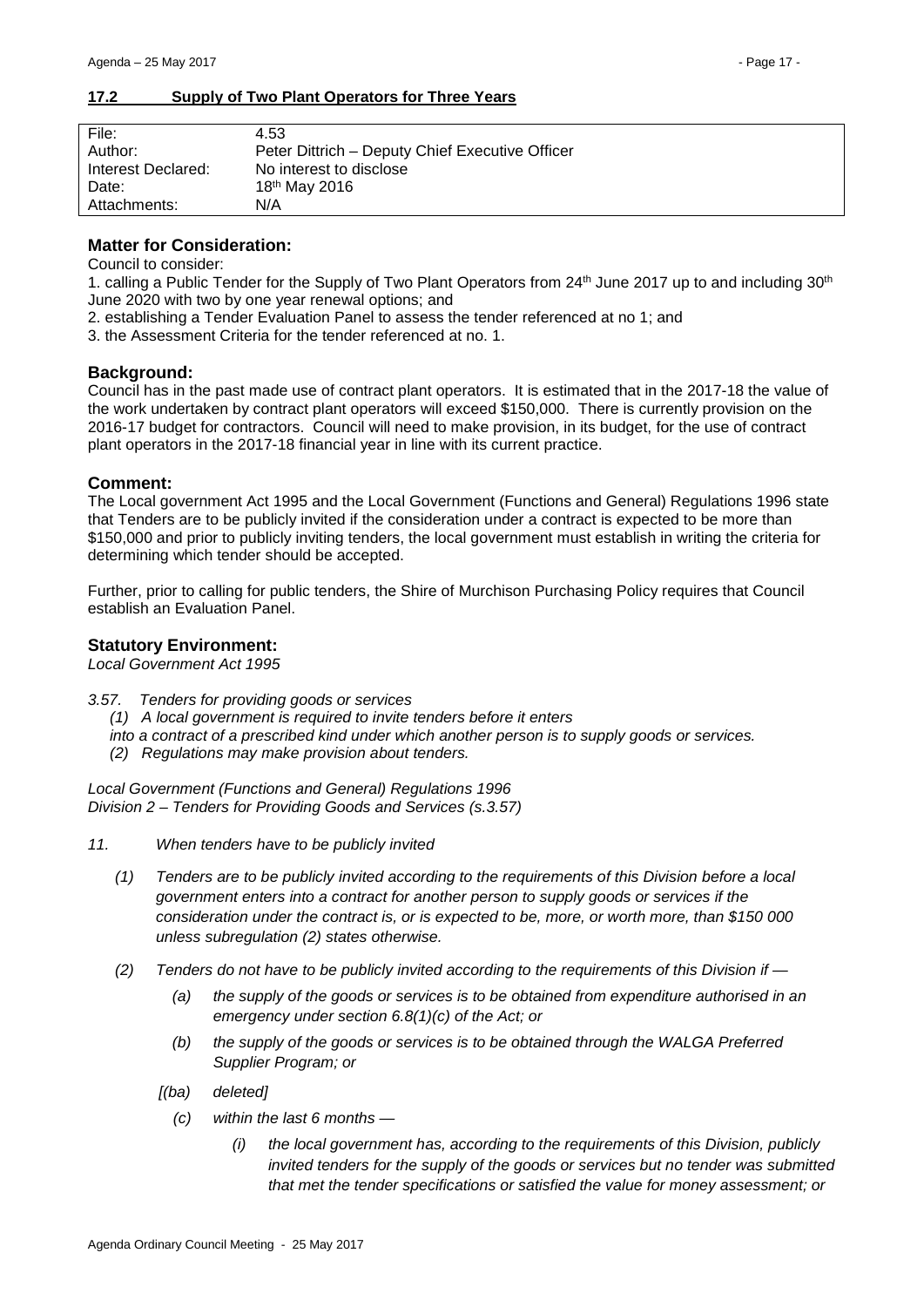## 17.2 Supply of Two Plant Operators for Three Years

| | |
|---|---|
| File: | 4.53 |
| Author: | Peter Dittrich – Deputy Chief Executive Officer |
| Interest Declared: | No interest to disclose |
| Date: | 18th May 2016 |
| Attachments: | N/A |

### Matter for Consideration:

Council to consider:

1. calling a Public Tender for the Supply of Two Plant Operators from 24th June 2017 up to and including 30th June 2020 with two by one year renewal options; and
2. establishing a Tender Evaluation Panel to assess the tender referenced at no 1; and
3. the Assessment Criteria for the tender referenced at no. 1.

### Background:

Council has in the past made use of contract plant operators. It is estimated that in the 2017-18 the value of the work undertaken by contract plant operators will exceed $150,000. There is currently provision on the 2016-17 budget for contractors. Council will need to make provision, in its budget, for the use of contract plant operators in the 2017-18 financial year in line with its current practice.

### Comment:

The Local government Act 1995 and the Local Government (Functions and General) Regulations 1996 state that Tenders are to be publicly invited if the consideration under a contract is expected to be more than $150,000 and prior to publicly inviting tenders, the local government must establish in writing the criteria for determining which tender should be accepted.

Further, prior to calling for public tenders, the Shire of Murchison Purchasing Policy requires that Council establish an Evaluation Panel.

### Statutory Environment:

*Local Government Act 1995*

*3.57. Tenders for providing goods or services*

*(1) A local government is required to invite tenders before it enters into a contract of a prescribed kind under which another person is to supply goods or services.*

*(2) Regulations may make provision about tenders.*

*Local Government (Functions and General) Regulations 1996*
*Division 2 – Tenders for Providing Goods and Services (s.3.57)*

*11. When tenders have to be publicly invited*

*(1) Tenders are to be publicly invited according to the requirements of this Division before a local government enters into a contract for another person to supply goods or services if the consideration under the contract is, or is expected to be, more, or worth more, than $150 000 unless subregulation (2) states otherwise.*

*(2) Tenders do not have to be publicly invited according to the requirements of this Division if —*

*(a) the supply of the goods or services is to be obtained from expenditure authorised in an emergency under section 6.8(1)(c) of the Act; or*

*(b) the supply of the goods or services is to be obtained through the WALGA Preferred Supplier Program; or*

*[(ba) deleted]*

*(c) within the last 6 months —*

*(i) the local government has, according to the requirements of this Division, publicly invited tenders for the supply of the goods or services but no tender was submitted that met the tender specifications or satisfied the value for money assessment; or*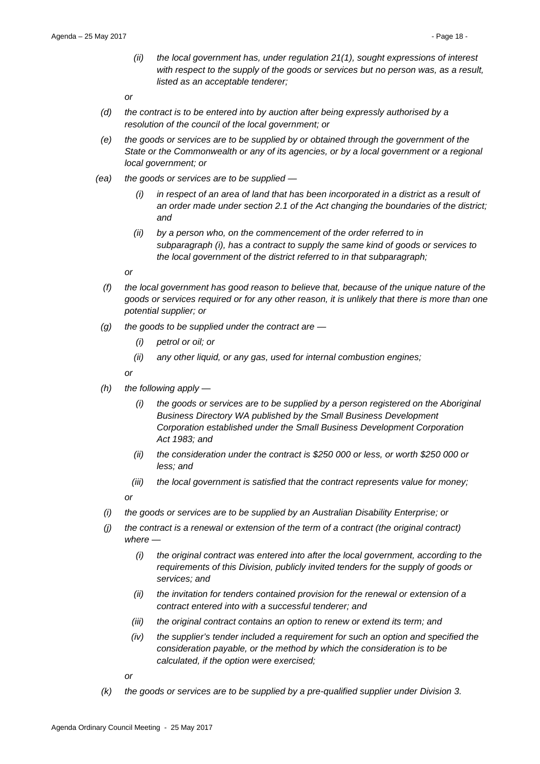*(ii) the local government has, under regulation 21(1), sought expressions of interest with respect to the supply of the goods or services but no person was, as a result, listed as an acceptable tenderer;*

*or*

*(d) the contract is to be entered into by auction after being expressly authorised by a resolution of the council of the local government; or*

*(e) the goods or services are to be supplied by or obtained through the government of the State or the Commonwealth or any of its agencies, or by a local government or a regional local government; or*

*(ea) the goods or services are to be supplied —*

*(i) in respect of an area of land that has been incorporated in a district as a result of an order made under section 2.1 of the Act changing the boundaries of the district; and*

*(ii) by a person who, on the commencement of the order referred to in subparagraph (i), has a contract to supply the same kind of goods or services to the local government of the district referred to in that subparagraph;*

*or*

*(f) the local government has good reason to believe that, because of the unique nature of the goods or services required or for any other reason, it is unlikely that there is more than one potential supplier; or*

*(g) the goods to be supplied under the contract are —*

*(i) petrol or oil; or*

*(ii) any other liquid, or any gas, used for internal combustion engines;*

*or*

*(h) the following apply —*

*(i) the goods or services are to be supplied by a person registered on the Aboriginal Business Directory WA published by the Small Business Development Corporation established under the Small Business Development Corporation Act 1983; and*

*(ii) the consideration under the contract is $250 000 or less, or worth $250 000 or less; and*

*(iii) the local government is satisfied that the contract represents value for money;*

*or*

*(i) the goods or services are to be supplied by an Australian Disability Enterprise; or*

*(j) the contract is a renewal or extension of the term of a contract (the original contract) where —*

*(i) the original contract was entered into after the local government, according to the requirements of this Division, publicly invited tenders for the supply of goods or services; and*

*(ii) the invitation for tenders contained provision for the renewal or extension of a contract entered into with a successful tenderer; and*

*(iii) the original contract contains an option to renew or extend its term; and*

*(iv) the supplier's tender included a requirement for such an option and specified the consideration payable, or the method by which the consideration is to be calculated, if the option were exercised;*

*or*

*(k) the goods or services are to be supplied by a pre-qualified supplier under Division 3.*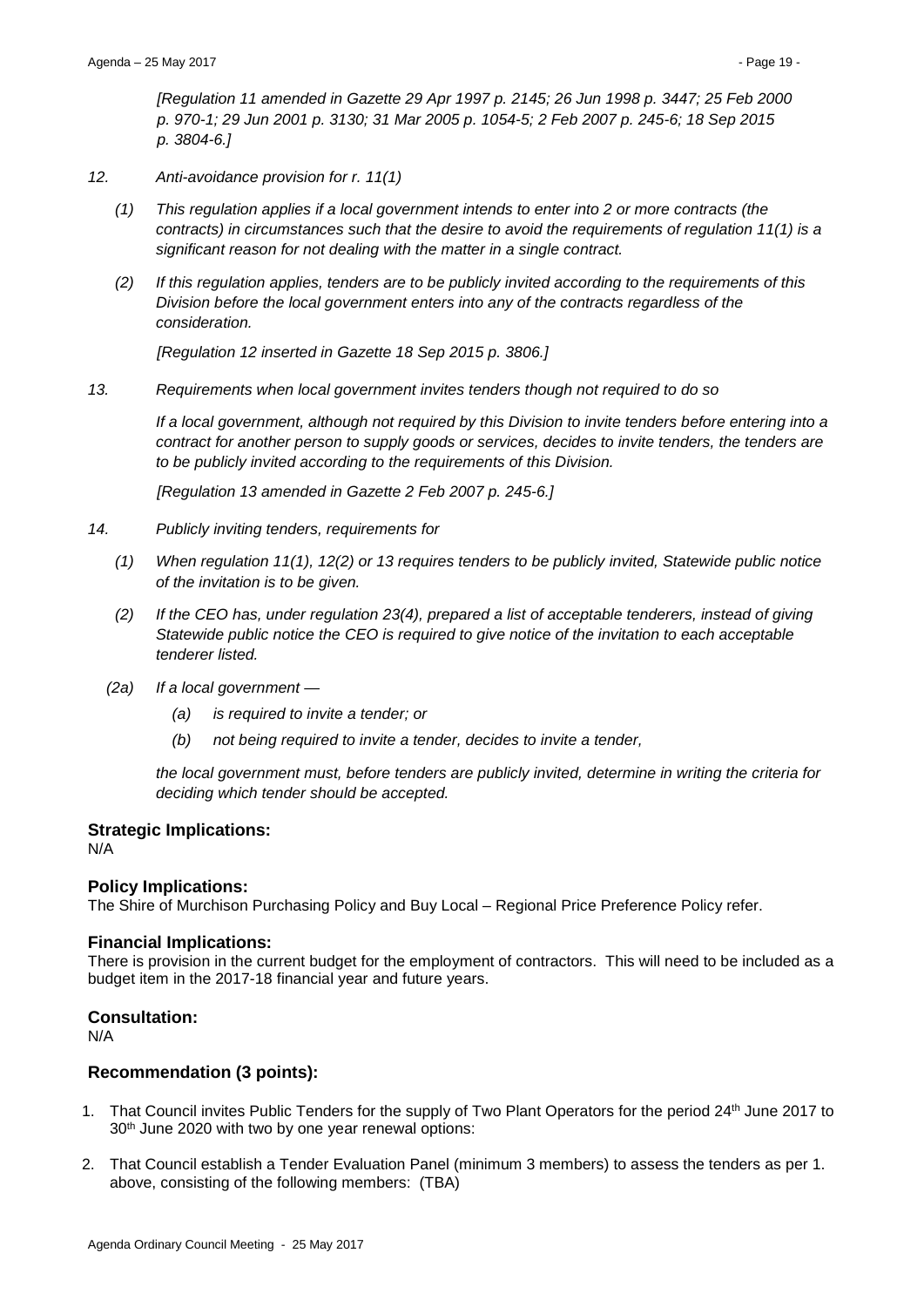*[Regulation 11 amended in Gazette 29 Apr 1997 p. 2145; 26 Jun 1998 p. 3447; 25 Feb 2000 p. 970-1; 29 Jun 2001 p. 3130; 31 Mar 2005 p. 1054-5; 2 Feb 2007 p. 245-6; 18 Sep 2015 p. 3804-6.]*

*12. Anti-avoidance provision for r. 11(1)*

*(1) This regulation applies if a local government intends to enter into 2 or more contracts (the contracts) in circumstances such that the desire to avoid the requirements of regulation 11(1) is a significant reason for not dealing with the matter in a single contract.*

*(2) If this regulation applies, tenders are to be publicly invited according to the requirements of this Division before the local government enters into any of the contracts regardless of the consideration.*

*[Regulation 12 inserted in Gazette 18 Sep 2015 p. 3806.]*

*13. Requirements when local government invites tenders though not required to do so*

*If a local government, although not required by this Division to invite tenders before entering into a contract for another person to supply goods or services, decides to invite tenders, the tenders are to be publicly invited according to the requirements of this Division.*

*[Regulation 13 amended in Gazette 2 Feb 2007 p. 245-6.]*

*14. Publicly inviting tenders, requirements for*

*(1) When regulation 11(1), 12(2) or 13 requires tenders to be publicly invited, Statewide public notice of the invitation is to be given.*

*(2) If the CEO has, under regulation 23(4), prepared a list of acceptable tenderers, instead of giving Statewide public notice the CEO is required to give notice of the invitation to each acceptable tenderer listed.*

*(2a) If a local government —*

*(a) is required to invite a tender; or*

*(b) not being required to invite a tender, decides to invite a tender,*

*the local government must, before tenders are publicly invited, determine in writing the criteria for deciding which tender should be accepted.*

### Strategic Implications:
N/A

### Policy Implications:
The Shire of Murchison Purchasing Policy and Buy Local – Regional Price Preference Policy refer.

### Financial Implications:
There is provision in the current budget for the employment of contractors. This will need to be included as a budget item in the 2017-18 financial year and future years.

### Consultation:
N/A

### Recommendation (3 points):

1. That Council invites Public Tenders for the supply of Two Plant Operators for the period 24th June 2017 to 30th June 2020 with two by one year renewal options:
2. That Council establish a Tender Evaluation Panel (minimum 3 members) to assess the tenders as per 1. above, consisting of the following members: (TBA)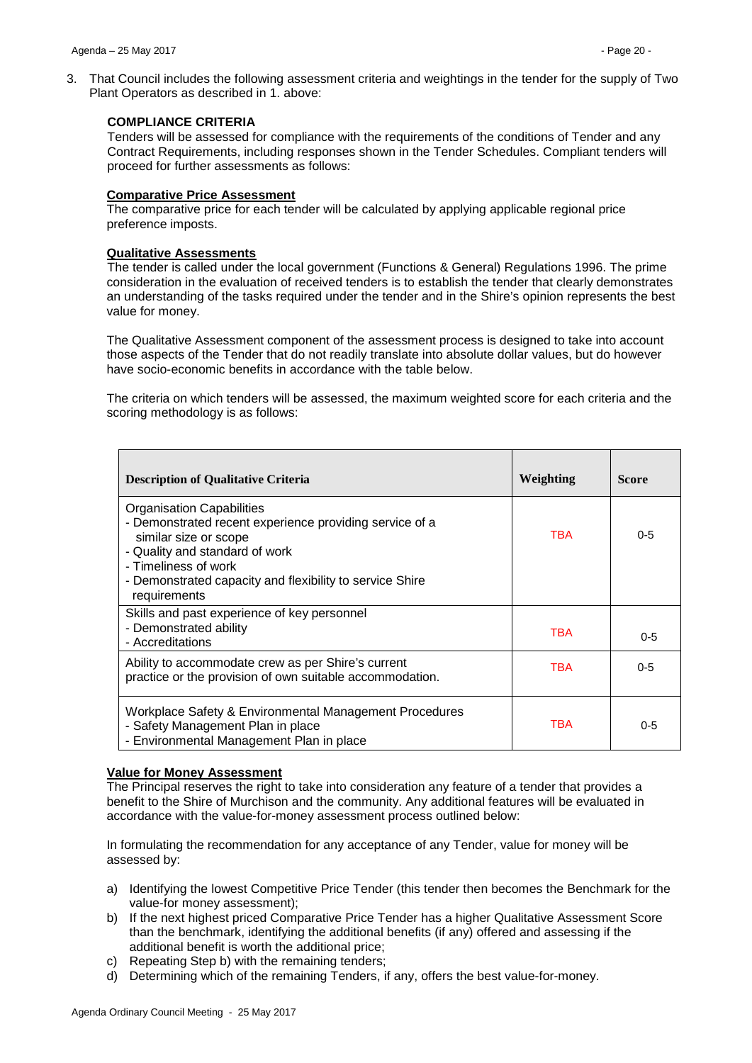3. That Council includes the following assessment criteria and weightings in the tender for the supply of Two Plant Operators as described in 1. above:

**COMPLIANCE CRITERIA**

Tenders will be assessed for compliance with the requirements of the conditions of Tender and any Contract Requirements, including responses shown in the Tender Schedules. Compliant tenders will proceed for further assessments as follows:

**Comparative Price Assessment**

The comparative price for each tender will be calculated by applying applicable regional price preference imposts.

**Qualitative Assessments**

The tender is called under the local government (Functions & General) Regulations 1996. The prime consideration in the evaluation of received tenders is to establish the tender that clearly demonstrates an understanding of the tasks required under the tender and in the Shire's opinion represents the best value for money.

The Qualitative Assessment component of the assessment process is designed to take into account those aspects of the Tender that do not readily translate into absolute dollar values, but do however have socio-economic benefits in accordance with the table below.

The criteria on which tenders will be assessed, the maximum weighted score for each criteria and the scoring methodology is as follows:

| Description of Qualitative Criteria | Weighting | Score |
|---|---|---|
| Organisation Capabilities<br>- Demonstrated recent experience providing service of a similar size or scope<br>- Quality and standard of work<br>- Timeliness of work<br>- Demonstrated capacity and flexibility to service Shire requirements | TBA | 0-5 |
| Skills and past experience of key personnel<br>- Demonstrated ability<br>- Accreditations | TBA | 0-5 |
| Ability to accommodate crew as per Shire's current practice or the provision of own suitable accommodation. | TBA | 0-5 |
| Workplace Safety & Environmental Management Procedures<br>- Safety Management Plan in place<br>- Environmental Management Plan in place | TBA | 0-5 |

**Value for Money Assessment**

The Principal reserves the right to take into consideration any feature of a tender that provides a benefit to the Shire of Murchison and the community. Any additional features will be evaluated in accordance with the value-for-money assessment process outlined below:

In formulating the recommendation for any acceptance of any Tender, value for money will be assessed by:

a) Identifying the lowest Competitive Price Tender (this tender then becomes the Benchmark for the value-for money assessment);
b) If the next highest priced Comparative Price Tender has a higher Qualitative Assessment Score than the benchmark, identifying the additional benefits (if any) offered and assessing if the additional benefit is worth the additional price;
c) Repeating Step b) with the remaining tenders;
d) Determining which of the remaining Tenders, if any, offers the best value-for-money.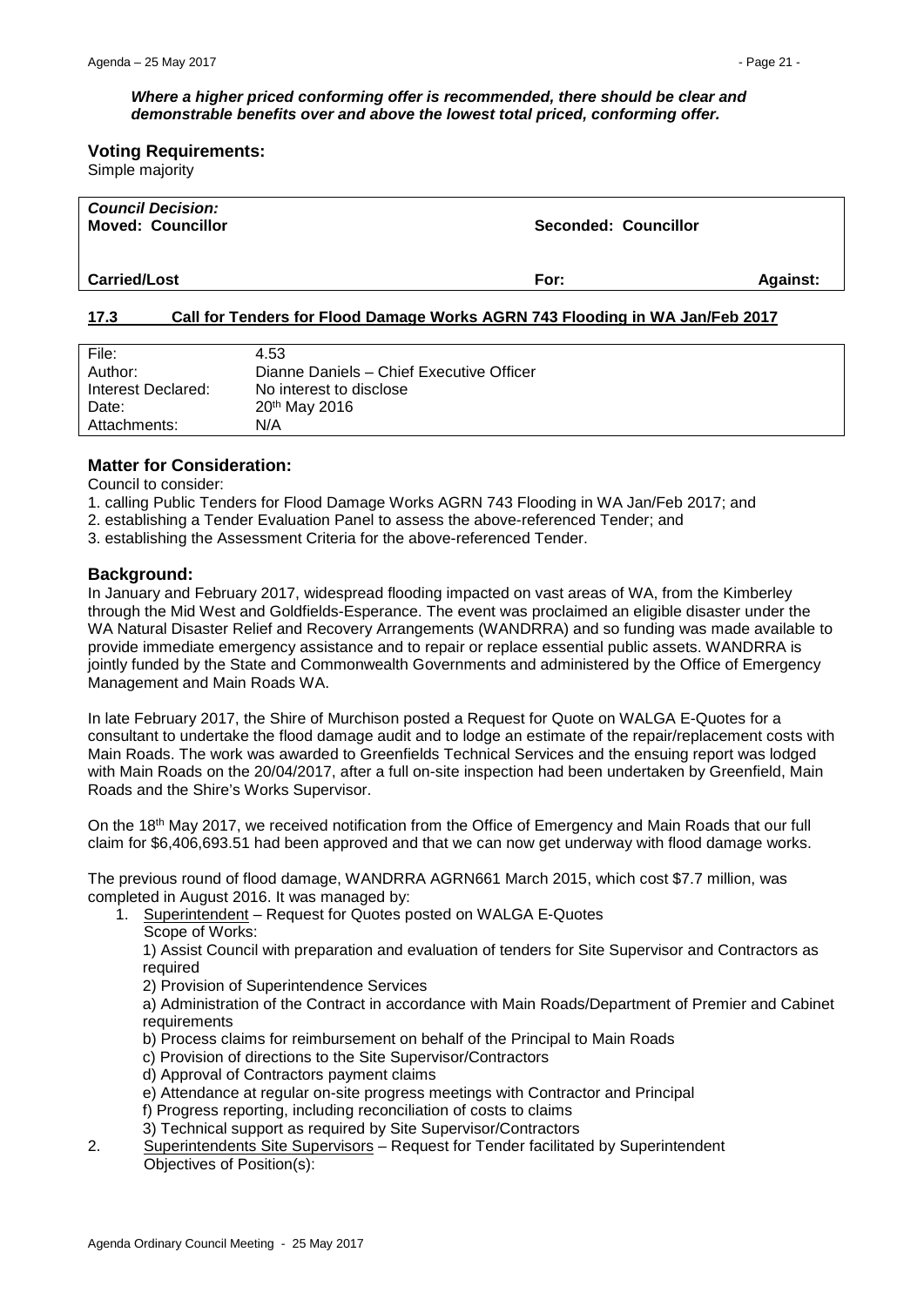***Where a higher priced conforming offer is recommended, there should be clear and demonstrable benefits over and above the lowest total priced, conforming offer.***

**Voting Requirements:**
Simple majority

| ***Council Decision:*** **Moved: Councillor** | **Seconded: Councillor** | |
|---|---|---|
| **Carried/Lost** | **For:** | **Against:** |

## 17.3 Call for Tenders for Flood Damage Works AGRN 743 Flooding in WA Jan/Feb 2017

| | |
|---|---|
| File: | 4.53 |
| Author: | Dianne Daniels – Chief Executive Officer |
| Interest Declared: | No interest to disclose |
| Date: | 20th May 2016 |
| Attachments: | N/A |

### Matter for Consideration:

Council to consider:

1. calling Public Tenders for Flood Damage Works AGRN 743 Flooding in WA Jan/Feb 2017; and
2. establishing a Tender Evaluation Panel to assess the above-referenced Tender; and
3. establishing the Assessment Criteria for the above-referenced Tender.

### Background:

In January and February 2017, widespread flooding impacted on vast areas of WA, from the Kimberley through the Mid West and Goldfields-Esperance. The event was proclaimed an eligible disaster under the WA Natural Disaster Relief and Recovery Arrangements (WANDRRA) and so funding was made available to provide immediate emergency assistance and to repair or replace essential public assets. WANDRRA is jointly funded by the State and Commonwealth Governments and administered by the Office of Emergency Management and Main Roads WA.

In late February 2017, the Shire of Murchison posted a Request for Quote on WALGA E-Quotes for a consultant to undertake the flood damage audit and to lodge an estimate of the repair/replacement costs with Main Roads. The work was awarded to Greenfields Technical Services and the ensuing report was lodged with Main Roads on the 20/04/2017, after a full on-site inspection had been undertaken by Greenfield, Main Roads and the Shire's Works Supervisor.

On the 18th May 2017, we received notification from the Office of Emergency and Main Roads that our full claim for $6,406,693.51 had been approved and that we can now get underway with flood damage works.

The previous round of flood damage, WANDRRA AGRN661 March 2015, which cost $7.7 million, was completed in August 2016. It was managed by:

1. Superintendent – Request for Quotes posted on WALGA E-Quotes
   Scope of Works:
   1) Assist Council with preparation and evaluation of tenders for Site Supervisor and Contractors as required
   2) Provision of Superintendence Services
   a) Administration of the Contract in accordance with Main Roads/Department of Premier and Cabinet requirements
   b) Process claims for reimbursement on behalf of the Principal to Main Roads
   c) Provision of directions to the Site Supervisor/Contractors
   d) Approval of Contractors payment claims
   e) Attendance at regular on-site progress meetings with Contractor and Principal
   f) Progress reporting, including reconciliation of costs to claims
   3) Technical support as required by Site Supervisor/Contractors
2. Superintendents Site Supervisors – Request for Tender facilitated by Superintendent
   Objectives of Position(s):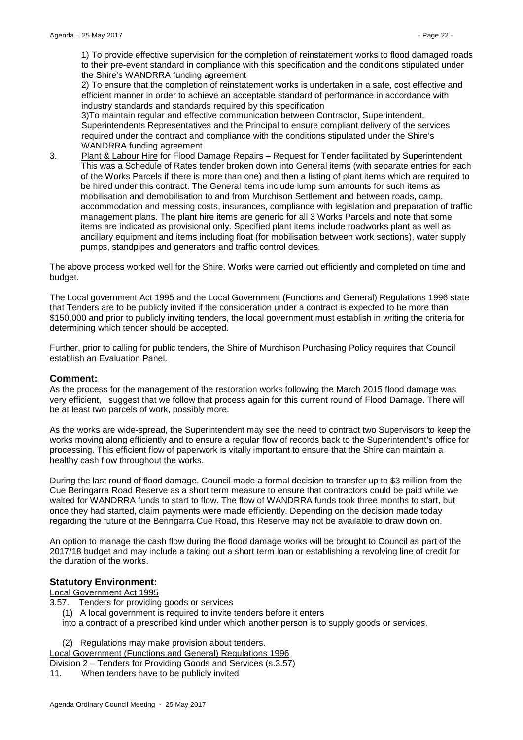1) To provide effective supervision for the completion of reinstatement works to flood damaged roads to their pre-event standard in compliance with this specification and the conditions stipulated under the Shire's WANDRRA funding agreement

2) To ensure that the completion of reinstatement works is undertaken in a safe, cost effective and efficient manner in order to achieve an acceptable standard of performance in accordance with industry standards and standards required by this specification

3)To maintain regular and effective communication between Contractor, Superintendent, Superintendents Representatives and the Principal to ensure compliant delivery of the services required under the contract and compliance with the conditions stipulated under the Shire's WANDRRA funding agreement

3. Plant & Labour Hire for Flood Damage Repairs – Request for Tender facilitated by Superintendent
This was a Schedule of Rates tender broken down into General items (with separate entries for each of the Works Parcels if there is more than one) and then a listing of plant items which are required to be hired under this contract. The General items include lump sum amounts for such items as mobilisation and demobilisation to and from Murchison Settlement and between roads, camp, accommodation and messing costs, insurances, compliance with legislation and preparation of traffic management plans. The plant hire items are generic for all 3 Works Parcels and note that some items are indicated as provisional only. Specified plant items include roadworks plant as well as ancillary equipment and items including float (for mobilisation between work sections), water supply pumps, standpipes and generators and traffic control devices.

The above process worked well for the Shire. Works were carried out efficiently and completed on time and budget.

The Local government Act 1995 and the Local Government (Functions and General) Regulations 1996 state that Tenders are to be publicly invited if the consideration under a contract is expected to be more than $150,000 and prior to publicly inviting tenders, the local government must establish in writing the criteria for determining which tender should be accepted.

Further, prior to calling for public tenders, the Shire of Murchison Purchasing Policy requires that Council establish an Evaluation Panel.

## Comment:

As the process for the management of the restoration works following the March 2015 flood damage was very efficient, I suggest that we follow that process again for this current round of Flood Damage. There will be at least two parcels of work, possibly more.

As the works are wide-spread, the Superintendent may see the need to contract two Supervisors to keep the works moving along efficiently and to ensure a regular flow of records back to the Superintendent's office for processing. This efficient flow of paperwork is vitally important to ensure that the Shire can maintain a healthy cash flow throughout the works.

During the last round of flood damage, Council made a formal decision to transfer up to $3 million from the Cue Beringarra Road Reserve as a short term measure to ensure that contractors could be paid while we waited for WANDRRA funds to start to flow. The flow of WANDRRA funds took three months to start, but once they had started, claim payments were made efficiently. Depending on the decision made today regarding the future of the Beringarra Cue Road, this Reserve may not be available to draw down on.

An option to manage the cash flow during the flood damage works will be brought to Council as part of the 2017/18 budget and may include a taking out a short term loan or establishing a revolving line of credit for the duration of the works.

## Statutory Environment:

Local Government Act 1995

3.57. Tenders for providing goods or services

(1) A local government is required to invite tenders before it enters into a contract of a prescribed kind under which another person is to supply goods or services.

(2) Regulations may make provision about tenders.

Local Government (Functions and General) Regulations 1996

Division 2 – Tenders for Providing Goods and Services (s.3.57)

11. When tenders have to be publicly invited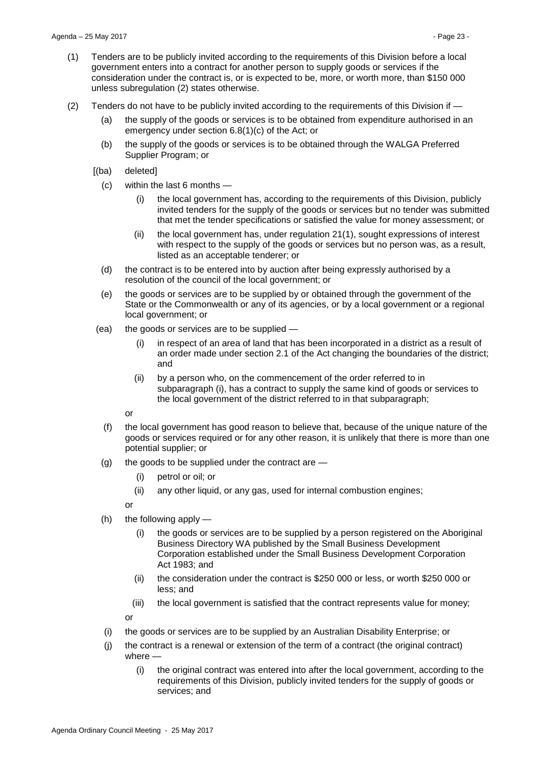(1) Tenders are to be publicly invited according to the requirements of this Division before a local government enters into a contract for another person to supply goods or services if the consideration under the contract is, or is expected to be, more, or worth more, than $150 000 unless subregulation (2) states otherwise.

(2) Tenders do not have to be publicly invited according to the requirements of this Division if —

- (a) the supply of the goods or services is to be obtained from expenditure authorised in an emergency under section 6.8(1)(c) of the Act; or
- (b) the supply of the goods or services is to be obtained through the WALGA Preferred Supplier Program; or
- [(ba) deleted]
- (c) within the last 6 months —
  - (i) the local government has, according to the requirements of this Division, publicly invited tenders for the supply of the goods or services but no tender was submitted that met the tender specifications or satisfied the value for money assessment; or
  - (ii) the local government has, under regulation 21(1), sought expressions of interest with respect to the supply of the goods or services but no person was, as a result, listed as an acceptable tenderer; or
- (d) the contract is to be entered into by auction after being expressly authorised by a resolution of the council of the local government; or
- (e) the goods or services are to be supplied by or obtained through the government of the State or the Commonwealth or any of its agencies, or by a local government or a regional local government; or
- (ea) the goods or services are to be supplied —
  - (i) in respect of an area of land that has been incorporated in a district as a result of an order made under section 2.1 of the Act changing the boundaries of the district; and
  - (ii) by a person who, on the commencement of the order referred to in subparagraph (i), has a contract to supply the same kind of goods or services to the local government of the district referred to in that subparagraph;

  or
- (f) the local government has good reason to believe that, because of the unique nature of the goods or services required or for any other reason, it is unlikely that there is more than one potential supplier; or
- (g) the goods to be supplied under the contract are —
  - (i) petrol or oil; or
  - (ii) any other liquid, or any gas, used for internal combustion engines;

  or
- (h) the following apply —
  - (i) the goods or services are to be supplied by a person registered on the Aboriginal Business Directory WA published by the Small Business Development Corporation established under the Small Business Development Corporation Act 1983; and
  - (ii) the consideration under the contract is $250 000 or less, or worth $250 000 or less; and
  - (iii) the local government is satisfied that the contract represents value for money;

  or
- (i) the goods or services are to be supplied by an Australian Disability Enterprise; or
- (j) the contract is a renewal or extension of the term of a contract (the original contract) where —
  - (i) the original contract was entered into after the local government, according to the requirements of this Division, publicly invited tenders for the supply of goods or services; and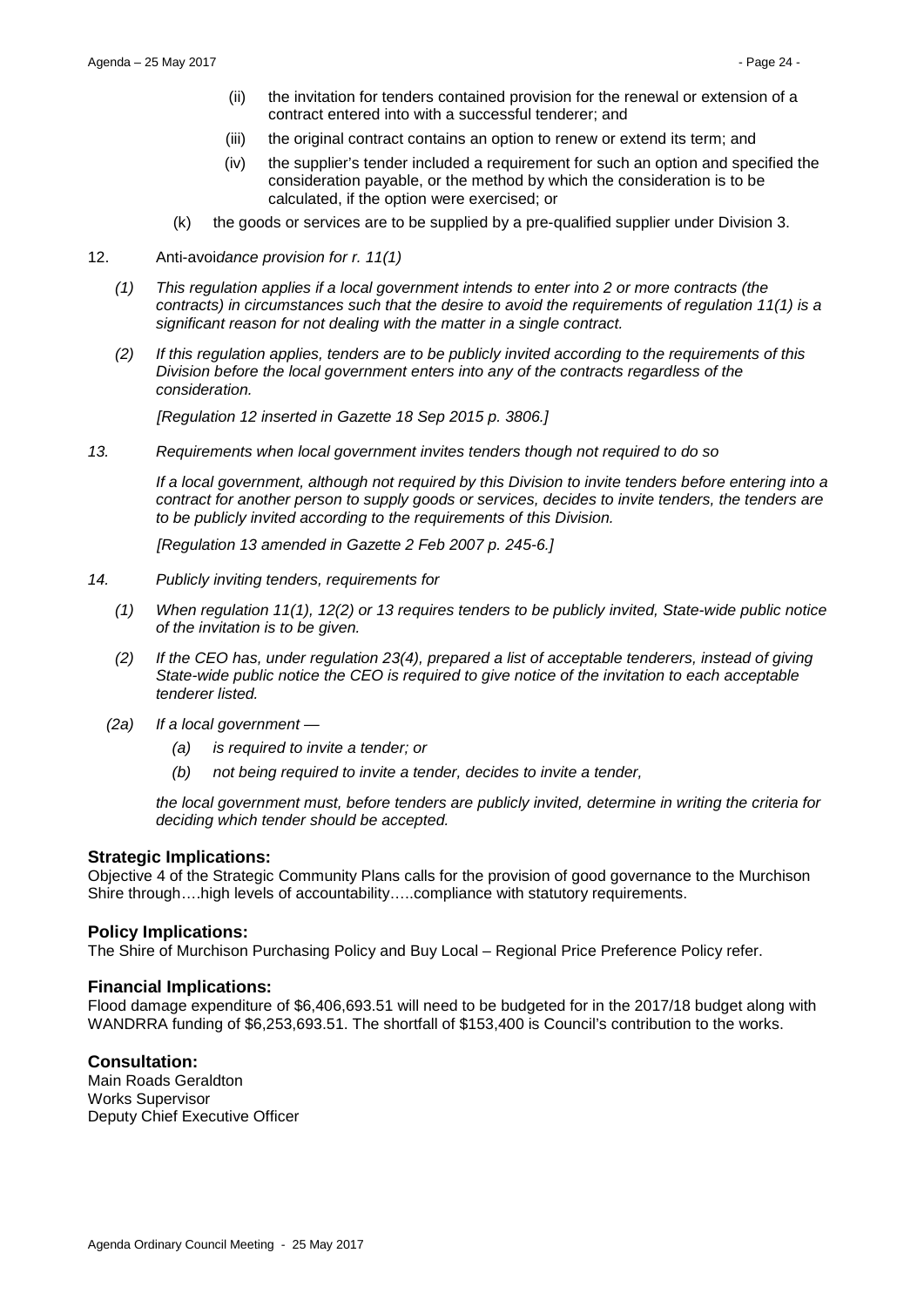(ii) the invitation for tenders contained provision for the renewal or extension of a contract entered into with a successful tenderer; and

(iii) the original contract contains an option to renew or extend its term; and

(iv) the supplier's tender included a requirement for such an option and specified the consideration payable, or the method by which the consideration is to be calculated, if the option were exercised; or

(k) the goods or services are to be supplied by a pre-qualified supplier under Division 3.

12. Anti-avoi*dance provision for r. 11(1)*

*(1) This regulation applies if a local government intends to enter into 2 or more contracts (the contracts) in circumstances such that the desire to avoid the requirements of regulation 11(1) is a significant reason for not dealing with the matter in a single contract.*

*(2) If this regulation applies, tenders are to be publicly invited according to the requirements of this Division before the local government enters into any of the contracts regardless of the consideration.*

*[Regulation 12 inserted in Gazette 18 Sep 2015 p. 3806.]*

*13. Requirements when local government invites tenders though not required to do so*

*If a local government, although not required by this Division to invite tenders before entering into a contract for another person to supply goods or services, decides to invite tenders, the tenders are to be publicly invited according to the requirements of this Division.*

*[Regulation 13 amended in Gazette 2 Feb 2007 p. 245-6.]*

*14. Publicly inviting tenders, requirements for*

*(1) When regulation 11(1), 12(2) or 13 requires tenders to be publicly invited, State-wide public notice of the invitation is to be given.*

*(2) If the CEO has, under regulation 23(4), prepared a list of acceptable tenderers, instead of giving State-wide public notice the CEO is required to give notice of the invitation to each acceptable tenderer listed.*

*(2a) If a local government —*

*(a) is required to invite a tender; or*

*(b) not being required to invite a tender, decides to invite a tender,*

*the local government must, before tenders are publicly invited, determine in writing the criteria for deciding which tender should be accepted.*

### Strategic Implications:

Objective 4 of the Strategic Community Plans calls for the provision of good governance to the Murchison Shire through….high levels of accountability…..compliance with statutory requirements.

### Policy Implications:

The Shire of Murchison Purchasing Policy and Buy Local – Regional Price Preference Policy refer.

### Financial Implications:

Flood damage expenditure of $6,406,693.51 will need to be budgeted for in the 2017/18 budget along with WANDRRA funding of $6,253,693.51. The shortfall of $153,400 is Council's contribution to the works.

### Consultation:

Main Roads Geraldton
Works Supervisor
Deputy Chief Executive Officer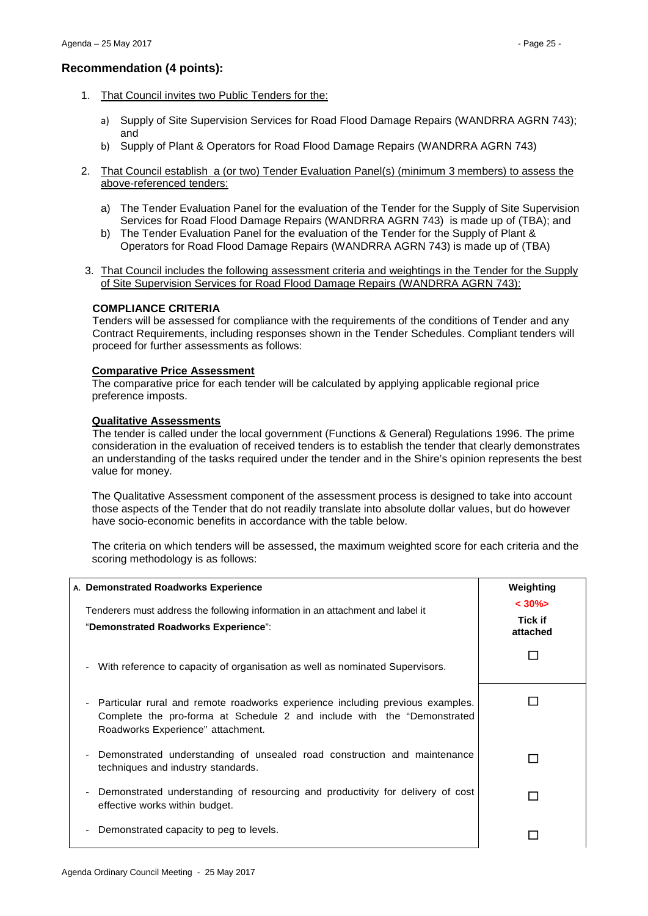## Recommendation (4 points):

1. That Council invites two Public Tenders for the:

   a) Supply of Site Supervision Services for Road Flood Damage Repairs (WANDRRA AGRN 743); and

   b) Supply of Plant & Operators for Road Flood Damage Repairs (WANDRRA AGRN 743)

2. That Council establish a (or two) Tender Evaluation Panel(s) (minimum 3 members) to assess the above-referenced tenders:

   a) The Tender Evaluation Panel for the evaluation of the Tender for the Supply of Site Supervision Services for Road Flood Damage Repairs (WANDRRA AGRN 743) is made up of (TBA); and

   b) The Tender Evaluation Panel for the evaluation of the Tender for the Supply of Plant & Operators for Road Flood Damage Repairs (WANDRRA AGRN 743) is made up of (TBA)

3. That Council includes the following assessment criteria and weightings in the Tender for the Supply of Site Supervision Services for Road Flood Damage Repairs (WANDRRA AGRN 743):

**COMPLIANCE CRITERIA**

Tenders will be assessed for compliance with the requirements of the conditions of Tender and any Contract Requirements, including responses shown in the Tender Schedules. Compliant tenders will proceed for further assessments as follows:

**Comparative Price Assessment**

The comparative price for each tender will be calculated by applying applicable regional price preference imposts.

**Qualitative Assessments**

The tender is called under the local government (Functions & General) Regulations 1996. The prime consideration in the evaluation of received tenders is to establish the tender that clearly demonstrates an understanding of the tasks required under the tender and in the Shire's opinion represents the best value for money.

The Qualitative Assessment component of the assessment process is designed to take into account those aspects of the Tender that do not readily translate into absolute dollar values, but do however have socio-economic benefits in accordance with the table below.

The criteria on which tenders will be assessed, the maximum weighted score for each criteria and the scoring methodology is as follows:

| A. Demonstrated Roadworks Experience | Weighting |
|---|---|
| Tenderers must address the following information in an attachment and label it "**Demonstrated Roadworks Experience**": | < 30%> **Tick if attached** |
| - With reference to capacity of organisation as well as nominated Supervisors. | ☐ |
| - Particular rural and remote roadworks experience including previous examples. Complete the pro-forma at Schedule 2 and include with the "Demonstrated Roadworks Experience" attachment. | ☐ |
| - Demonstrated understanding of unsealed road construction and maintenance techniques and industry standards. | ☐ |
| - Demonstrated understanding of resourcing and productivity for delivery of cost effective works within budget. | ☐ |
| - Demonstrated capacity to peg to levels. | ☐ |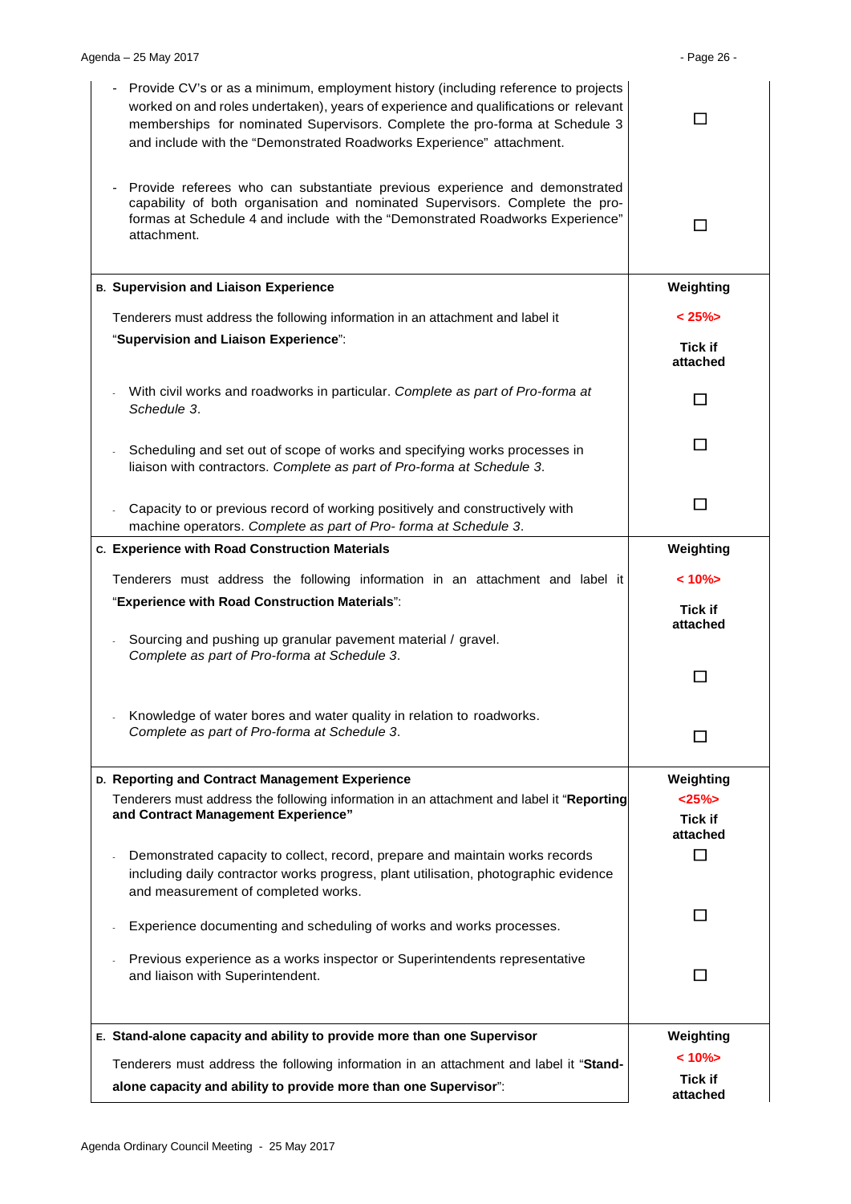| | |
|---|---|
| - Provide CV's or as a minimum, employment history (including reference to projects worked on and roles undertaken), years of experience and qualifications or relevant memberships for nominated Supervisors. Complete the pro-forma at Schedule 3 and include with the "Demonstrated Roadworks Experience" attachment. | ☐ |
| - Provide referees who can substantiate previous experience and demonstrated capability of both organisation and nominated Supervisors. Complete the pro-formas at Schedule 4 and include with the "Demonstrated Roadworks Experience" attachment. | ☐ |
| **B. Supervision and Liaison Experience** | **Weighting** |
| Tenderers must address the following information in an attachment and label it "**Supervision and Liaison Experience**": | **< 25%>** <br> **Tick if attached** |
| - With civil works and roadworks in particular. *Complete as part of Pro-forma at Schedule 3*. | ☐ |
| - Scheduling and set out of scope of works and specifying works processes in liaison with contractors. *Complete as part of Pro-forma at Schedule 3*. | ☐ |
| - Capacity to or previous record of working positively and constructively with machine operators. *Complete as part of Pro- forma at Schedule 3*. | ☐ |
| **C. Experience with Road Construction Materials** | **Weighting** |
| Tenderers must address the following information in an attachment and label it "**Experience with Road Construction Materials**": | **< 10%>** <br> **Tick if attached** |
| - Sourcing and pushing up granular pavement material / gravel. *Complete as part of Pro-forma at Schedule 3*. | ☐ |
| - Knowledge of water bores and water quality in relation to roadworks. *Complete as part of Pro-forma at Schedule 3*. | ☐ |
| **D. Reporting and Contract Management Experience** | **Weighting** |
| Tenderers must address the following information in an attachment and label it "**Reporting and Contract Management Experience"** | **<25%>** <br> **Tick if attached** |
| - Demonstrated capacity to collect, record, prepare and maintain works records including daily contractor works progress, plant utilisation, photographic evidence and measurement of completed works. | ☐ |
| - Experience documenting and scheduling of works and works processes. | ☐ |
| - Previous experience as a works inspector or Superintendents representative and liaison with Superintendent. | ☐ |
| **E. Stand-alone capacity and ability to provide more than one Supervisor** | **Weighting** |
| Tenderers must address the following information in an attachment and label it "**Stand-alone capacity and ability to provide more than one Supervisor**": | **< 10%>** <br> **Tick if attached** |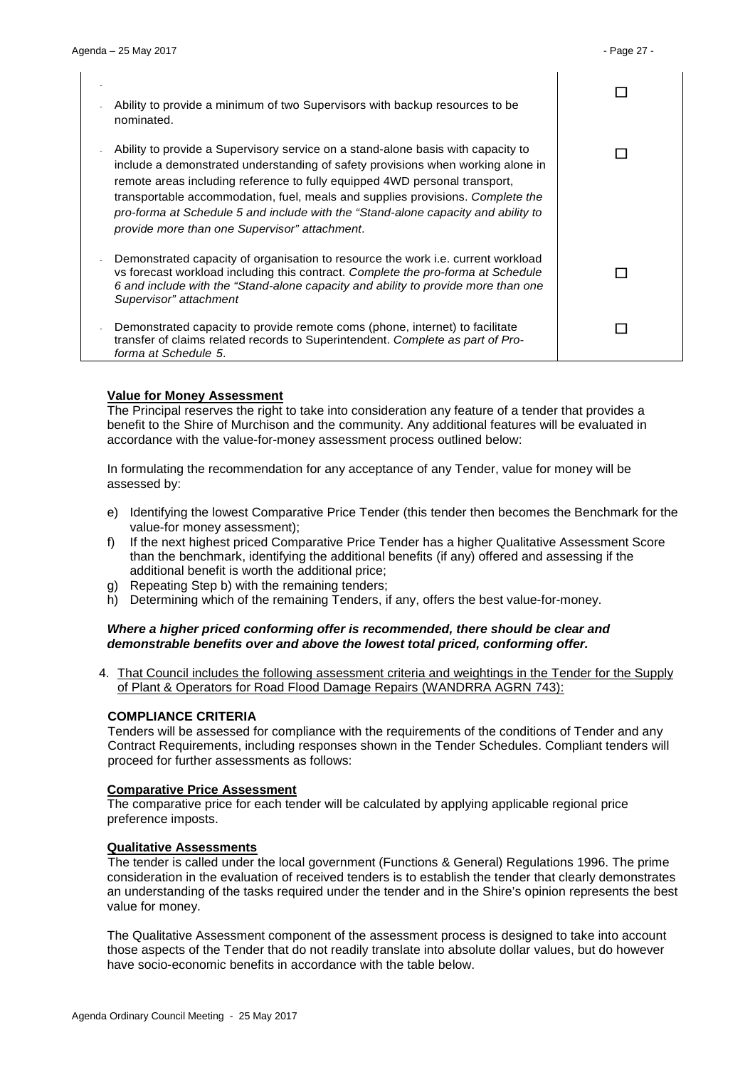| | |
|---|---|
| - Ability to provide a minimum of two Supervisors with backup resources to be nominated. | ☐ |
| - Ability to provide a Supervisory service on a stand-alone basis with capacity to include a demonstrated understanding of safety provisions when working alone in remote areas including reference to fully equipped 4WD personal transport, transportable accommodation, fuel, meals and supplies provisions. *Complete the pro-forma at Schedule 5 and include with the "Stand-alone capacity and ability to provide more than one Supervisor" attachment*. | ☐ |
| - Demonstrated capacity of organisation to resource the work i.e. current workload vs forecast workload including this contract. *Complete the pro-forma at Schedule 6 and include with the "Stand-alone capacity and ability to provide more than one Supervisor" attachment* | ☐ |
| - Demonstrated capacity to provide remote coms (phone, internet) to facilitate transfer of claims related records to Superintendent. *Complete as part of Pro-forma at Schedule 5.* | ☐ |

**Value for Money Assessment**

The Principal reserves the right to take into consideration any feature of a tender that provides a benefit to the Shire of Murchison and the community. Any additional features will be evaluated in accordance with the value-for-money assessment process outlined below:

In formulating the recommendation for any acceptance of any Tender, value for money will be assessed by:

e) Identifying the lowest Comparative Price Tender (this tender then becomes the Benchmark for the value-for money assessment);
f) If the next highest priced Comparative Price Tender has a higher Qualitative Assessment Score than the benchmark, identifying the additional benefits (if any) offered and assessing if the additional benefit is worth the additional price;
g) Repeating Step b) with the remaining tenders;
h) Determining which of the remaining Tenders, if any, offers the best value-for-money.

***Where a higher priced conforming offer is recommended, there should be clear and demonstrable benefits over and above the lowest total priced, conforming offer.***

4. That Council includes the following assessment criteria and weightings in the Tender for the Supply of Plant & Operators for Road Flood Damage Repairs (WANDRRA AGRN 743):

**COMPLIANCE CRITERIA**

Tenders will be assessed for compliance with the requirements of the conditions of Tender and any Contract Requirements, including responses shown in the Tender Schedules. Compliant tenders will proceed for further assessments as follows:

**Comparative Price Assessment**

The comparative price for each tender will be calculated by applying applicable regional price preference imposts.

**Qualitative Assessments**

The tender is called under the local government (Functions & General) Regulations 1996. The prime consideration in the evaluation of received tenders is to establish the tender that clearly demonstrates an understanding of the tasks required under the tender and in the Shire's opinion represents the best value for money.

The Qualitative Assessment component of the assessment process is designed to take into account those aspects of the Tender that do not readily translate into absolute dollar values, but do however have socio-economic benefits in accordance with the table below.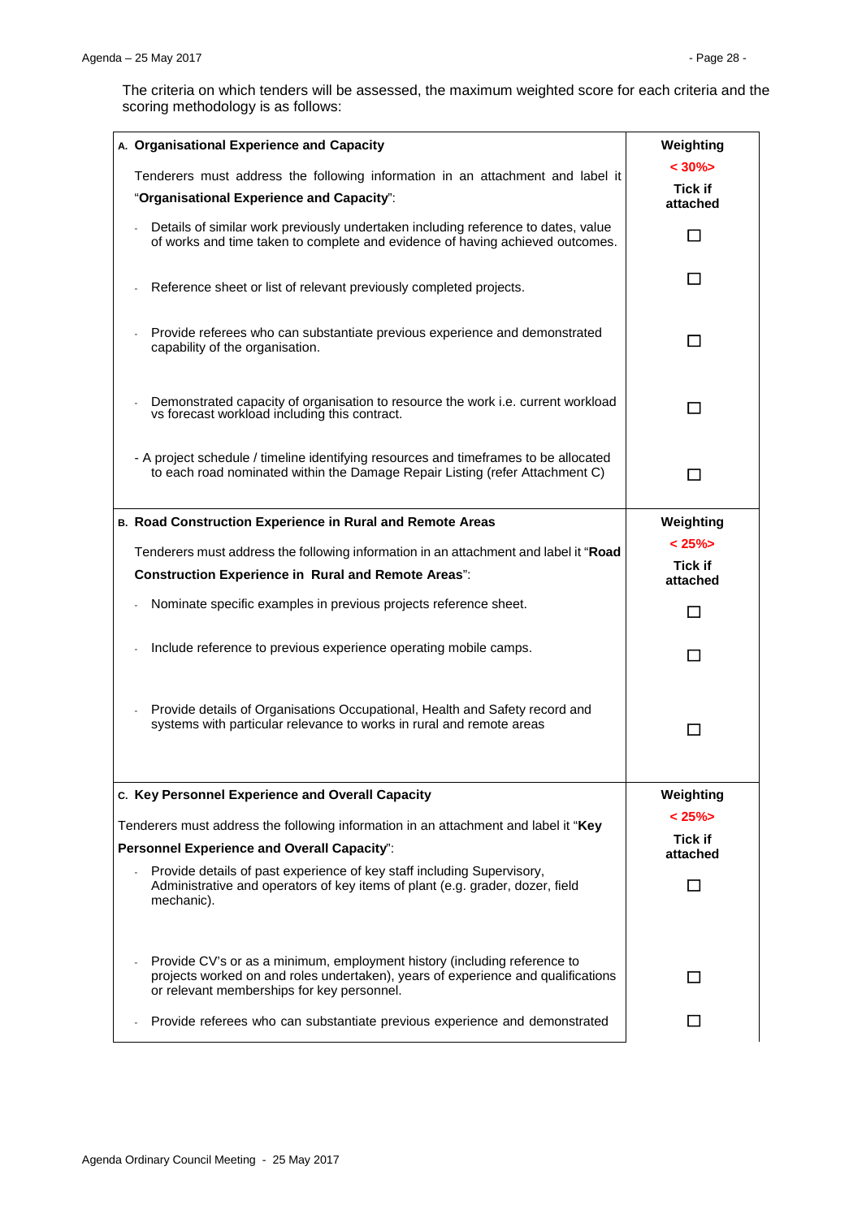The criteria on which tenders will be assessed, the maximum weighted score for each criteria and the scoring methodology is as follows:

| **A. Organisational Experience and Capacity** | **Weighting** |
|---|---|
| Tenderers must address the following information in an attachment and label it "**Organisational Experience and Capacity**": | **< 30%>** **Tick if attached** |
| - Details of similar work previously undertaken including reference to dates, value of works and time taken to complete and evidence of having achieved outcomes. | ☐ |
| - Reference sheet or list of relevant previously completed projects. | ☐ |
| - Provide referees who can substantiate previous experience and demonstrated capability of the organisation. | ☐ |
| - Demonstrated capacity of organisation to resource the work i.e. current workload vs forecast workload including this contract. | ☐ |
| - A project schedule / timeline identifying resources and timeframes to be allocated to each road nominated within the Damage Repair Listing (refer Attachment C) | ☐ |
| **B. Road Construction Experience in Rural and Remote Areas** | **Weighting** |
| Tenderers must address the following information in an attachment and label it "**Road Construction Experience in Rural and Remote Areas**": | **< 25%>** **Tick if attached** |
| - Nominate specific examples in previous projects reference sheet. | ☐ |
| - Include reference to previous experience operating mobile camps. | ☐ |
| - Provide details of Organisations Occupational, Health and Safety record and systems with particular relevance to works in rural and remote areas | ☐ |
| **C. Key Personnel Experience and Overall Capacity** | **Weighting** |
| Tenderers must address the following information in an attachment and label it "**Key Personnel Experience and Overall Capacity**": | **< 25%>** **Tick if attached** |
| - Provide details of past experience of key staff including Supervisory, Administrative and operators of key items of plant (e.g. grader, dozer, field mechanic). | ☐ |
| - Provide CV's or as a minimum, employment history (including reference to projects worked on and roles undertaken), years of experience and qualifications or relevant memberships for key personnel. | ☐ |
| - Provide referees who can substantiate previous experience and demonstrated | ☐ |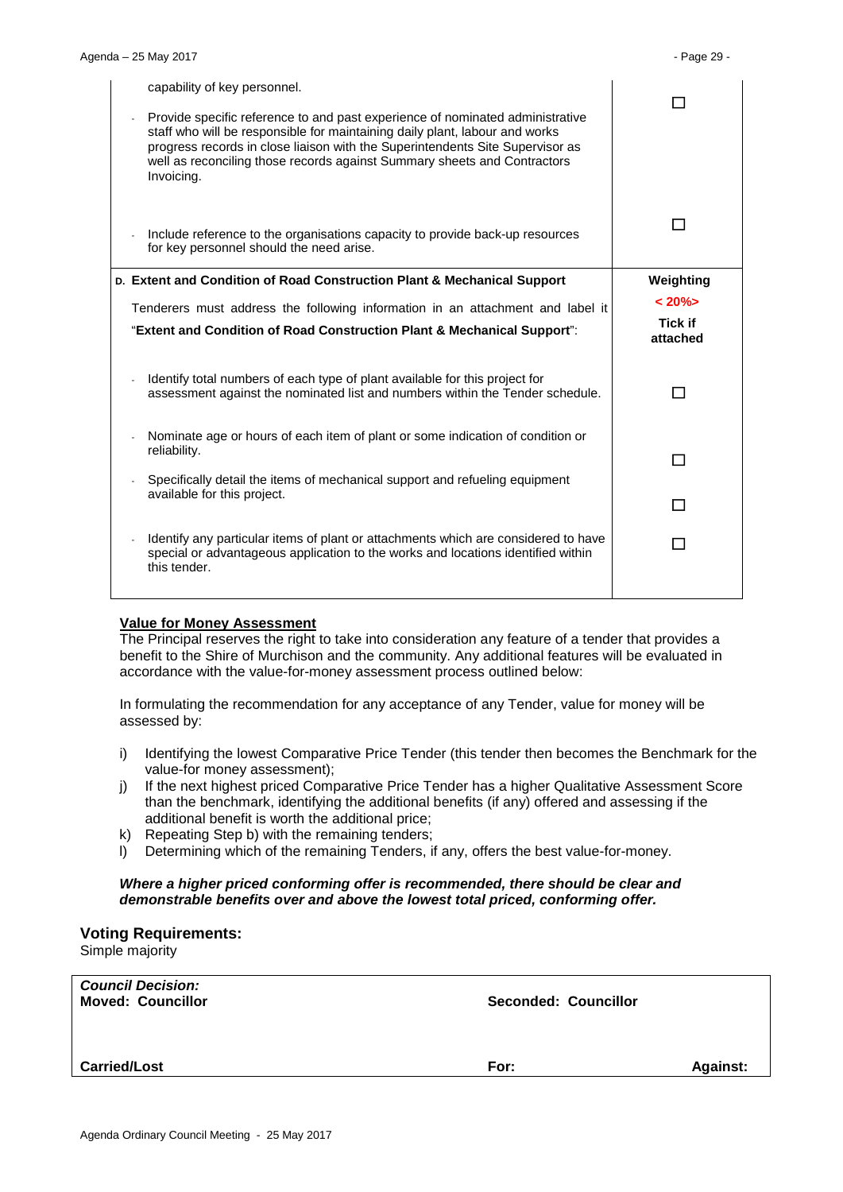| | |
|---|---|
| capability of key personnel.<br><br>- Provide specific reference to and past experience of nominated administrative staff who will be responsible for maintaining daily plant, labour and works progress records in close liaison with the Superintendents Site Supervisor as well as reconciling those records against Summary sheets and Contractors Invoicing.<br><br>- Include reference to the organisations capacity to provide back-up resources for key personnel should the need arise. | ☐<br><br>☐ |
| **D. Extent and Condition of Road Construction Plant & Mechanical Support**<br><br>Tenderers must address the following information in an attachment and label it "**Extent and Condition of Road Construction Plant & Mechanical Support**":<br><br>- Identify total numbers of each type of plant available for this project for assessment against the nominated list and numbers within the Tender schedule.<br><br>- Nominate age or hours of each item of plant or some indication of condition or reliability.<br><br>- Specifically detail the items of mechanical support and refueling equipment available for this project.<br><br>- Identify any particular items of plant or attachments which are considered to have special or advantageous application to the works and locations identified within this tender. | **Weighting**<br>**< 20%>**<br>**Tick if attached**<br><br>☐<br><br>☐<br><br>☐<br><br>☐ |

**Value for Money Assessment**

The Principal reserves the right to take into consideration any feature of a tender that provides a benefit to the Shire of Murchison and the community. Any additional features will be evaluated in accordance with the value-for-money assessment process outlined below:

In formulating the recommendation for any acceptance of any Tender, value for money will be assessed by:

i) Identifying the lowest Comparative Price Tender (this tender then becomes the Benchmark for the value-for money assessment);
j) If the next highest priced Comparative Price Tender has a higher Qualitative Assessment Score than the benchmark, identifying the additional benefits (if any) offered and assessing if the additional benefit is worth the additional price;
k) Repeating Step b) with the remaining tenders;
l) Determining which of the remaining Tenders, if any, offers the best value-for-money.

***Where a higher priced conforming offer is recommended, there should be clear and demonstrable benefits over and above the lowest total priced, conforming offer.***

## Voting Requirements:

Simple majority

| ***Council Decision:***<br>**Moved: Councillor** | **Seconded: Councillor** | |
|---|---|---|
| **Carried/Lost** | **For:** | **Against:** |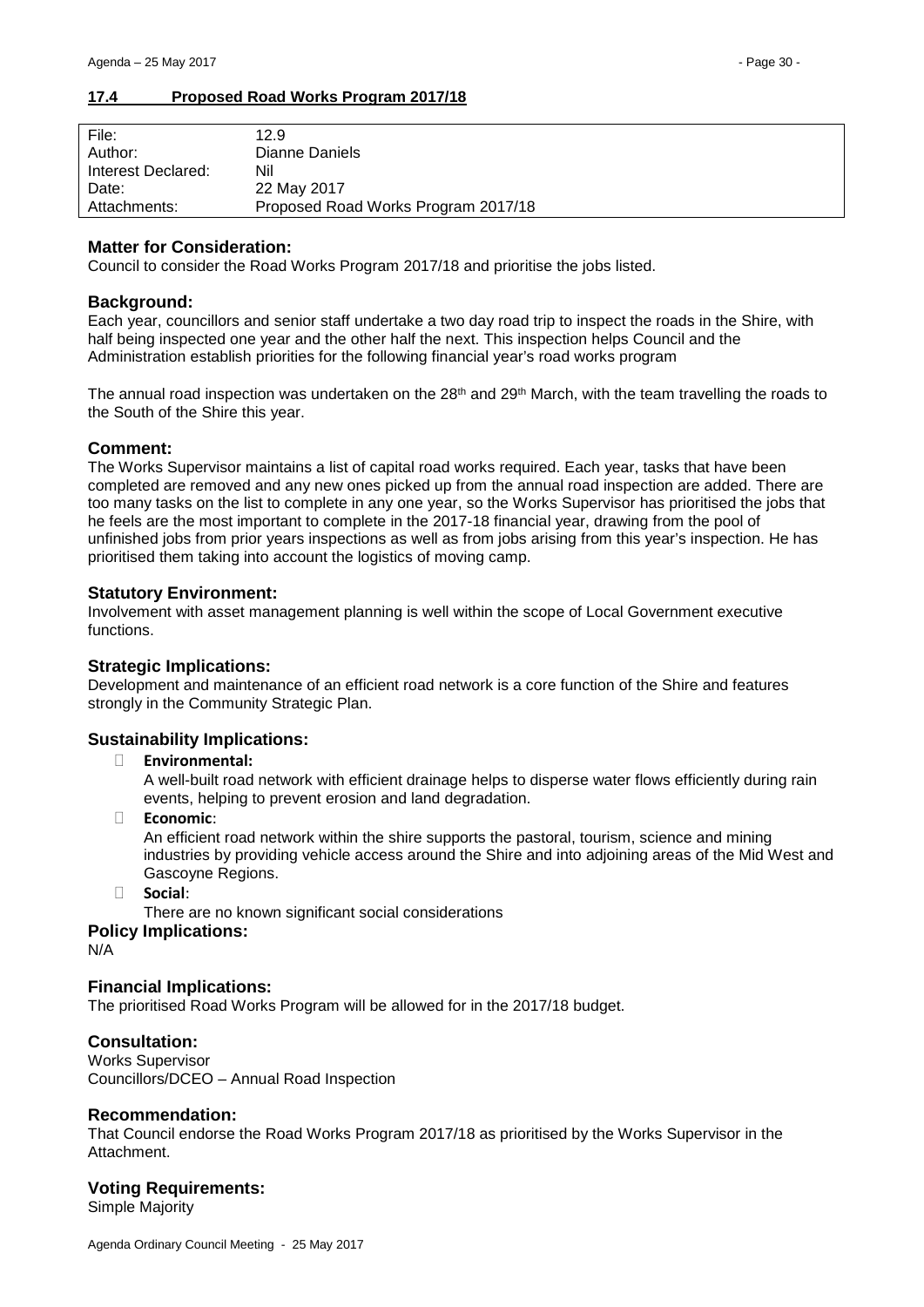## 17.4 Proposed Road Works Program 2017/18

| | |
|---|---|
| File: | 12.9 |
| Author: | Dianne Daniels |
| Interest Declared: | Nil |
| Date: | 22 May 2017 |
| Attachments: | Proposed Road Works Program 2017/18 |

### Matter for Consideration:

Council to consider the Road Works Program 2017/18 and prioritise the jobs listed.

### Background:

Each year, councillors and senior staff undertake a two day road trip to inspect the roads in the Shire, with half being inspected one year and the other half the next. This inspection helps Council and the Administration establish priorities for the following financial year's road works program

The annual road inspection was undertaken on the 28th and 29th March, with the team travelling the roads to the South of the Shire this year.

### Comment:

The Works Supervisor maintains a list of capital road works required. Each year, tasks that have been completed are removed and any new ones picked up from the annual road inspection are added. There are too many tasks on the list to complete in any one year, so the Works Supervisor has prioritised the jobs that he feels are the most important to complete in the 2017-18 financial year, drawing from the pool of unfinished jobs from prior years inspections as well as from jobs arising from this year's inspection. He has prioritised them taking into account the logistics of moving camp.

### Statutory Environment:

Involvement with asset management planning is well within the scope of Local Government executive functions.

### Strategic Implications:

Development and maintenance of an efficient road network is a core function of the Shire and features strongly in the Community Strategic Plan.

### Sustainability Implications:

- **Environmental:**
  A well-built road network with efficient drainage helps to disperse water flows efficiently during rain events, helping to prevent erosion and land degradation.
- **Economic**:
  An efficient road network within the shire supports the pastoral, tourism, science and mining industries by providing vehicle access around the Shire and into adjoining areas of the Mid West and Gascoyne Regions.
- **Social**:
  There are no known significant social considerations

### Policy Implications:

N/A

### Financial Implications:

The prioritised Road Works Program will be allowed for in the 2017/18 budget.

### Consultation:

Works Supervisor
Councillors/DCEO – Annual Road Inspection

### Recommendation:

That Council endorse the Road Works Program 2017/18 as prioritised by the Works Supervisor in the Attachment.

### Voting Requirements:

Simple Majority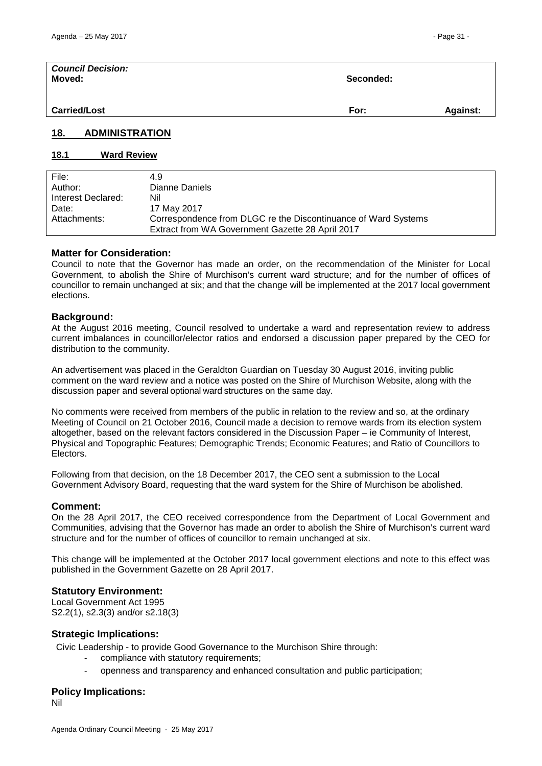| *Council Decision:* | | |
|---|---|---|
| **Moved:** | **Seconded:** | |
| **Carried/Lost** | **For:** | **Against:** |

## 18. ADMINISTRATION

### 18.1 Ward Review

| | |
|---|---|
| File: | 4.9 |
| Author: | Dianne Daniels |
| Interest Declared: | Nil |
| Date: | 17 May 2017 |
| Attachments: | Correspondence from DLGC re the Discontinuance of Ward Systems<br>Extract from WA Government Gazette 28 April 2017 |

**Matter for Consideration:**

Council to note that the Governor has made an order, on the recommendation of the Minister for Local Government, to abolish the Shire of Murchison's current ward structure; and for the number of offices of councillor to remain unchanged at six; and that the change will be implemented at the 2017 local government elections.

**Background:**

At the August 2016 meeting, Council resolved to undertake a ward and representation review to address current imbalances in councillor/elector ratios and endorsed a discussion paper prepared by the CEO for distribution to the community.

An advertisement was placed in the Geraldton Guardian on Tuesday 30 August 2016, inviting public comment on the ward review and a notice was posted on the Shire of Murchison Website, along with the discussion paper and several optional ward structures on the same day.

No comments were received from members of the public in relation to the review and so, at the ordinary Meeting of Council on 21 October 2016, Council made a decision to remove wards from its election system altogether, based on the relevant factors considered in the Discussion Paper – ie Community of Interest, Physical and Topographic Features; Demographic Trends; Economic Features; and Ratio of Councillors to Electors.

Following from that decision, on the 18 December 2017, the CEO sent a submission to the Local Government Advisory Board, requesting that the ward system for the Shire of Murchison be abolished.

**Comment:**

On the 28 April 2017, the CEO received correspondence from the Department of Local Government and Communities, advising that the Governor has made an order to abolish the Shire of Murchison's current ward structure and for the number of offices of councillor to remain unchanged at six.

This change will be implemented at the October 2017 local government elections and note to this effect was published in the Government Gazette on 28 April 2017.

**Statutory Environment:**

Local Government Act 1995
S2.2(1), s2.3(3) and/or s2.18(3)

**Strategic Implications:**

Civic Leadership - to provide Good Governance to the Murchison Shire through:

- compliance with statutory requirements;
- openness and transparency and enhanced consultation and public participation;

**Policy Implications:**

Nil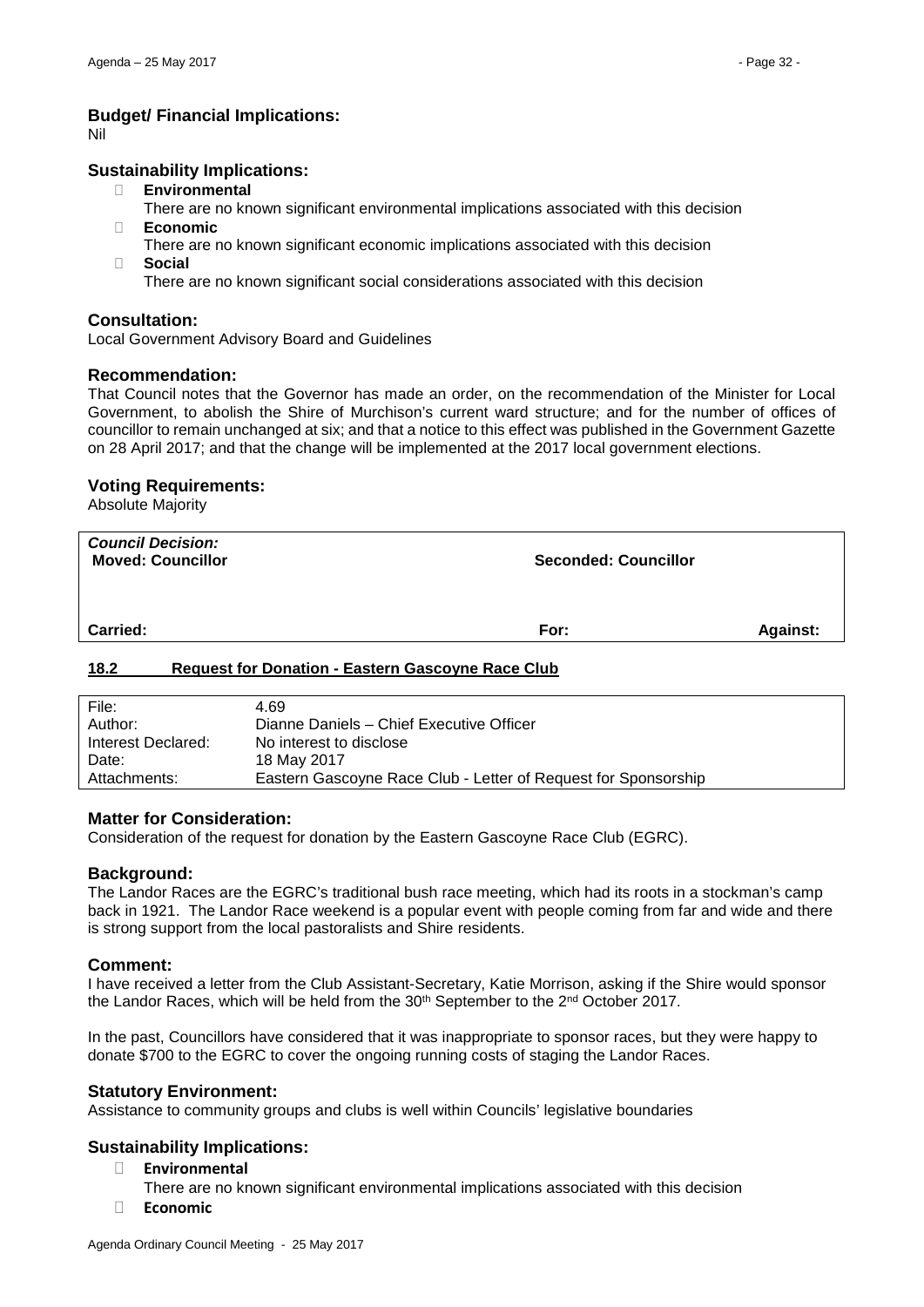### Budget/ Financial Implications:

Nil

### Sustainability Implications:

- **Environmental**
  There are no known significant environmental implications associated with this decision
- **Economic**
  There are no known significant economic implications associated with this decision
- **Social**
  There are no known significant social considerations associated with this decision

### Consultation:

Local Government Advisory Board and Guidelines

### Recommendation:

That Council notes that the Governor has made an order, on the recommendation of the Minister for Local Government, to abolish the Shire of Murchison's current ward structure; and for the number of offices of councillor to remain unchanged at six; and that a notice to this effect was published in the Government Gazette on 28 April 2017; and that the change will be implemented at the 2017 local government elections.

### Voting Requirements:

Absolute Majority

| ***Council Decision:*** **Moved: Councillor** | **Seconded: Councillor** | |
|---|---|---|
| **Carried:** | **For:** | **Against:** |

## 18.2 Request for Donation - Eastern Gascoyne Race Club

| | |
|---|---|
| File: | 4.69 |
| Author: | Dianne Daniels – Chief Executive Officer |
| Interest Declared: | No interest to disclose |
| Date: | 18 May 2017 |
| Attachments: | Eastern Gascoyne Race Club - Letter of Request for Sponsorship |

### Matter for Consideration:

Consideration of the request for donation by the Eastern Gascoyne Race Club (EGRC).

### Background:

The Landor Races are the EGRC's traditional bush race meeting, which had its roots in a stockman's camp back in 1921. The Landor Race weekend is a popular event with people coming from far and wide and there is strong support from the local pastoralists and Shire residents.

### Comment:

I have received a letter from the Club Assistant-Secretary, Katie Morrison, asking if the Shire would sponsor the Landor Races, which will be held from the 30th September to the 2nd October 2017.

In the past, Councillors have considered that it was inappropriate to sponsor races, but they were happy to donate $700 to the EGRC to cover the ongoing running costs of staging the Landor Races.

### Statutory Environment:

Assistance to community groups and clubs is well within Councils' legislative boundaries

### Sustainability Implications:

- **Environmental**
  There are no known significant environmental implications associated with this decision
- **Economic**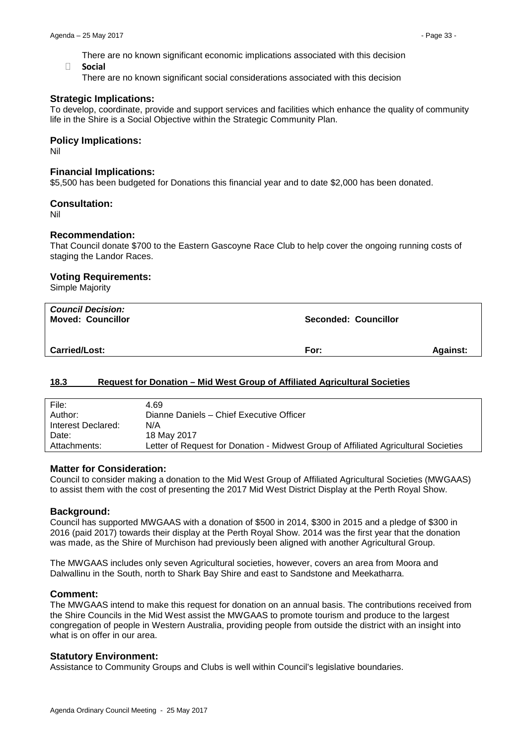There are no known significant economic implications associated with this decision

- **Social**

  There are no known significant social considerations associated with this decision

### Strategic Implications:

To develop, coordinate, provide and support services and facilities which enhance the quality of community life in the Shire is a Social Objective within the Strategic Community Plan.

### Policy Implications:

Nil

### Financial Implications:

$5,500 has been budgeted for Donations this financial year and to date $2,000 has been donated.

### Consultation:

Nil

### Recommendation:

That Council donate $700 to the Eastern Gascoyne Race Club to help cover the ongoing running costs of staging the Landor Races.

### Voting Requirements:

Simple Majority

| *Council Decision:* **Moved: Councillor** | **Seconded: Councillor** | |
|---|---|---|
| **Carried/Lost:** | **For:** | **Against:** |

## 18.3 Request for Donation – Mid West Group of Affiliated Agricultural Societies

| | |
|---|---|
| File: | 4.69 |
| Author: | Dianne Daniels – Chief Executive Officer |
| Interest Declared: | N/A |
| Date: | 18 May 2017 |
| Attachments: | Letter of Request for Donation - Midwest Group of Affiliated Agricultural Societies |

### Matter for Consideration:

Council to consider making a donation to the Mid West Group of Affiliated Agricultural Societies (MWGAAS) to assist them with the cost of presenting the 2017 Mid West District Display at the Perth Royal Show.

### Background:

Council has supported MWGAAS with a donation of $500 in 2014, $300 in 2015 and a pledge of $300 in 2016 (paid 2017) towards their display at the Perth Royal Show. 2014 was the first year that the donation was made, as the Shire of Murchison had previously been aligned with another Agricultural Group.

The MWGAAS includes only seven Agricultural societies, however, covers an area from Moora and Dalwallinu in the South, north to Shark Bay Shire and east to Sandstone and Meekatharra.

### Comment:

The MWGAAS intend to make this request for donation on an annual basis. The contributions received from the Shire Councils in the Mid West assist the MWGAAS to promote tourism and produce to the largest congregation of people in Western Australia, providing people from outside the district with an insight into what is on offer in our area.

### Statutory Environment:

Assistance to Community Groups and Clubs is well within Council's legislative boundaries.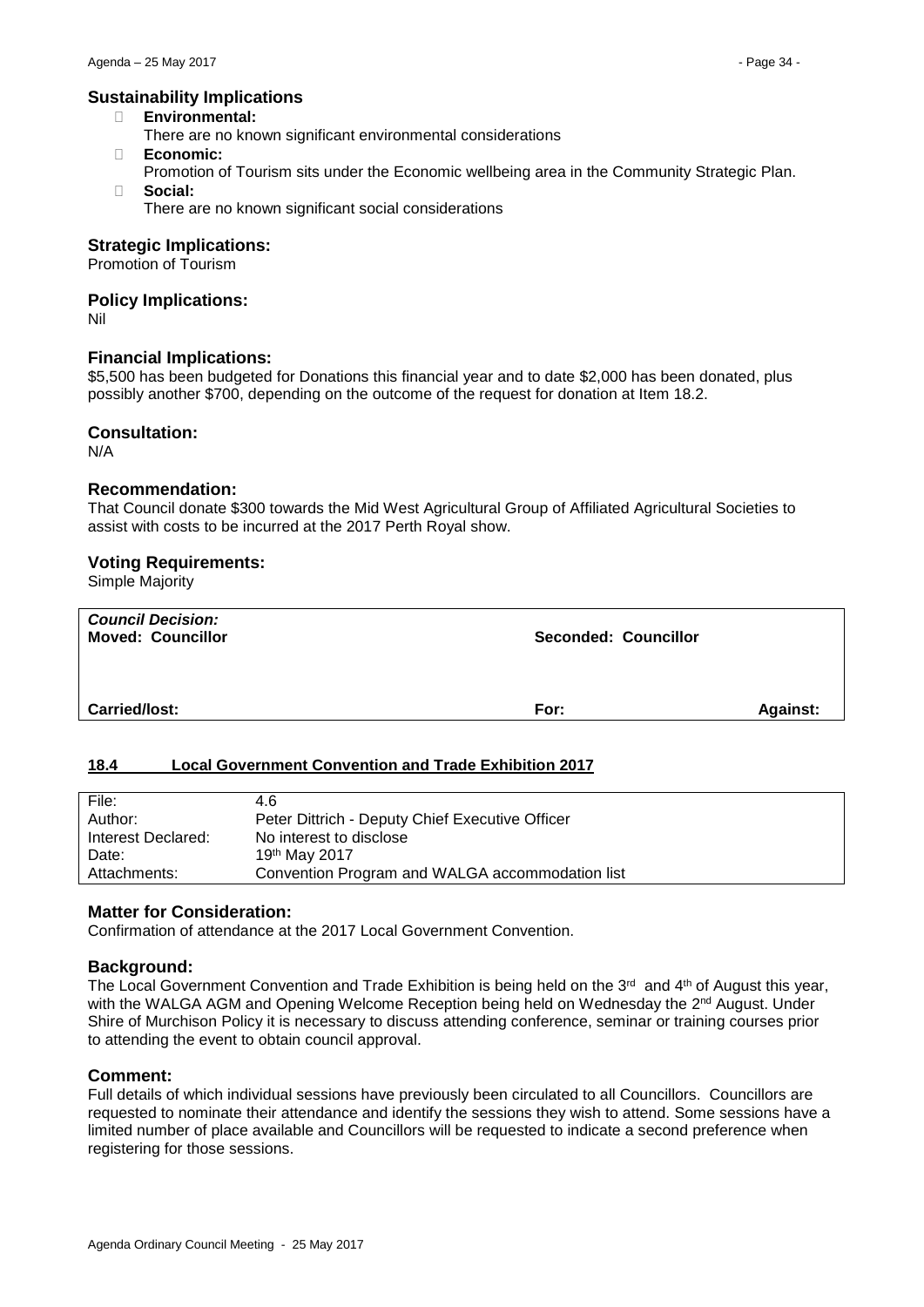### Sustainability Implications

- **Environmental:**
  There are no known significant environmental considerations
- **Economic:**
  Promotion of Tourism sits under the Economic wellbeing area in the Community Strategic Plan.
- **Social:**
  There are no known significant social considerations

### Strategic Implications:

Promotion of Tourism

### Policy Implications:

Nil

### Financial Implications:

$5,500 has been budgeted for Donations this financial year and to date $2,000 has been donated, plus possibly another $700, depending on the outcome of the request for donation at Item 18.2.

### Consultation:

N/A

### Recommendation:

That Council donate $300 towards the Mid West Agricultural Group of Affiliated Agricultural Societies to assist with costs to be incurred at the 2017 Perth Royal show.

### Voting Requirements:

Simple Majority

| ***Council Decision:*** **Moved: Councillor** | **Seconded: Councillor** | |
|---|---|---|
| **Carried/lost:** | **For:** | **Against:** |

## 18.4 Local Government Convention and Trade Exhibition 2017

| | |
|---|---|
| File: | 4.6 |
| Author: | Peter Dittrich - Deputy Chief Executive Officer |
| Interest Declared: | No interest to disclose |
| Date: | 19th May 2017 |
| Attachments: | Convention Program and WALGA accommodation list |

### Matter for Consideration:

Confirmation of attendance at the 2017 Local Government Convention.

### Background:

The Local Government Convention and Trade Exhibition is being held on the 3rd and 4th of August this year, with the WALGA AGM and Opening Welcome Reception being held on Wednesday the 2nd August. Under Shire of Murchison Policy it is necessary to discuss attending conference, seminar or training courses prior to attending the event to obtain council approval.

### Comment:

Full details of which individual sessions have previously been circulated to all Councillors. Councillors are requested to nominate their attendance and identify the sessions they wish to attend. Some sessions have a limited number of place available and Councillors will be requested to indicate a second preference when registering for those sessions.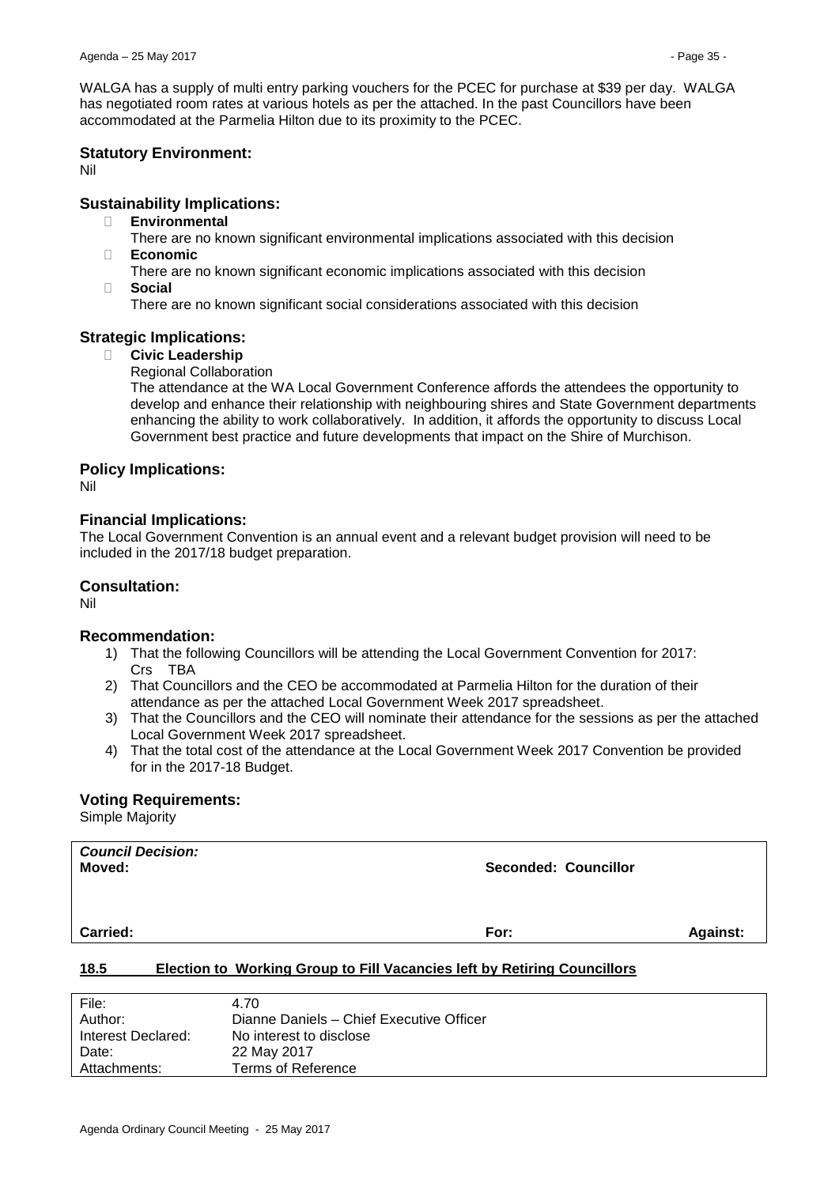WALGA has a supply of multi entry parking vouchers for the PCEC for purchase at $39 per day. WALGA has negotiated room rates at various hotels as per the attached. In the past Councillors have been accommodated at the Parmelia Hilton due to its proximity to the PCEC.

### Statutory Environment:

Nil

### Sustainability Implications:

- **Environmental**
  There are no known significant environmental implications associated with this decision
- **Economic**
  There are no known significant economic implications associated with this decision
- **Social**
  There are no known significant social considerations associated with this decision

### Strategic Implications:

- **Civic Leadership**
  Regional Collaboration
  The attendance at the WA Local Government Conference affords the attendees the opportunity to develop and enhance their relationship with neighbouring shires and State Government departments enhancing the ability to work collaboratively. In addition, it affords the opportunity to discuss Local Government best practice and future developments that impact on the Shire of Murchison.

### Policy Implications:

Nil

### Financial Implications:

The Local Government Convention is an annual event and a relevant budget provision will need to be included in the 2017/18 budget preparation.

### Consultation:

Nil

### Recommendation:

1) That the following Councillors will be attending the Local Government Convention for 2017:
   Crs TBA
2) That Councillors and the CEO be accommodated at Parmelia Hilton for the duration of their attendance as per the attached Local Government Week 2017 spreadsheet.
3) That the Councillors and the CEO will nominate their attendance for the sessions as per the attached Local Government Week 2017 spreadsheet.
4) That the total cost of the attendance at the Local Government Week 2017 Convention be provided for in the 2017-18 Budget.

### Voting Requirements:

Simple Majority

| ***Council Decision:*** **Moved:** | **Seconded: Councillor** | |
|---|---|---|
| **Carried:** | **For:** | **Against:** |

## 18.5 Election to Working Group to Fill Vacancies left by Retiring Councillors

| | |
|---|---|
| File: | 4.70 |
| Author: | Dianne Daniels – Chief Executive Officer |
| Interest Declared: | No interest to disclose |
| Date: | 22 May 2017 |
| Attachments: | Terms of Reference |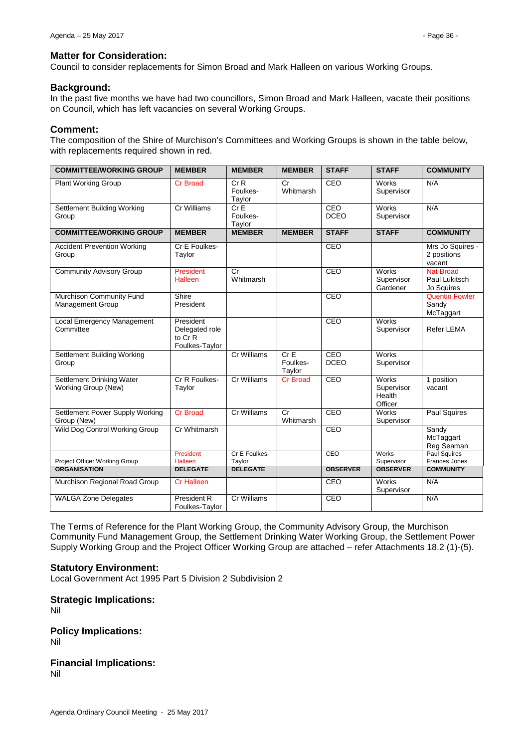### Matter for Consideration:

Council to consider replacements for Simon Broad and Mark Halleen on various Working Groups.

### Background:

In the past five months we have had two councillors, Simon Broad and Mark Halleen, vacate their positions on Council, which has left vacancies on several Working Groups.

### Comment:

The composition of the Shire of Murchison's Committees and Working Groups is shown in the table below, with replacements required shown in red.

| COMMITTEE/WORKING GROUP | MEMBER | MEMBER | MEMBER | STAFF | STAFF | COMMUNITY |
|---|---|---|---|---|---|---|
| Plant Working Group | Cr Broad | Cr R Foulkes-Taylor | Cr Whitmarsh | CEO | Works Supervisor | N/A |
| Settlement Building Working Group | Cr Williams | Cr E Foulkes-Taylor | | CEO DCEO | Works Supervisor | N/A |
| **COMMITTEE/WORKING GROUP** | **MEMBER** | **MEMBER** | **MEMBER** | **STAFF** | **STAFF** | **COMMUNITY** |
| Accident Prevention Working Group | Cr E Foulkes-Taylor | | | CEO | | Mrs Jo Squires - 2 positions vacant |
| Community Advisory Group | President Halleen | Cr Whitmarsh | | CEO | Works Supervisor Gardener | Nat Broad Paul Lukitsch Jo Squires |
| Murchison Community Fund Management Group | Shire President | | | CEO | | Quentin Fowler Sandy McTaggart |
| Local Emergency Management Committee | President Delegated role to Cr R Foulkes-Taylor | | | CEO | Works Supervisor | Refer LEMA |
| Settlement Building Working Group | | Cr Williams | Cr E Foulkes-Taylor | CEO DCEO | Works Supervisor | |
| Settlement Drinking Water Working Group (New) | Cr R Foulkes-Taylor | Cr Williams | Cr Broad | CEO | Works Supervisor Health Officer | 1 position vacant |
| Settlement Power Supply Working Group (New) | Cr Broad | Cr Williams | Cr Whitmarsh | CEO | Works Supervisor | Paul Squires |
| Wild Dog Control Working Group | Cr Whitmarsh | | | CEO | | Sandy McTaggart Reg Seaman |
| Project Officer Working Group | President Halleen | Cr E Foulkes-Taylor | | CEO | Works Supervisor | Paul Squires Frances Jones |
| **ORGANISATION** | **DELEGATE** | **DELEGATE** | | **OBSERVER** | **OBSERVER** | **COMMUNITY** |
| Murchison Regional Road Group | Cr Halleen | | | CEO | Works Supervisor | N/A |
| WALGA Zone Delegates | President R Foulkes-Taylor | Cr Williams | | CEO | | N/A |

The Terms of Reference for the Plant Working Group, the Community Advisory Group, the Murchison Community Fund Management Group, the Settlement Drinking Water Working Group, the Settlement Power Supply Working Group and the Project Officer Working Group are attached – refer Attachments 18.2 (1)-(5).

### Statutory Environment:

Local Government Act 1995 Part 5 Division 2 Subdivision 2

### Strategic Implications:

Nil

### Policy Implications:

Nil

### Financial Implications:

Nil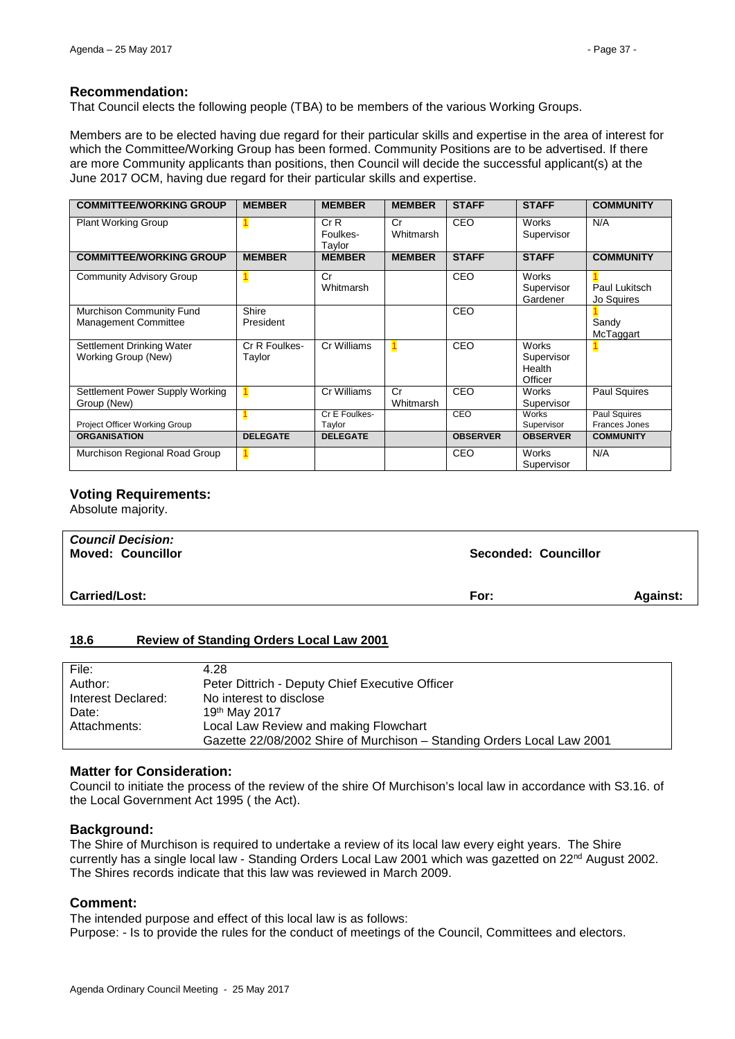### Recommendation:

That Council elects the following people (TBA) to be members of the various Working Groups.

Members are to be elected having due regard for their particular skills and expertise in the area of interest for which the Committee/Working Group has been formed. Community Positions are to be advertised. If there are more Community applicants than positions, then Council will decide the successful applicant(s) at the June 2017 OCM, having due regard for their particular skills and expertise.

| COMMITTEE/WORKING GROUP | MEMBER | MEMBER | MEMBER | STAFF | STAFF | COMMUNITY |
|---|---|---|---|---|---|---|
| Plant Working Group | 1 | Cr R Foulkes-Taylor | Cr Whitmarsh | CEO | Works Supervisor | N/A |
| **COMMITTEE/WORKING GROUP** | **MEMBER** | **MEMBER** | **MEMBER** | **STAFF** | **STAFF** | **COMMUNITY** |
| Community Advisory Group | 1 | Cr Whitmarsh | | CEO | Works Supervisor Gardener | 1 Paul Lukitsch Jo Squires |
| Murchison Community Fund Management Committee | Shire President | | | CEO | | 1 Sandy McTaggart |
| Settlement Drinking Water Working Group (New) | Cr R Foulkes-Taylor | Cr Williams | 1 | CEO | Works Supervisor Health Officer | 1 |
| Settlement Power Supply Working Group (New) | 1 | Cr Williams | Cr Whitmarsh | CEO | Works Supervisor | Paul Squires |
| Project Officer Working Group | 1 | Cr E Foulkes-Taylor | | CEO | Works Supervisor | Paul Squires Frances Jones |
| **ORGANISATION** | **DELEGATE** | **DELEGATE** | | **OBSERVER** | **OBSERVER** | **COMMUNITY** |
| Murchison Regional Road Group | 1 | | | CEO | Works Supervisor | N/A |

### Voting Requirements:

Absolute majority.

| ***Council Decision:*** **Moved: Councillor** | **Seconded: Councillor** | |
|---|---|---|
| **Carried/Lost:** | **For:** | **Against:** |

### 18.6 Review of Standing Orders Local Law 2001

| | |
|---|---|
| File: | 4.28 |
| Author: | Peter Dittrich - Deputy Chief Executive Officer |
| Interest Declared: | No interest to disclose |
| Date: | 19th May 2017 |
| Attachments: | Local Law Review and making Flowchart<br>Gazette 22/08/2002 Shire of Murchison – Standing Orders Local Law 2001 |

### Matter for Consideration:

Council to initiate the process of the review of the shire Of Murchison's local law in accordance with S3.16. of the Local Government Act 1995 ( the Act).

### Background:

The Shire of Murchison is required to undertake a review of its local law every eight years. The Shire currently has a single local law - Standing Orders Local Law 2001 which was gazetted on 22nd August 2002. The Shires records indicate that this law was reviewed in March 2009.

### Comment:

The intended purpose and effect of this local law is as follows:

Purpose: - Is to provide the rules for the conduct of meetings of the Council, Committees and electors.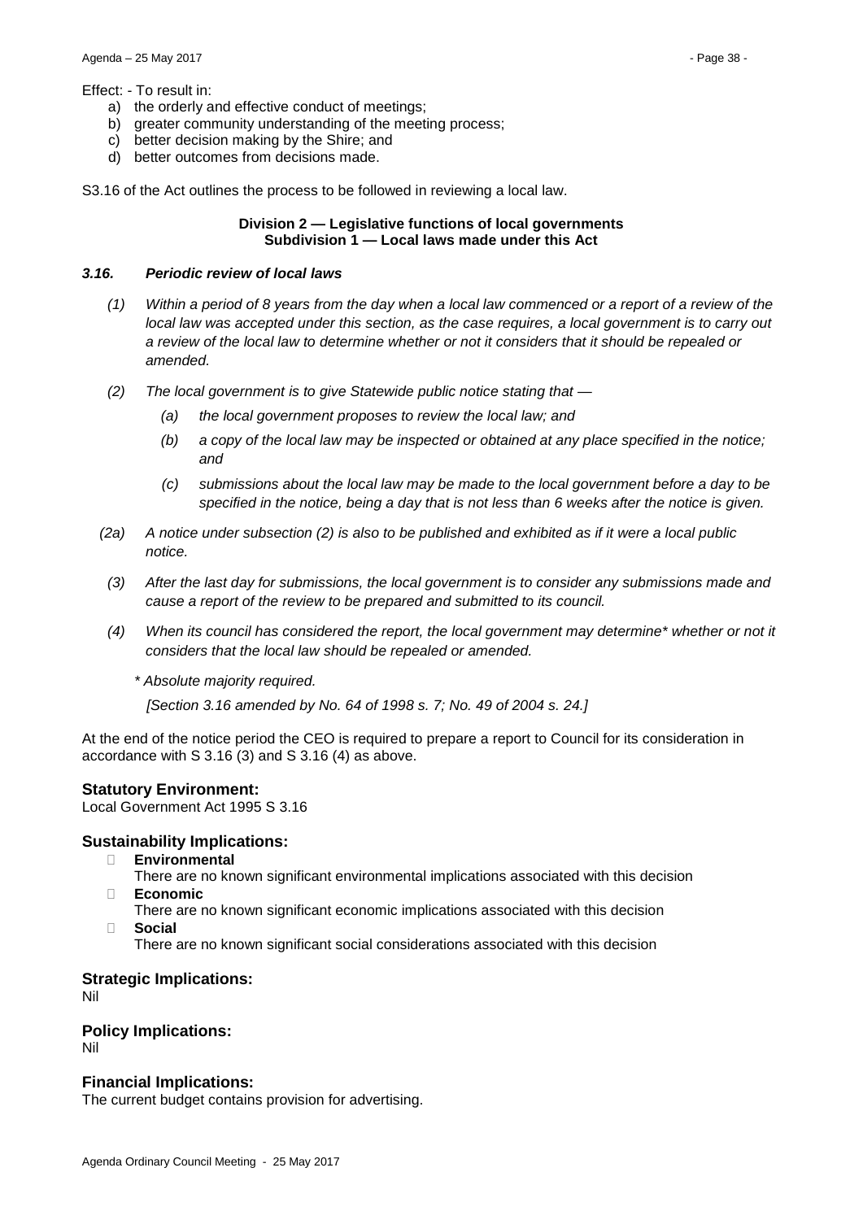Effect: - To result in:

a) the orderly and effective conduct of meetings;
b) greater community understanding of the meeting process;
c) better decision making by the Shire; and
d) better outcomes from decisions made.

S3.16 of the Act outlines the process to be followed in reviewing a local law.

**Division 2 — Legislative functions of local governments**
**Subdivision 1 — Local laws made under this Act**

***3.16. Periodic review of local laws***

*(1) Within a period of 8 years from the day when a local law commenced or a report of a review of the local law was accepted under this section, as the case requires, a local government is to carry out a review of the local law to determine whether or not it considers that it should be repealed or amended.*

*(2) The local government is to give Statewide public notice stating that —*

*(a) the local government proposes to review the local law; and*

*(b) a copy of the local law may be inspected or obtained at any place specified in the notice; and*

*(c) submissions about the local law may be made to the local government before a day to be specified in the notice, being a day that is not less than 6 weeks after the notice is given.*

*(2a) A notice under subsection (2) is also to be published and exhibited as if it were a local public notice.*

*(3) After the last day for submissions, the local government is to consider any submissions made and cause a report of the review to be prepared and submitted to its council.*

*(4) When its council has considered the report, the local government may determine* whether or not it considers that the local law should be repealed or amended.*

*\* Absolute majority required.*

*[Section 3.16 amended by No. 64 of 1998 s. 7; No. 49 of 2004 s. 24.]*

At the end of the notice period the CEO is required to prepare a report to Council for its consideration in accordance with S 3.16 (3) and S 3.16 (4) as above.

## Statutory Environment:

Local Government Act 1995 S 3.16

## Sustainability Implications:

- **Environmental**
  There are no known significant environmental implications associated with this decision
- **Economic**
  There are no known significant economic implications associated with this decision
- **Social**
  There are no known significant social considerations associated with this decision

## Strategic Implications:

Nil

## Policy Implications:

Nil

## Financial Implications:

The current budget contains provision for advertising.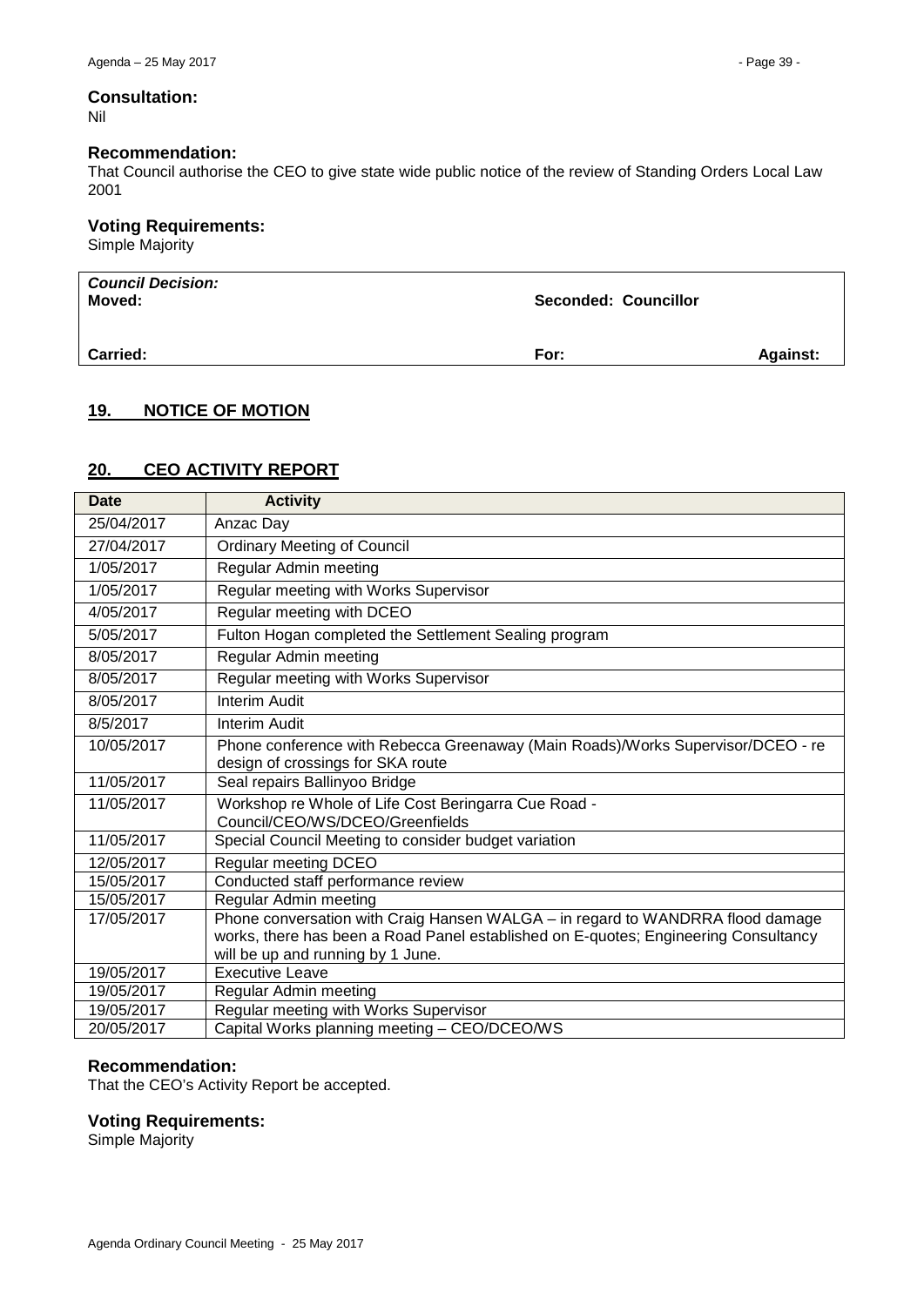### Consultation:

Nil

### Recommendation:

That Council authorise the CEO to give state wide public notice of the review of Standing Orders Local Law 2001

### Voting Requirements:

Simple Majority

| ***Council Decision:*** **Moved:** | **Seconded: Councillor** | |
|---|---|---|
| **Carried:** | **For:** | **Against:** |

## 19. NOTICE OF MOTION

## 20. CEO ACTIVITY REPORT

| Date | Activity |
|---|---|
| 25/04/2017 | Anzac Day |
| 27/04/2017 | Ordinary Meeting of Council |
| 1/05/2017 | Regular Admin meeting |
| 1/05/2017 | Regular meeting with Works Supervisor |
| 4/05/2017 | Regular meeting with DCEO |
| 5/05/2017 | Fulton Hogan completed the Settlement Sealing program |
| 8/05/2017 | Regular Admin meeting |
| 8/05/2017 | Regular meeting with Works Supervisor |
| 8/05/2017 | Interim Audit |
| 8/5/2017 | Interim Audit |
| 10/05/2017 | Phone conference with Rebecca Greenaway (Main Roads)/Works Supervisor/DCEO - re design of crossings for SKA route |
| 11/05/2017 | Seal repairs Ballinyoo Bridge |
| 11/05/2017 | Workshop re Whole of Life Cost Beringarra Cue Road - Council/CEO/WS/DCEO/Greenfields |
| 11/05/2017 | Special Council Meeting to consider budget variation |
| 12/05/2017 | Regular meeting DCEO |
| 15/05/2017 | Conducted staff performance review |
| 15/05/2017 | Regular Admin meeting |
| 17/05/2017 | Phone conversation with Craig Hansen WALGA – in regard to WANDRRA flood damage works, there has been a Road Panel established on E-quotes; Engineering Consultancy will be up and running by 1 June. |
| 19/05/2017 | Executive Leave |
| 19/05/2017 | Regular Admin meeting |
| 19/05/2017 | Regular meeting with Works Supervisor |
| 20/05/2017 | Capital Works planning meeting – CEO/DCEO/WS |

### Recommendation:

That the CEO's Activity Report be accepted.

### Voting Requirements:

Simple Majority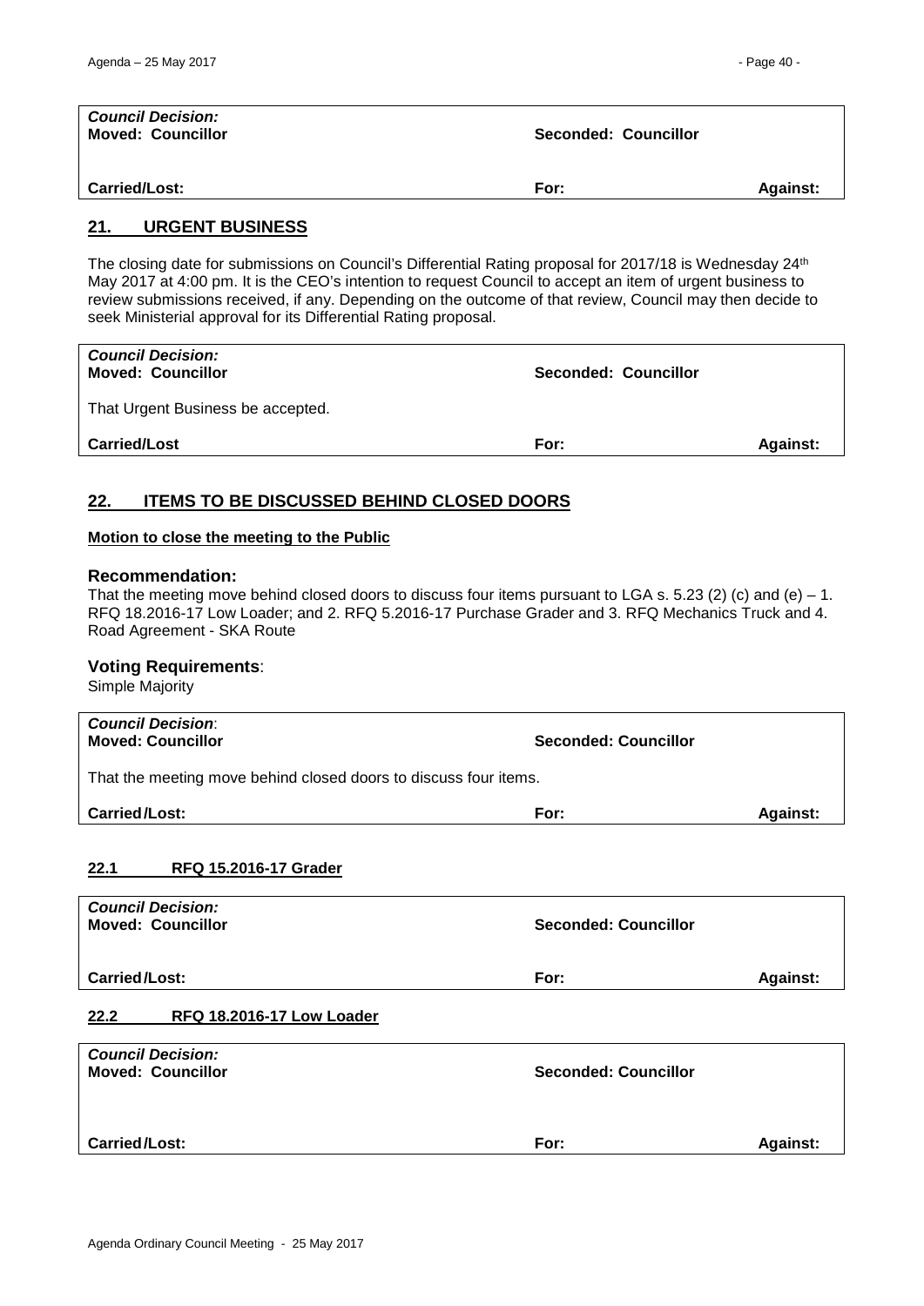| *Council Decision:* **Moved: Councillor** | **Seconded: Councillor** | |
|---|---|---|
| **Carried/Lost:** | **For:** | **Against:** |

## 21. URGENT BUSINESS

The closing date for submissions on Council's Differential Rating proposal for 2017/18 is Wednesday 24th May 2017 at 4:00 pm. It is the CEO's intention to request Council to accept an item of urgent business to review submissions received, if any. Depending on the outcome of that review, Council may then decide to seek Ministerial approval for its Differential Rating proposal.

| *Council Decision:* **Moved: Councillor** | **Seconded: Councillor** | |
|---|---|---|
| That Urgent Business be accepted. | | |
| **Carried/Lost** | **For:** | **Against:** |

## 22. ITEMS TO BE DISCUSSED BEHIND CLOSED DOORS

**Motion to close the meeting to the Public**

### Recommendation:

That the meeting move behind closed doors to discuss four items pursuant to LGA s. 5.23 (2) (c) and (e) – 1. RFQ 18.2016-17 Low Loader; and 2. RFQ 5.2016-17 Purchase Grader and 3. RFQ Mechanics Truck and 4. Road Agreement - SKA Route

### Voting Requirements:

Simple Majority

| *Council Decision*: **Moved: Councillor** | **Seconded: Councillor** | |
|---|---|---|
| That the meeting move behind closed doors to discuss four items. | | |
| **Carried/Lost:** | **For:** | **Against:** |

### 22.1 RFQ 15.2016-17 Grader

| *Council Decision:* **Moved: Councillor** | **Seconded: Councillor** | |
|---|---|---|
| **Carried/Lost:** | **For:** | **Against:** |

### 22.2 RFQ 18.2016-17 Low Loader

| *Council Decision:* **Moved: Councillor** | **Seconded: Councillor** | |
|---|---|---|
| **Carried/Lost:** | **For:** | **Against:** |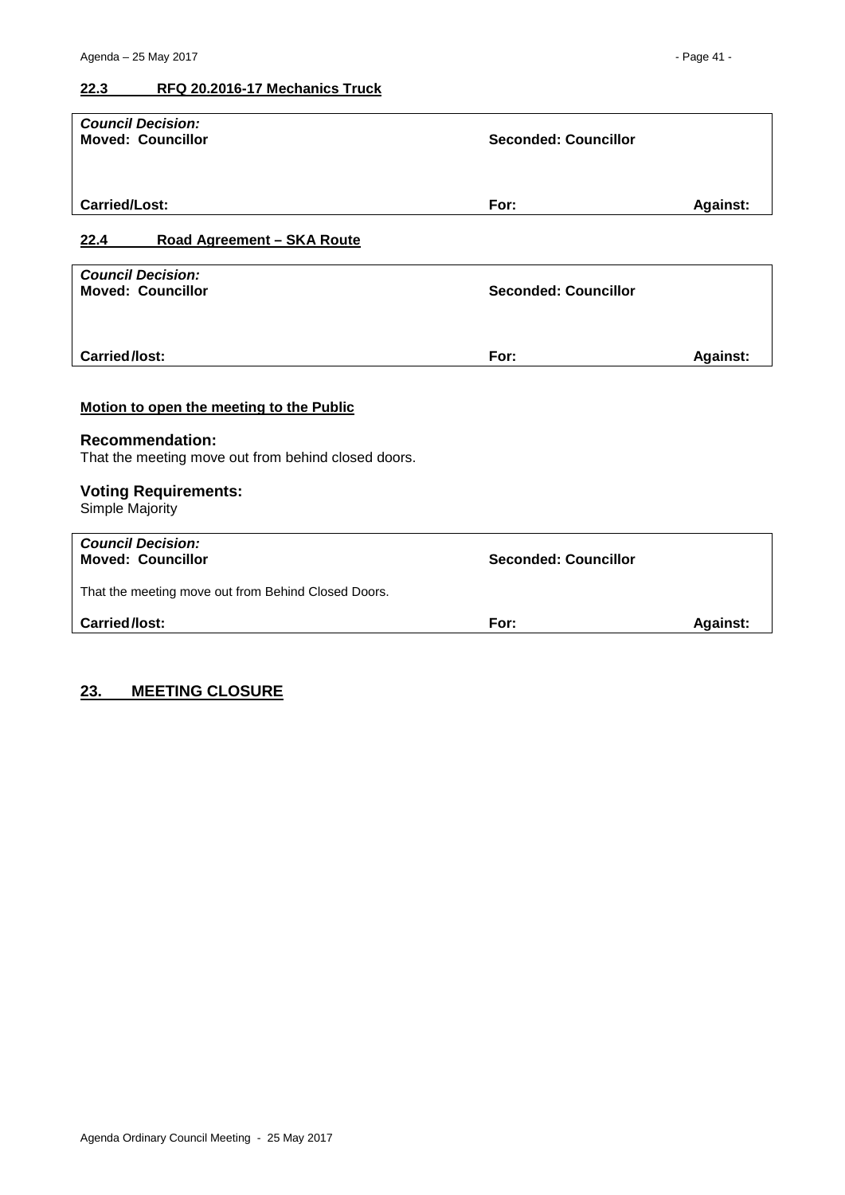### 22.3 RFQ 20.2016-17 Mechanics Truck

| | | |
|---|---|---|
| ***Council Decision:*** **Moved: Councillor** | **Seconded: Councillor** | |
| **Carried/Lost:** | **For:** | **Against:** |

### 22.4 Road Agreement – SKA Route

| | | |
|---|---|---|
| ***Council Decision:*** **Moved: Councillor** | **Seconded: Councillor** | |
| **Carried/lost:** | **For:** | **Against:** |

**Motion to open the meeting to the Public**

### Recommendation:

That the meeting move out from behind closed doors.

### Voting Requirements:

Simple Majority

| | | |
|---|---|---|
| ***Council Decision:*** **Moved: Councillor** | **Seconded: Councillor** | |
| That the meeting move out from Behind Closed Doors. | | |
| **Carried/lost:** | **For:** | **Against:** |

## 23. MEETING CLOSURE